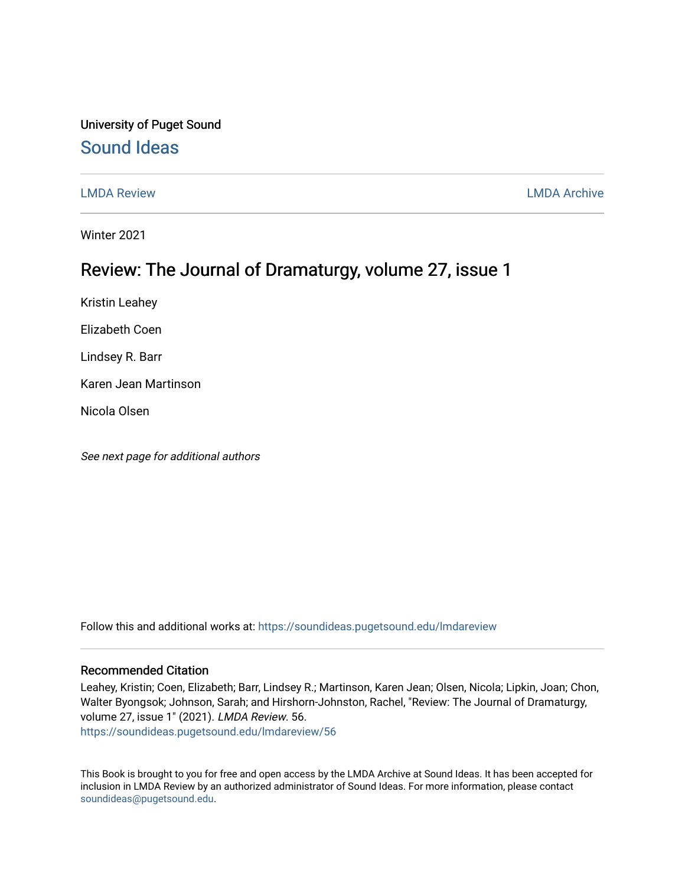University of Puget Sound

# Sound Ideas

LMDA Review

LMDA Archive

Winter 2021

## Review: The Journal of Dramaturgy, volume 27, issue 1

Kristin Leahey

Elizabeth Coen

Lindsey R. Barr

Karen Jean Martinson

Nicola Olsen

*See next page for additional authors*

Follow this and additional works at: https://soundideas.pugetsound.edu/lmdareview

### Recommended Citation

Leahey, Kristin; Coen, Elizabeth; Barr, Lindsey R.; Martinson, Karen Jean; Olsen, Nicola; Lipkin, Joan; Chon, Walter Byongsok; Johnson, Sarah; and Hirshorn-Johnston, Rachel, "Review: The Journal of Dramaturgy, volume 27, issue 1" (2021). *LMDA Review*. 56.
https://soundideas.pugetsound.edu/lmdareview/56

This Book is brought to you for free and open access by the LMDA Archive at Sound Ideas. It has been accepted for inclusion in LMDA Review by an authorized administrator of Sound Ideas. For more information, please contact soundideas@pugetsound.edu.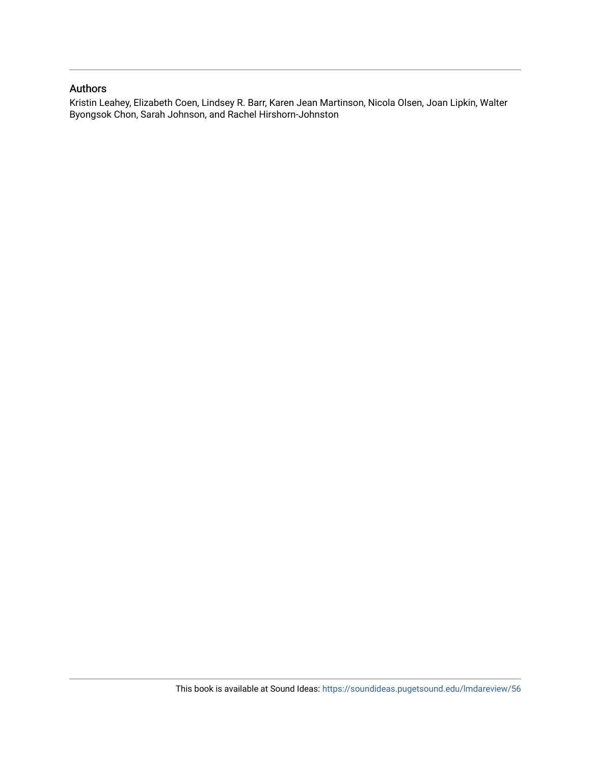## Authors

Kristin Leahey, Elizabeth Coen, Lindsey R. Barr, Karen Jean Martinson, Nicola Olsen, Joan Lipkin, Walter Byongsok Chon, Sarah Johnson, and Rachel Hirshorn-Johnston

This book is available at Sound Ideas: https://soundideas.pugetsound.edu/lmdareview/56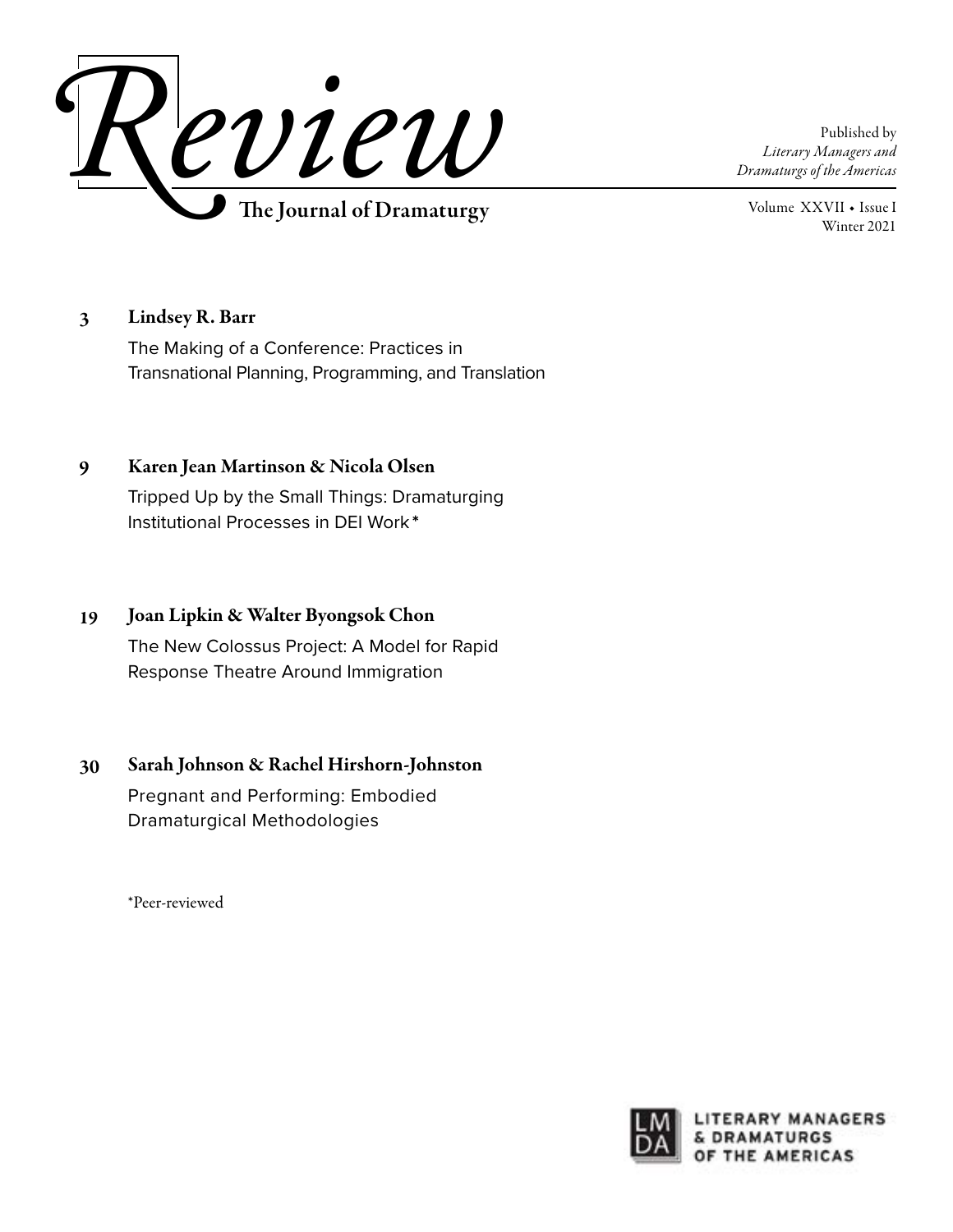# Review

The Journal of Dramaturgy

Published by
*Literary Managers and Dramaturgs of the Americas*

Volume XXVII • Issue I
Winter 2021

**3** **Lindsey R. Barr**
The Making of a Conference: Practices in Transnational Planning, Programming, and Translation

**9** **Karen Jean Martinson & Nicola Olsen**
Tripped Up by the Small Things: Dramaturging Institutional Processes in DEI Work*

**19** **Joan Lipkin & Walter Byongsok Chon**
The New Colossus Project: A Model for Rapid Response Theatre Around Immigration

**30** **Sarah Johnson & Rachel Hirshorn-Johnston**
Pregnant and Performing: Embodied Dramaturgical Methodologies

*Peer-reviewed

LITERARY MANAGERS & DRAMATURGS OF THE AMERICAS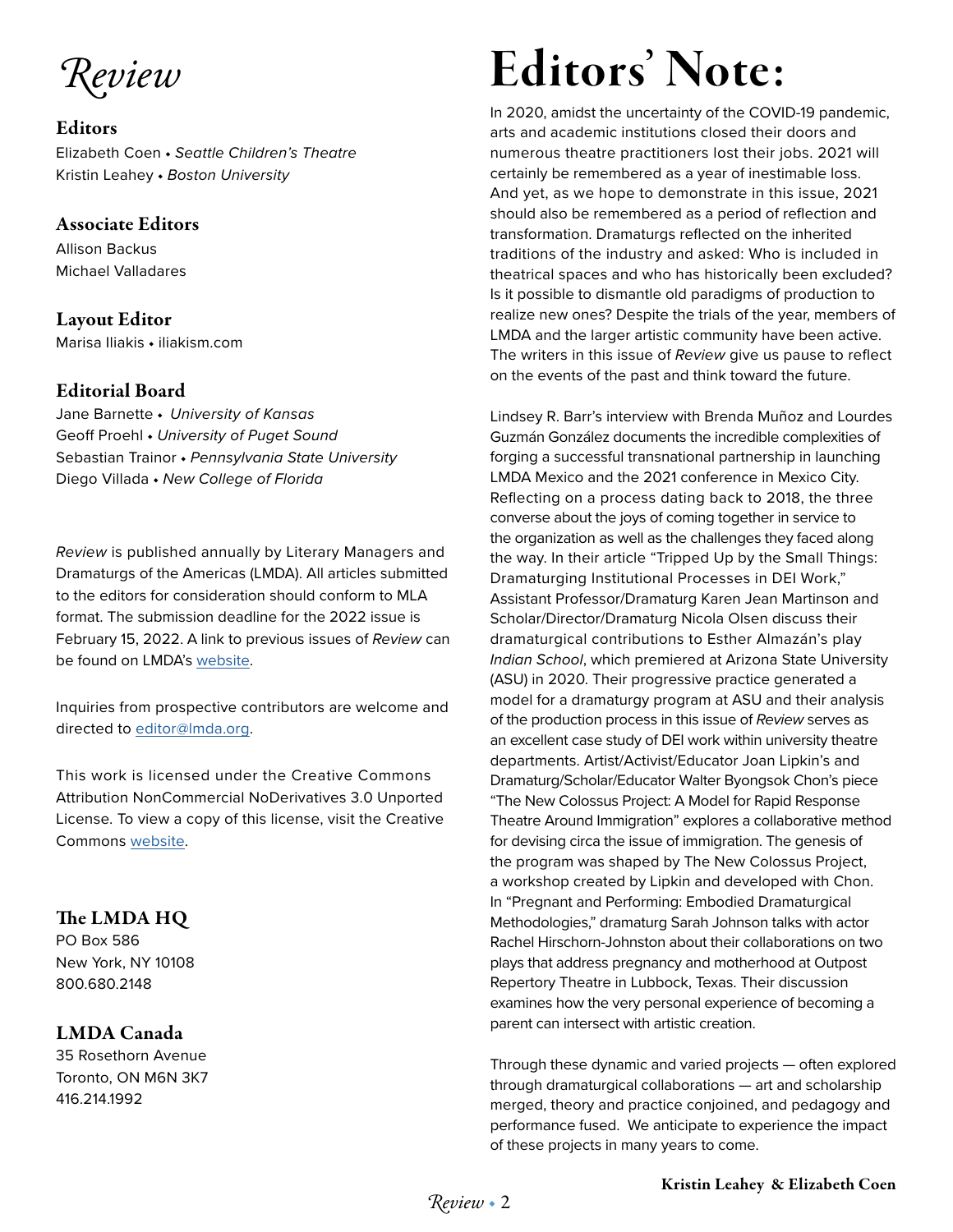# *Review*

## Editors

Elizabeth Coen • *Seattle Children's Theatre*
Kristin Leahey • *Boston University*

## Associate Editors

Allison Backus
Michael Valladares

## Layout Editor

Marisa Iliakis • iliakism.com

## Editorial Board

Jane Barnette • *University of Kansas*
Geoff Proehl • *University of Puget Sound*
Sebastian Trainor • *Pennsylvania State University*
Diego Villada • *New College of Florida*

*Review* is published annually by Literary Managers and Dramaturgs of the Americas (LMDA). All articles submitted to the editors for consideration should conform to MLA format. The submission deadline for the 2022 issue is February 15, 2022. A link to previous issues of *Review* can be found on LMDA's website.

Inquiries from prospective contributors are welcome and directed to editor@lmda.org.

This work is licensed under the Creative Commons Attribution NonCommercial NoDerivatives 3.0 Unported License. To view a copy of this license, visit the Creative Commons website.

## The LMDA HQ

PO Box 586
New York, NY 10108
800.680.2148

## LMDA Canada

35 Rosethorn Avenue
Toronto, ON M6N 3K7
416.214.1992

# Editors' Note:

In 2020, amidst the uncertainty of the COVID-19 pandemic, arts and academic institutions closed their doors and numerous theatre practitioners lost their jobs. 2021 will certainly be remembered as a year of inestimable loss. And yet, as we hope to demonstrate in this issue, 2021 should also be remembered as a period of reflection and transformation. Dramaturgs reflected on the inherited traditions of the industry and asked: Who is included in theatrical spaces and who has historically been excluded? Is it possible to dismantle old paradigms of production to realize new ones? Despite the trials of the year, members of LMDA and the larger artistic community have been active. The writers in this issue of *Review* give us pause to reflect on the events of the past and think toward the future.

Lindsey R. Barr's interview with Brenda Muñoz and Lourdes Guzmán González documents the incredible complexities of forging a successful transnational partnership in launching LMDA Mexico and the 2021 conference in Mexico City. Reflecting on a process dating back to 2018, the three converse about the joys of coming together in service to the organization as well as the challenges they faced along the way. In their article "Tripped Up by the Small Things: Dramaturging Institutional Processes in DEI Work," Assistant Professor/Dramaturg Karen Jean Martinson and Scholar/Director/Dramaturg Nicola Olsen discuss their dramaturgical contributions to Esther Almazán's play *Indian School*, which premiered at Arizona State University (ASU) in 2020. Their progressive practice generated a model for a dramaturgy program at ASU and their analysis of the production process in this issue of *Review* serves as an excellent case study of DEI work within university theatre departments. Artist/Activist/Educator Joan Lipkin's and Dramaturg/Scholar/Educator Walter Byongsok Chon's piece "The New Colossus Project: A Model for Rapid Response Theatre Around Immigration" explores a collaborative method for devising circa the issue of immigration. The genesis of the program was shaped by The New Colossus Project, a workshop created by Lipkin and developed with Chon. In "Pregnant and Performing: Embodied Dramaturgical Methodologies," dramaturg Sarah Johnson talks with actor Rachel Hirschorn-Johnston about their collaborations on two plays that address pregnancy and motherhood at Outpost Repertory Theatre in Lubbock, Texas. Their discussion examines how the very personal experience of becoming a parent can intersect with artistic creation.

Through these dynamic and varied projects — often explored through dramaturgical collaborations — art and scholarship merged, theory and practice conjoined, and pedagogy and performance fused. We anticipate to experience the impact of these projects in many years to come.

**Kristin Leahey & Elizabeth Coen**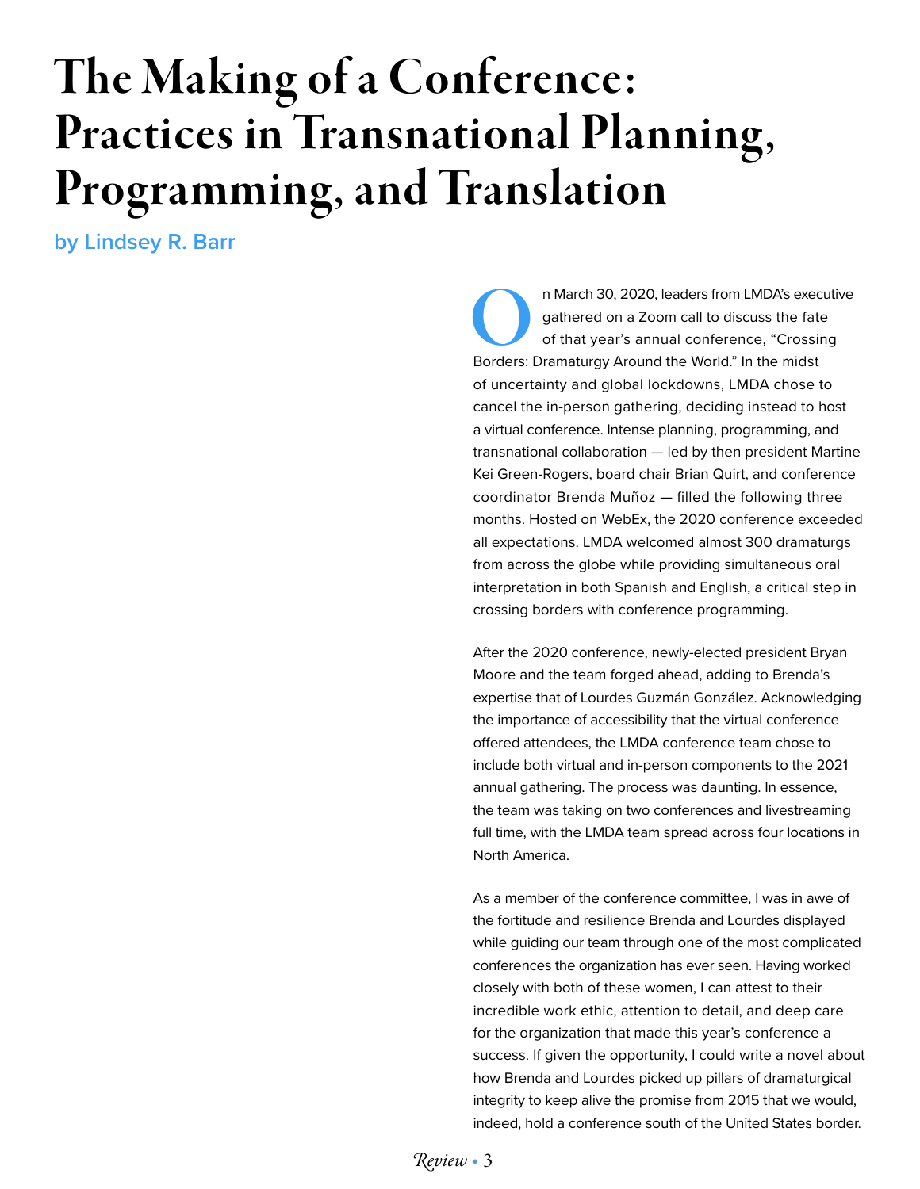# The Making of a Conference: Practices in Transnational Planning, Programming, and Translation

**by Lindsey R. Barr**

On March 30, 2020, leaders from LMDA's executive gathered on a Zoom call to discuss the fate of that year's annual conference, "Crossing Borders: Dramaturgy Around the World." In the midst of uncertainty and global lockdowns, LMDA chose to cancel the in-person gathering, deciding instead to host a virtual conference. Intense planning, programming, and transnational collaboration — led by then president Martine Kei Green-Rogers, board chair Brian Quirt, and conference coordinator Brenda Muñoz — filled the following three months. Hosted on WebEx, the 2020 conference exceeded all expectations. LMDA welcomed almost 300 dramaturgs from across the globe while providing simultaneous oral interpretation in both Spanish and English, a critical step in crossing borders with conference programming.

After the 2020 conference, newly-elected president Bryan Moore and the team forged ahead, adding to Brenda's expertise that of Lourdes Guzmán González. Acknowledging the importance of accessibility that the virtual conference offered attendees, the LMDA conference team chose to include both virtual and in-person components to the 2021 annual gathering. The process was daunting. In essence, the team was taking on two conferences and livestreaming full time, with the LMDA team spread across four locations in North America.

As a member of the conference committee, I was in awe of the fortitude and resilience Brenda and Lourdes displayed while guiding our team through one of the most complicated conferences the organization has ever seen. Having worked closely with both of these women, I can attest to their incredible work ethic, attention to detail, and deep care for the organization that made this year's conference a success. If given the opportunity, I could write a novel about how Brenda and Lourdes picked up pillars of dramaturgical integrity to keep alive the promise from 2015 that we would, indeed, hold a conference south of the United States border.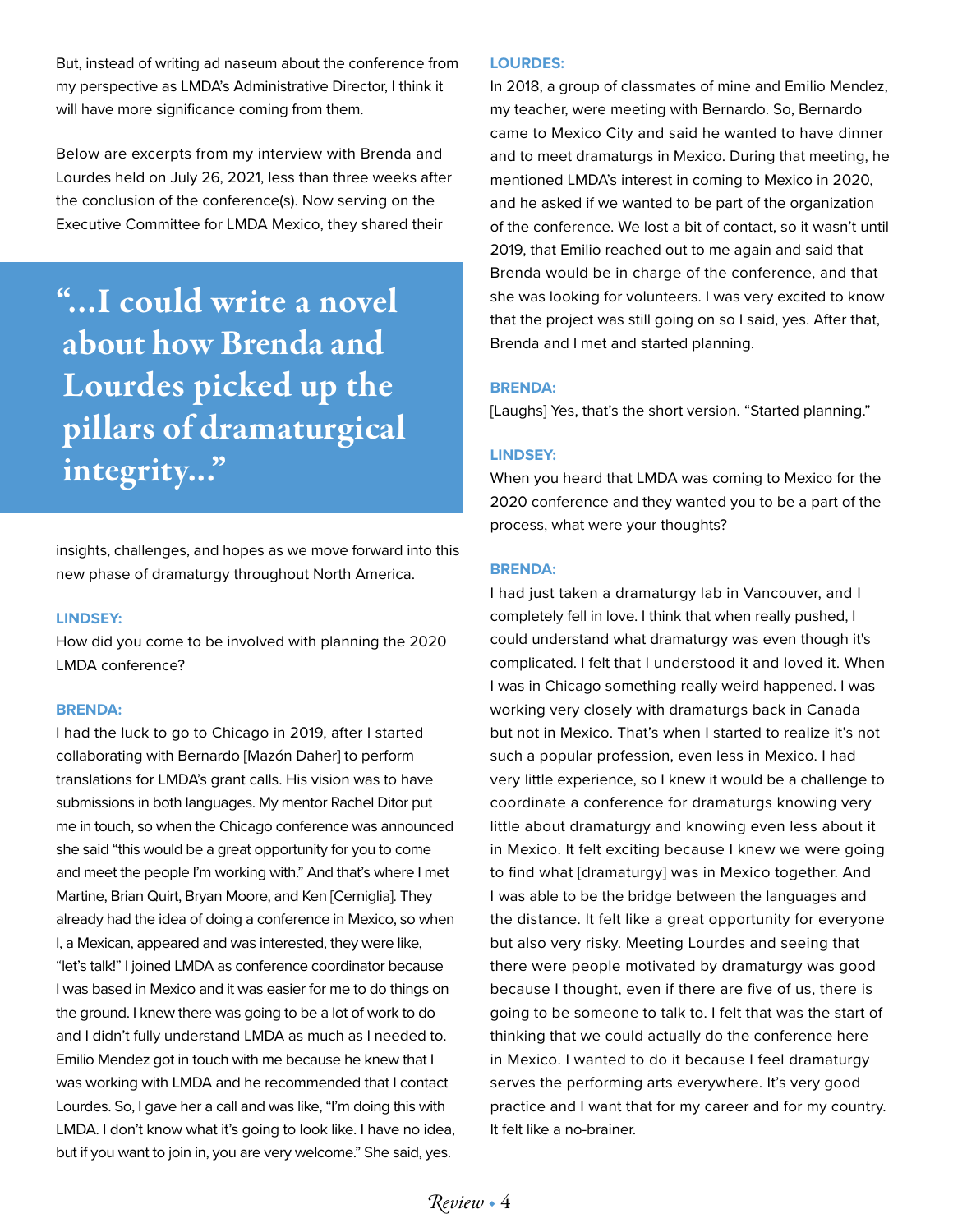But, instead of writing ad naseum about the conference from my perspective as LMDA's Administrative Director, I think it will have more significance coming from them.

Below are excerpts from my interview with Brenda and Lourdes held on July 26, 2021, less than three weeks after the conclusion of the conference(s). Now serving on the Executive Committee for LMDA Mexico, they shared their insights, challenges, and hopes as we move forward into this new phase of dramaturgy throughout North America.

> **"...I could write a novel about how Brenda and Lourdes picked up the pillars of dramaturgical integrity..."**

**LINDSEY:**
How did you come to be involved with planning the 2020 LMDA conference?

**BRENDA:**
I had the luck to go to Chicago in 2019, after I started collaborating with Bernardo [Mazón Daher] to perform translations for LMDA's grant calls. His vision was to have submissions in both languages. My mentor Rachel Ditor put me in touch, so when the Chicago conference was announced she said "this would be a great opportunity for you to come and meet the people I'm working with." And that's where I met Martine, Brian Quirt, Bryan Moore, and Ken [Cerniglia]. They already had the idea of doing a conference in Mexico, so when I, a Mexican, appeared and was interested, they were like, "let's talk!" I joined LMDA as conference coordinator because I was based in Mexico and it was easier for me to do things on the ground. I knew there was going to be a lot of work to do and I didn't fully understand LMDA as much as I needed to. Emilio Mendez got in touch with me because he knew that I was working with LMDA and he recommended that I contact Lourdes. So, I gave her a call and was like, "I'm doing this with LMDA. I don't know what it's going to look like. I have no idea, but if you want to join in, you are very welcome." She said, yes.

**LOURDES:**
In 2018, a group of classmates of mine and Emilio Mendez, my teacher, were meeting with Bernardo. So, Bernardo came to Mexico City and said he wanted to have dinner and to meet dramaturgs in Mexico. During that meeting, he mentioned LMDA's interest in coming to Mexico in 2020, and he asked if we wanted to be part of the organization of the conference. We lost a bit of contact, so it wasn't until 2019, that Emilio reached out to me again and said that Brenda would be in charge of the conference, and that she was looking for volunteers. I was very excited to know that the project was still going on so I said, yes. After that, Brenda and I met and started planning.

**BRENDA:**
[Laughs] Yes, that's the short version. "Started planning."

**LINDSEY:**
When you heard that LMDA was coming to Mexico for the 2020 conference and they wanted you to be a part of the process, what were your thoughts?

**BRENDA:**
I had just taken a dramaturgy lab in Vancouver, and I completely fell in love. I think that when really pushed, I could understand what dramaturgy was even though it's complicated. I felt that I understood it and loved it. When I was in Chicago something really weird happened. I was working very closely with dramaturgs back in Canada but not in Mexico. That's when I started to realize it's not such a popular profession, even less in Mexico. I had very little experience, so I knew it would be a challenge to coordinate a conference for dramaturgs knowing very little about dramaturgy and knowing even less about it in Mexico. It felt exciting because I knew we were going to find what [dramaturgy] was in Mexico together. And I was able to be the bridge between the languages and the distance. It felt like a great opportunity for everyone but also very risky. Meeting Lourdes and seeing that there were people motivated by dramaturgy was good because I thought, even if there are five of us, there is going to be someone to talk to. I felt that was the start of thinking that we could actually do the conference here in Mexico. I wanted to do it because I feel dramaturgy serves the performing arts everywhere. It's very good practice and I want that for my career and for my country. It felt like a no-brainer.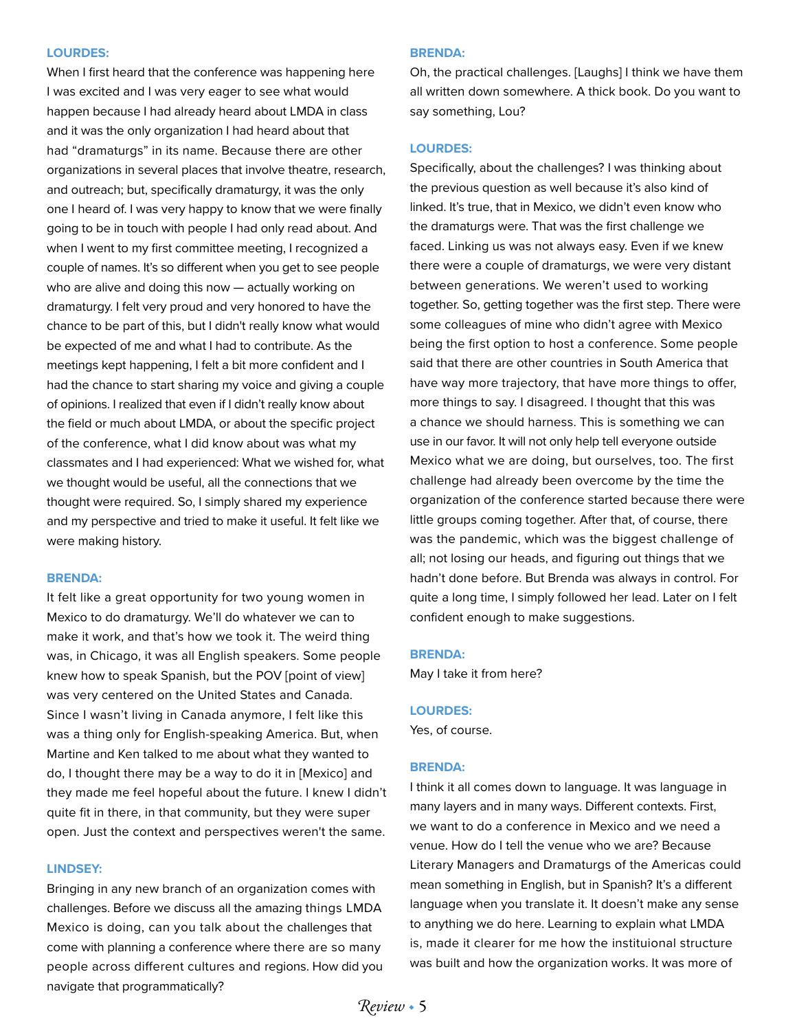**LOURDES:**
When I first heard that the conference was happening here I was excited and I was very eager to see what would happen because I had already heard about LMDA in class and it was the only organization I had heard about that had "dramaturgs" in its name. Because there are other organizations in several places that involve theatre, research, and outreach; but, specifically dramaturgy, it was the only one I heard of. I was very happy to know that we were finally going to be in touch with people I had only read about. And when I went to my first committee meeting, I recognized a couple of names. It's so different when you get to see people who are alive and doing this now — actually working on dramaturgy. I felt very proud and very honored to have the chance to be part of this, but I didn't really know what would be expected of me and what I had to contribute. As the meetings kept happening, I felt a bit more confident and I had the chance to start sharing my voice and giving a couple of opinions. I realized that even if I didn't really know about the field or much about LMDA, or about the specific project of the conference, what I did know about was what my classmates and I had experienced: What we wished for, what we thought would be useful, all the connections that we thought were required. So, I simply shared my experience and my perspective and tried to make it useful. It felt like we were making history.

**BRENDA:**
It felt like a great opportunity for two young women in Mexico to do dramaturgy. We'll do whatever we can to make it work, and that's how we took it. The weird thing was, in Chicago, it was all English speakers. Some people knew how to speak Spanish, but the POV [point of view] was very centered on the United States and Canada. Since I wasn't living in Canada anymore, I felt like this was a thing only for English-speaking America. But, when Martine and Ken talked to me about what they wanted to do, I thought there may be a way to do it in [Mexico] and they made me feel hopeful about the future. I knew I didn't quite fit in there, in that community, but they were super open. Just the context and perspectives weren't the same.

**LINDSEY:**
Bringing in any new branch of an organization comes with challenges. Before we discuss all the amazing things LMDA Mexico is doing, can you talk about the challenges that come with planning a conference where there are so many people across different cultures and regions. How did you navigate that programmatically?

**BRENDA:**
Oh, the practical challenges. [Laughs] I think we have them all written down somewhere. A thick book. Do you want to say something, Lou?

**LOURDES:**
Specifically, about the challenges? I was thinking about the previous question as well because it's also kind of linked. It's true, that in Mexico, we didn't even know who the dramaturgs were. That was the first challenge we faced. Linking us was not always easy. Even if we knew there were a couple of dramaturgs, we were very distant between generations. We weren't used to working together. So, getting together was the first step. There were some colleagues of mine who didn't agree with Mexico being the first option to host a conference. Some people said that there are other countries in South America that have way more trajectory, that have more things to offer, more things to say. I disagreed. I thought that this was a chance we should harness. This is something we can use in our favor. It will not only help tell everyone outside Mexico what we are doing, but ourselves, too. The first challenge had already been overcome by the time the organization of the conference started because there were little groups coming together. After that, of course, there was the pandemic, which was the biggest challenge of all; not losing our heads, and figuring out things that we hadn't done before. But Brenda was always in control. For quite a long time, I simply followed her lead. Later on I felt confident enough to make suggestions.

**BRENDA:**
May I take it from here?

**LOURDES:**
Yes, of course.

**BRENDA:**
I think it all comes down to language. It was language in many layers and in many ways. Different contexts. First, we want to do a conference in Mexico and we need a venue. How do I tell the venue who we are? Because Literary Managers and Dramaturgs of the Americas could mean something in English, but in Spanish? It's a different language when you translate it. It doesn't make any sense to anything we do here. Learning to explain what LMDA is, made it clearer for me how the instituional structure was built and how the organization works. It was more of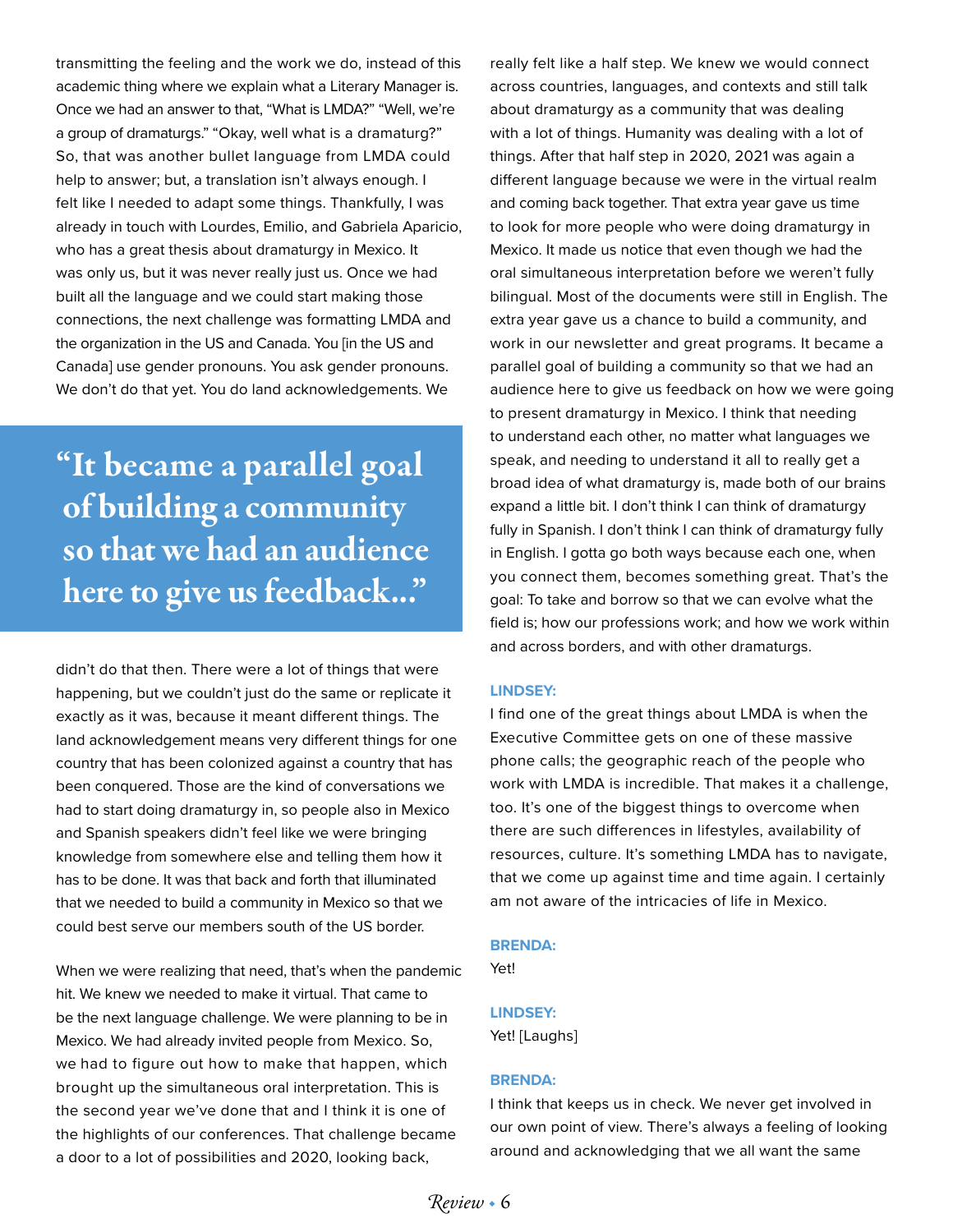transmitting the feeling and the work we do, instead of this academic thing where we explain what a Literary Manager is. Once we had an answer to that, "What is LMDA?" "Well, we're a group of dramaturgs." "Okay, well what is a dramaturg?" So, that was another bullet language from LMDA could help to answer; but, a translation isn't always enough. I felt like I needed to adapt some things. Thankfully, I was already in touch with Lourdes, Emilio, and Gabriela Aparicio, who has a great thesis about dramaturgy in Mexico. It was only us, but it was never really just us. Once we had built all the language and we could start making those connections, the next challenge was formatting LMDA and the organization in the US and Canada. You [in the US and Canada] use gender pronouns. You ask gender pronouns. We don't do that yet. You do land acknowledgements. We didn't do that then. There were a lot of things that were happening, but we couldn't just do the same or replicate it exactly as it was, because it meant different things. The land acknowledgement means very different things for one country that has been colonized against a country that has been conquered. Those are the kind of conversations we had to start doing dramaturgy in, so people also in Mexico and Spanish speakers didn't feel like we were bringing knowledge from somewhere else and telling them how it has to be done. It was that back and forth that illuminated that we needed to build a community in Mexico so that we could best serve our members south of the US border.

> **"It became a parallel goal of building a community so that we had an audience here to give us feedback..."**

When we were realizing that need, that's when the pandemic hit. We knew we needed to make it virtual. That came to be the next language challenge. We were planning to be in Mexico. We had already invited people from Mexico. So, we had to figure out how to make that happen, which brought up the simultaneous oral interpretation. This is the second year we've done that and I think it is one of the highlights of our conferences. That challenge became a door to a lot of possibilities and 2020, looking back, really felt like a half step. We knew we would connect across countries, languages, and contexts and still talk about dramaturgy as a community that was dealing with a lot of things. Humanity was dealing with a lot of things. After that half step in 2020, 2021 was again a different language because we were in the virtual realm and coming back together. That extra year gave us time to look for more people who were doing dramaturgy in Mexico. It made us notice that even though we had the oral simultaneous interpretation before we weren't fully bilingual. Most of the documents were still in English. The extra year gave us a chance to build a community, and work in our newsletter and great programs. It became a parallel goal of building a community so that we had an audience here to give us feedback on how we were going to present dramaturgy in Mexico. I think that needing to understand each other, no matter what languages we speak, and needing to understand it all to really get a broad idea of what dramaturgy is, made both of our brains expand a little bit. I don't think I can think of dramaturgy fully in Spanish. I don't think I can think of dramaturgy fully in English. I gotta go both ways because each one, when you connect them, becomes something great. That's the goal: To take and borrow so that we can evolve what the field is; how our professions work; and how we work within and across borders, and with other dramaturgs.

**LINDSEY:**
I find one of the great things about LMDA is when the Executive Committee gets on one of these massive phone calls; the geographic reach of the people who work with LMDA is incredible. That makes it a challenge, too. It's one of the biggest things to overcome when there are such differences in lifestyles, availability of resources, culture. It's something LMDA has to navigate, that we come up against time and time again. I certainly am not aware of the intricacies of life in Mexico.

**BRENDA:**
Yet!

**LINDSEY:**
Yet! [Laughs]

**BRENDA:**
I think that keeps us in check. We never get involved in our own point of view. There's always a feeling of looking around and acknowledging that we all want the same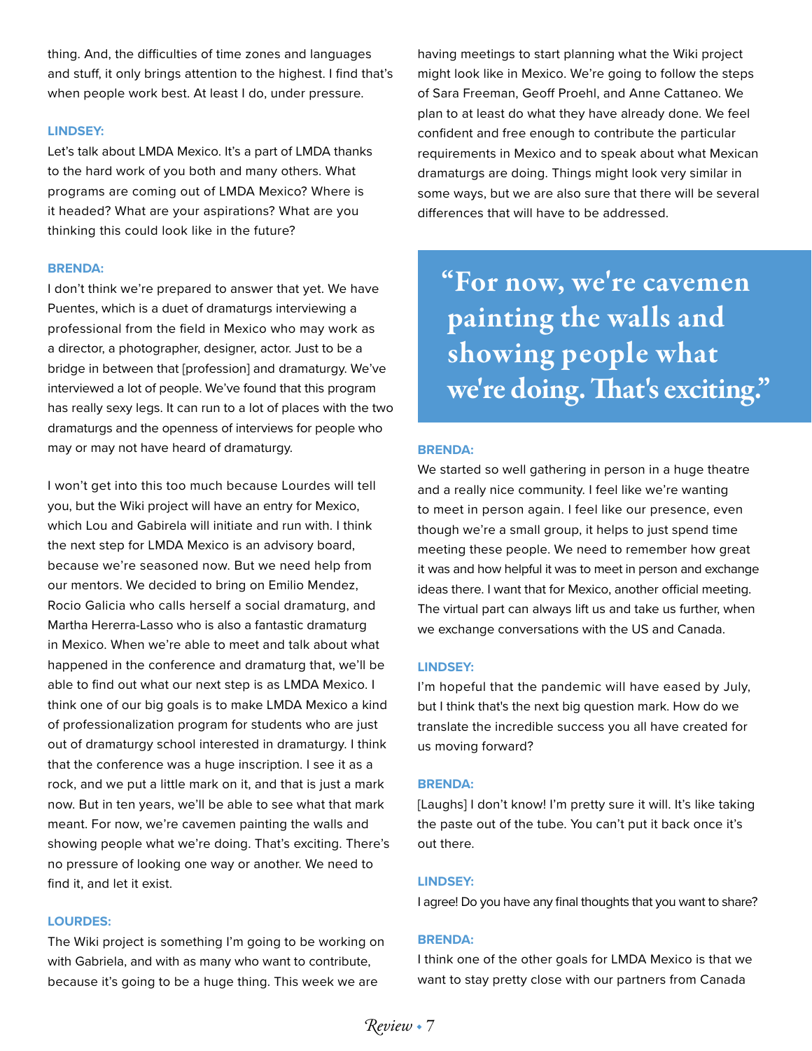thing. And, the difficulties of time zones and languages and stuff, it only brings attention to the highest. I find that's when people work best. At least I do, under pressure.

**LINDSEY:**
Let's talk about LMDA Mexico. It's a part of LMDA thanks to the hard work of you both and many others. What programs are coming out of LMDA Mexico? Where is it headed? What are your aspirations? What are you thinking this could look like in the future?

**BRENDA:**
I don't think we're prepared to answer that yet. We have Puentes, which is a duet of dramaturgs interviewing a professional from the field in Mexico who may work as a director, a photographer, designer, actor. Just to be a bridge in between that [profession] and dramaturgy. We've interviewed a lot of people. We've found that this program has really sexy legs. It can run to a lot of places with the two dramaturgs and the openness of interviews for people who may or may not have heard of dramaturgy.

I won't get into this too much because Lourdes will tell you, but the Wiki project will have an entry for Mexico, which Lou and Gabirela will initiate and run with. I think the next step for LMDA Mexico is an advisory board, because we're seasoned now. But we need help from our mentors. We decided to bring on Emilio Mendez, Rocio Galicia who calls herself a social dramaturg, and Martha Hererra-Lasso who is also a fantastic dramaturg in Mexico. When we're able to meet and talk about what happened in the conference and dramaturg that, we'll be able to find out what our next step is as LMDA Mexico. I think one of our big goals is to make LMDA Mexico a kind of professionalization program for students who are just out of dramaturgy school interested in dramaturgy. I think that the conference was a huge inscription. I see it as a rock, and we put a little mark on it, and that is just a mark now. But in ten years, we'll be able to see what that mark meant. For now, we're cavemen painting the walls and showing people what we're doing. That's exciting. There's no pressure of looking one way or another. We need to find it, and let it exist.

**LOURDES:**
The Wiki project is something I'm going to be working on with Gabriela, and with as many who want to contribute, because it's going to be a huge thing. This week we are having meetings to start planning what the Wiki project might look like in Mexico. We're going to follow the steps of Sara Freeman, Geoff Proehl, and Anne Cattaneo. We plan to at least do what they have already done. We feel confident and free enough to contribute the particular requirements in Mexico and to speak about what Mexican dramaturgs are doing. Things might look very similar in some ways, but we are also sure that there will be several differences that will have to be addressed.

> "For now, we're cavemen painting the walls and showing people what we're doing. That's exciting."

**BRENDA:**
We started so well gathering in person in a huge theatre and a really nice community. I feel like we're wanting to meet in person again. I feel like our presence, even though we're a small group, it helps to just spend time meeting these people. We need to remember how great it was and how helpful it was to meet in person and exchange ideas there. I want that for Mexico, another official meeting. The virtual part can always lift us and take us further, when we exchange conversations with the US and Canada.

**LINDSEY:**
I'm hopeful that the pandemic will have eased by July, but I think that's the next big question mark. How do we translate the incredible success you all have created for us moving forward?

**BRENDA:**
[Laughs] I don't know! I'm pretty sure it will. It's like taking the paste out of the tube. You can't put it back once it's out there.

**LINDSEY:**
I agree! Do you have any final thoughts that you want to share?

**BRENDA:**
I think one of the other goals for LMDA Mexico is that we want to stay pretty close with our partners from Canada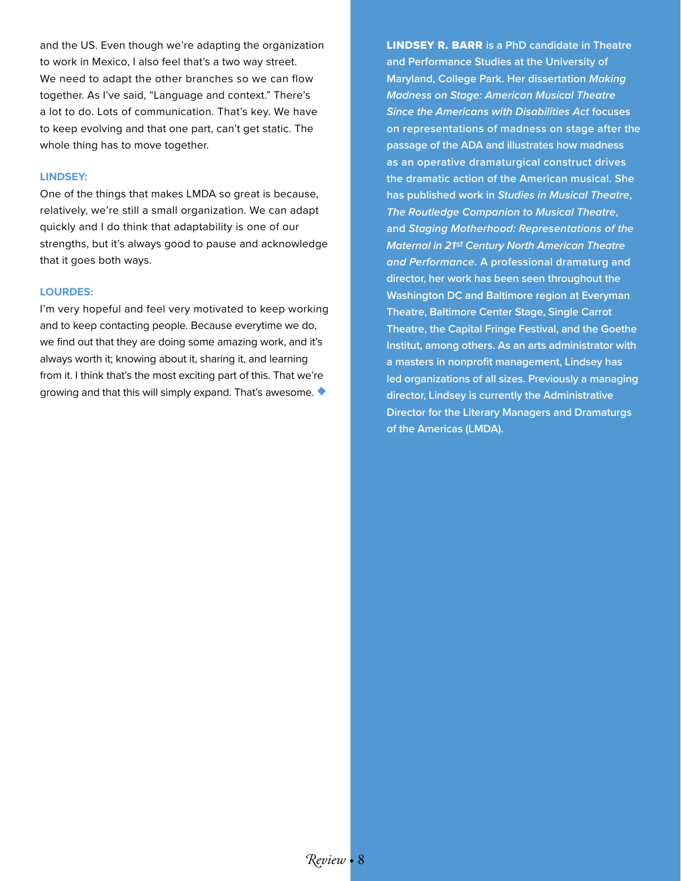and the US. Even though we're adapting the organization to work in Mexico, I also feel that's a two way street. We need to adapt the other branches so we can flow together. As I've said, "Language and context." There's a lot to do. Lots of communication. That's key. We have to keep evolving and that one part, can't get static. The whole thing has to move together.

**LINDSEY:**
One of the things that makes LMDA so great is because, relatively, we're still a small organization. We can adapt quickly and I do think that adaptability is one of our strengths, but it's always good to pause and acknowledge that it goes both ways.

**LOURDES:**
I'm very hopeful and feel very motivated to keep working and to keep contacting people. Because everytime we do, we find out that they are doing some amazing work, and it's always worth it; knowing about it, sharing it, and learning from it. I think that's the most exciting part of this. That we're growing and that this will simply expand. That's awesome. ◆

**LINDSEY R. BARR** is a PhD candidate in Theatre and Performance Studies at the University of Maryland, College Park. Her dissertation *Making Madness on Stage: American Musical Theatre Since the Americans with Disabilities Act* focuses on representations of madness on stage after the passage of the ADA and illustrates how madness as an operative dramaturgical construct drives the dramatic action of the American musical. She has published work in *Studies in Musical Theatre*, *The Routledge Companion to Musical Theatre*, and *Staging Motherhood: Representations of the Maternal in 21st Century North American Theatre and Performance*. A professional dramaturg and director, her work has been seen throughout the Washington DC and Baltimore region at Everyman Theatre, Baltimore Center Stage, Single Carrot Theatre, the Capital Fringe Festival, and the Goethe Institut, among others. As an arts administrator with a masters in nonprofit management, Lindsey has led organizations of all sizes. Previously a managing director, Lindsey is currently the Administrative Director for the Literary Managers and Dramaturgs of the Americas (LMDA).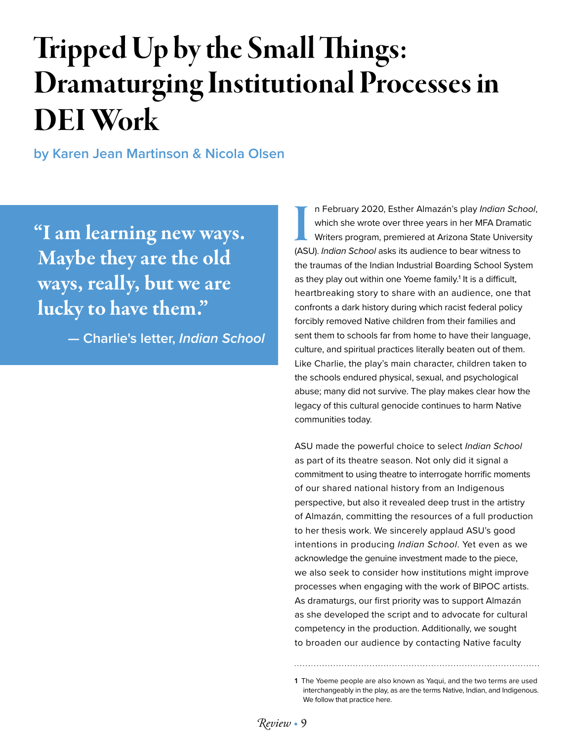# Tripped Up by the Small Things: Dramaturging Institutional Processes in DEI Work

**by Karen Jean Martinson & Nicola Olsen**

> "I am learning new ways. Maybe they are the old ways, really, but we are lucky to have them."
>
> — Charlie's letter, *Indian School*

In February 2020, Esther Almazán's play *Indian School*, which she wrote over three years in her MFA Dramatic Writers program, premiered at Arizona State University (ASU). *Indian School* asks its audience to bear witness to the traumas of the Indian Industrial Boarding School System as they play out within one Yoeme family.[1] It is a difficult, heartbreaking story to share with an audience, one that confronts a dark history during which racist federal policy forcibly removed Native children from their families and sent them to schools far from home to have their language, culture, and spiritual practices literally beaten out of them. Like Charlie, the play's main character, children taken to the schools endured physical, sexual, and psychological abuse; many did not survive. The play makes clear how the legacy of this cultural genocide continues to harm Native communities today.

ASU made the powerful choice to select *Indian School* as part of its theatre season. Not only did it signal a commitment to using theatre to interrogate horrific moments of our shared national history from an Indigenous perspective, but also it revealed deep trust in the artistry of Almazán, committing the resources of a full production to her thesis work. We sincerely applaud ASU's good intentions in producing *Indian School*. Yet even as we acknowledge the genuine investment made to the piece, we also seek to consider how institutions might improve processes when engaging with the work of BIPOC artists. As dramaturgs, our first priority was to support Almazán as she developed the script and to advocate for cultural competency in the production. Additionally, we sought to broaden our audience by contacting Native faculty

---

[1] The Yoeme people are also known as Yaqui, and the two terms are used interchangeably in the play, as are the terms Native, Indian, and Indigenous. We follow that practice here.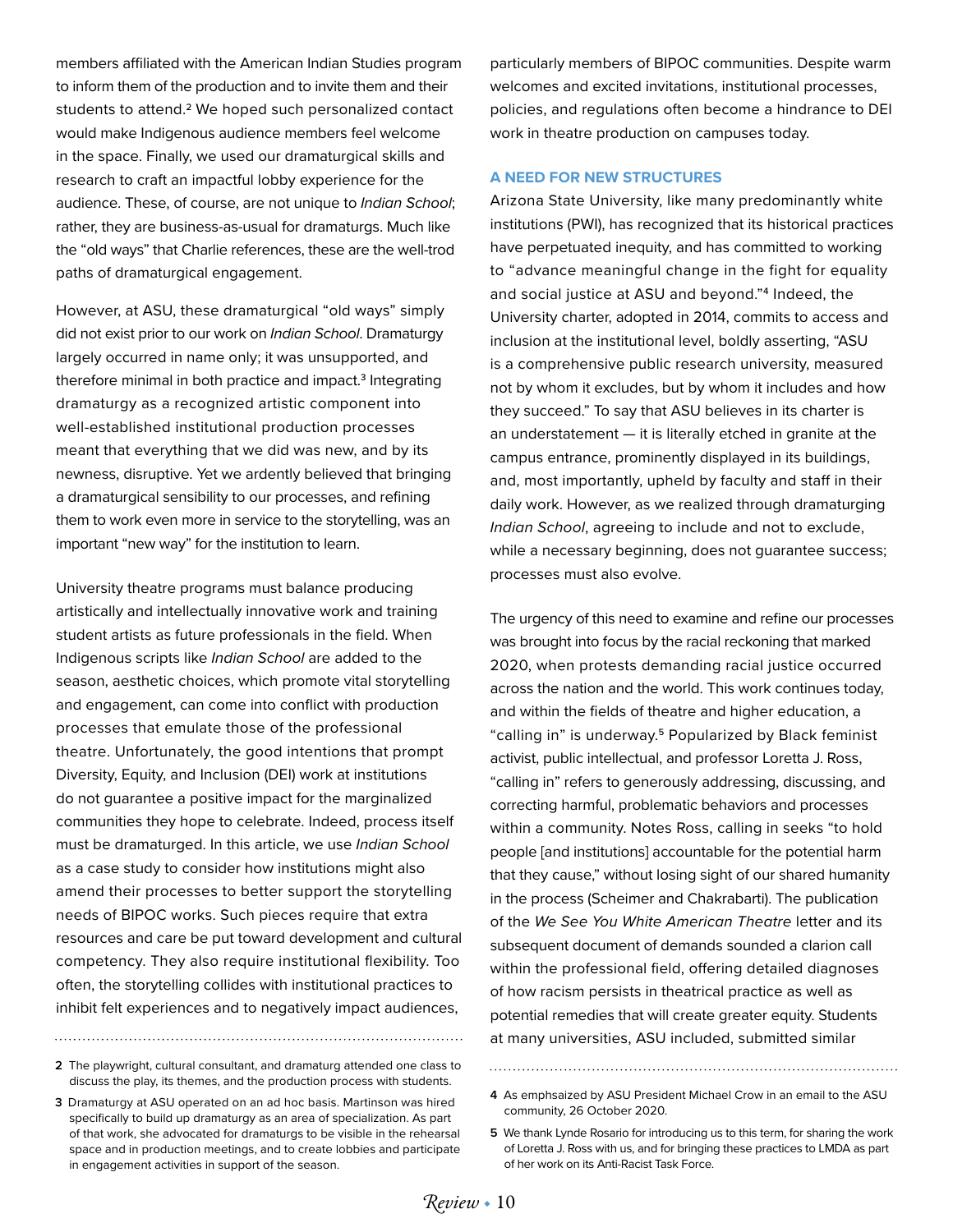members affiliated with the American Indian Studies program to inform them of the production and to invite them and their students to attend.[2] We hoped such personalized contact would make Indigenous audience members feel welcome in the space. Finally, we used our dramaturgical skills and research to craft an impactful lobby experience for the audience. These, of course, are not unique to *Indian School*; rather, they are business-as-usual for dramaturgs. Much like the "old ways" that Charlie references, these are the well-trod paths of dramaturgical engagement.

However, at ASU, these dramaturgical "old ways" simply did not exist prior to our work on *Indian School*. Dramaturgy largely occurred in name only; it was unsupported, and therefore minimal in both practice and impact.[3] Integrating dramaturgy as a recognized artistic component into well-established institutional production processes meant that everything that we did was new, and by its newness, disruptive. Yet we ardently believed that bringing a dramaturgical sensibility to our processes, and refining them to work even more in service to the storytelling, was an important "new way" for the institution to learn.

University theatre programs must balance producing artistically and intellectually innovative work and training student artists as future professionals in the field. When Indigenous scripts like *Indian School* are added to the season, aesthetic choices, which promote vital storytelling and engagement, can come into conflict with production processes that emulate those of the professional theatre. Unfortunately, the good intentions that prompt Diversity, Equity, and Inclusion (DEI) work at institutions do not guarantee a positive impact for the marginalized communities they hope to celebrate. Indeed, process itself must be dramaturged. In this article, we use *Indian School* as a case study to consider how institutions might also amend their processes to better support the storytelling needs of BIPOC works. Such pieces require that extra resources and care be put toward development and cultural competency. They also require institutional flexibility. Too often, the storytelling collides with institutional practices to inhibit felt experiences and to negatively impact audiences, particularly members of BIPOC communities. Despite warm welcomes and excited invitations, institutional processes, policies, and regulations often become a hindrance to DEI work in theatre production on campuses today.

## A NEED FOR NEW STRUCTURES

Arizona State University, like many predominantly white institutions (PWI), has recognized that its historical practices have perpetuated inequity, and has committed to working to "advance meaningful change in the fight for equality and social justice at ASU and beyond."[4] Indeed, the University charter, adopted in 2014, commits to access and inclusion at the institutional level, boldly asserting, "ASU is a comprehensive public research university, measured not by whom it excludes, but by whom it includes and how they succeed." To say that ASU believes in its charter is an understatement — it is literally etched in granite at the campus entrance, prominently displayed in its buildings, and, most importantly, upheld by faculty and staff in their daily work. However, as we realized through dramaturging *Indian School*, agreeing to include and not to exclude, while a necessary beginning, does not guarantee success; processes must also evolve.

The urgency of this need to examine and refine our processes was brought into focus by the racial reckoning that marked 2020, when protests demanding racial justice occurred across the nation and the world. This work continues today, and within the fields of theatre and higher education, a "calling in" is underway.[5] Popularized by Black feminist activist, public intellectual, and professor Loretta J. Ross, "calling in" refers to generously addressing, discussing, and correcting harmful, problematic behaviors and processes within a community. Notes Ross, calling in seeks "to hold people [and institutions] accountable for the potential harm that they cause," without losing sight of our shared humanity in the process (Scheimer and Chakrabarti). The publication of the *We See You White American Theatre* letter and its subsequent document of demands sounded a clarion call within the professional field, offering detailed diagnoses of how racism persists in theatrical practice as well as potential remedies that will create greater equity. Students at many universities, ASU included, submitted similar

---

2 The playwright, cultural consultant, and dramaturg attended one class to discuss the play, its themes, and the production process with students.

3 Dramaturgy at ASU operated on an ad hoc basis. Martinson was hired specifically to build up dramaturgy as an area of specialization. As part of that work, she advocated for dramaturgs to be visible in the rehearsal space and in production meetings, and to create lobbies and participate in engagement activities in support of the season.

4 As emphsaized by ASU President Michael Crow in an email to the ASU community, 26 October 2020.

5 We thank Lynde Rosario for introducing us to this term, for sharing the work of Loretta J. Ross with us, and for bringing these practices to LMDA as part of her work on its Anti-Racist Task Force.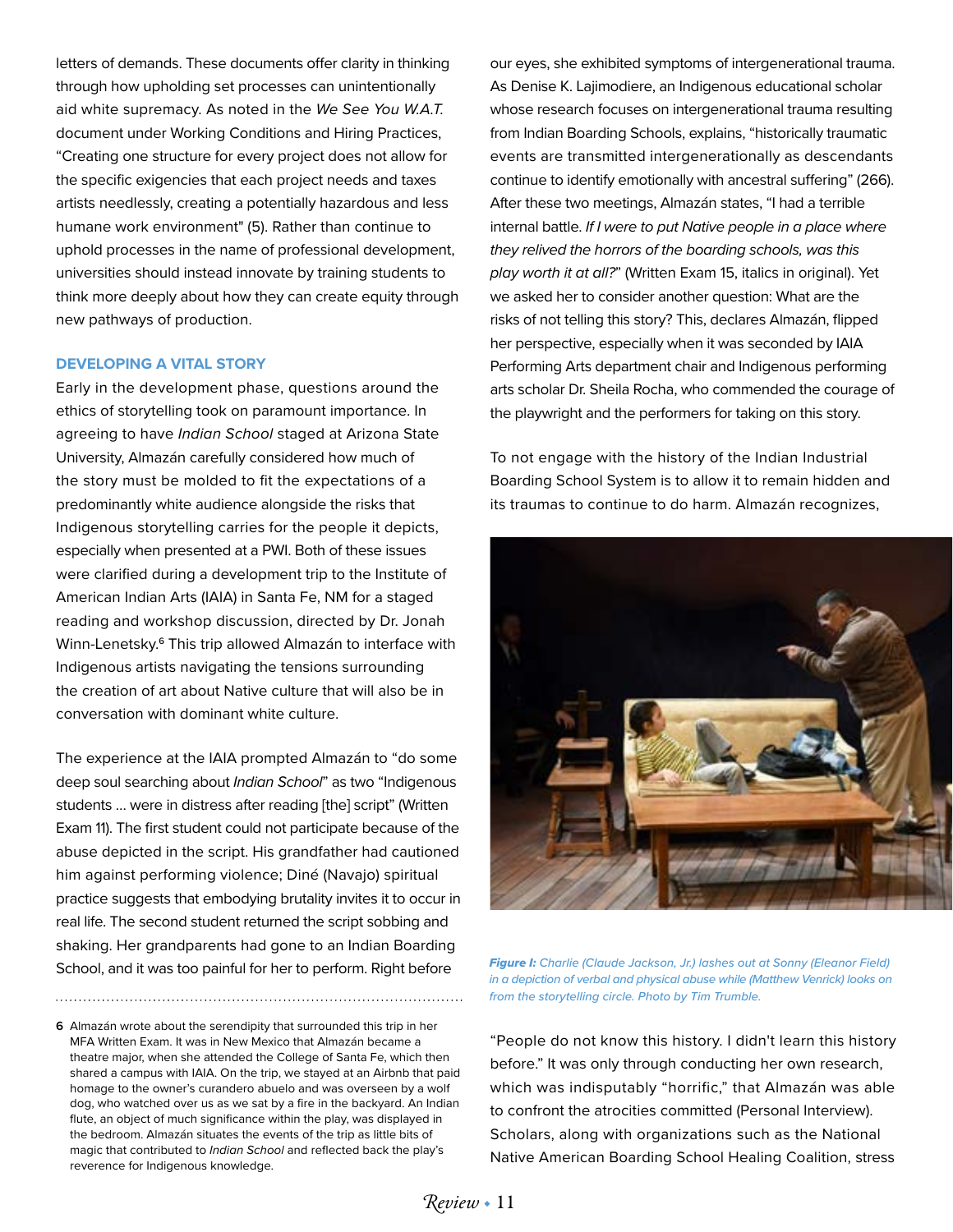letters of demands. These documents offer clarity in thinking through how upholding set processes can unintentionally aid white supremacy. As noted in the *We See You W.A.T.* document under Working Conditions and Hiring Practices, "Creating one structure for every project does not allow for the specific exigencies that each project needs and taxes artists needlessly, creating a potentially hazardous and less humane work environment" (5). Rather than continue to uphold processes in the name of professional development, universities should instead innovate by training students to think more deeply about how they can create equity through new pathways of production.

### DEVELOPING A VITAL STORY

Early in the development phase, questions around the ethics of storytelling took on paramount importance. In agreeing to have *Indian School* staged at Arizona State University, Almazán carefully considered how much of the story must be molded to fit the expectations of a predominantly white audience alongside the risks that Indigenous storytelling carries for the people it depicts, especially when presented at a PWI. Both of these issues were clarified during a development trip to the Institute of American Indian Arts (IAIA) in Santa Fe, NM for a staged reading and workshop discussion, directed by Dr. Jonah Winn-Lenetsky.[6] This trip allowed Almazán to interface with Indigenous artists navigating the tensions surrounding the creation of art about Native culture that will also be in conversation with dominant white culture.

The experience at the IAIA prompted Almazán to "do some deep soul searching about *Indian School*" as two "Indigenous students ... were in distress after reading [the] script" (Written Exam 11). The first student could not participate because of the abuse depicted in the script. His grandfather had cautioned him against performing violence; Diné (Navajo) spiritual practice suggests that embodying brutality invites it to occur in real life. The second student returned the script sobbing and shaking. Her grandparents had gone to an Indian Boarding School, and it was too painful for her to perform. Right before our eyes, she exhibited symptoms of intergenerational trauma. As Denise K. Lajimodiere, an Indigenous educational scholar whose research focuses on intergenerational trauma resulting from Indian Boarding Schools, explains, "historically traumatic events are transmitted intergenerationally as descendants continue to identify emotionally with ancestral suffering" (266). After these two meetings, Almazán states, "I had a terrible internal battle. *If I were to put Native people in a place where they relived the horrors of the boarding schools, was this play worth it at all?*" (Written Exam 15, italics in original). Yet we asked her to consider another question: What are the risks of not telling this story? This, declares Almazán, flipped her perspective, especially when it was seconded by IAIA Performing Arts department chair and Indigenous performing arts scholar Dr. Sheila Rocha, who commended the courage of the playwright and the performers for taking on this story.

To not engage with the history of the Indian Industrial Boarding School System is to allow it to remain hidden and its traumas to continue to do harm. Almazán recognizes, "People do not know this history. I didn't learn this history before." It was only through conducting her own research, which was indisputably "horrific," that Almazán was able to confront the atrocities committed (Personal Interview). Scholars, along with organizations such as the National Native American Boarding School Healing Coalition, stress

***Figure I:*** *Charlie (Claude Jackson, Jr.) lashes out at Sonny (Eleanor Field) in a depiction of verbal and physical abuse while (Matthew Venrick) looks on from the storytelling circle. Photo by Tim Trumble.*

6 Almazán wrote about the serendipity that surrounded this trip in her MFA Written Exam. It was in New Mexico that Almazán became a theatre major, when she attended the College of Santa Fe, which then shared a campus with IAIA. On the trip, we stayed at an Airbnb that paid homage to the owner's curandero abuelo and was overseen by a wolf dog, who watched over us as we sat by a fire in the backyard. An Indian flute, an object of much significance within the play, was displayed in the bedroom. Almazán situates the events of the trip as little bits of magic that contributed to *Indian School* and reflected back the play's reverence for Indigenous knowledge.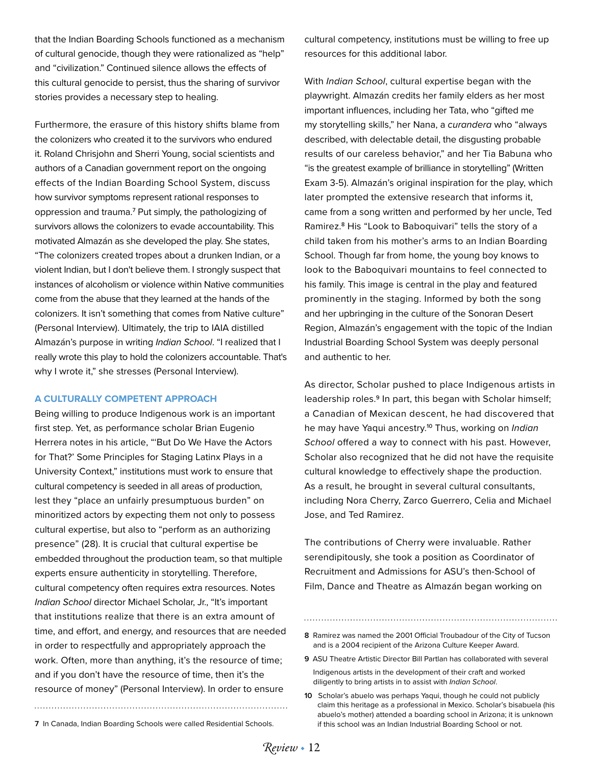that the Indian Boarding Schools functioned as a mechanism of cultural genocide, though they were rationalized as "help" and "civilization." Continued silence allows the effects of this cultural genocide to persist, thus the sharing of survivor stories provides a necessary step to healing.

Furthermore, the erasure of this history shifts blame from the colonizers who created it to the survivors who endured it. Roland Chrisjohn and Sherri Young, social scientists and authors of a Canadian government report on the ongoing effects of the Indian Boarding School System, discuss how survivor symptoms represent rational responses to oppression and trauma.[7] Put simply, the pathologizing of survivors allows the colonizers to evade accountability. This motivated Almazán as she developed the play. She states, "The colonizers created tropes about a drunken Indian, or a violent Indian, but I don't believe them. I strongly suspect that instances of alcoholism or violence within Native communities come from the abuse that they learned at the hands of the colonizers. It isn't something that comes from Native culture" (Personal Interview). Ultimately, the trip to IAIA distilled Almazán's purpose in writing *Indian School*. "I realized that I really wrote this play to hold the colonizers accountable. That's why I wrote it," she stresses (Personal Interview).

### A CULTURALLY COMPETENT APPROACH

Being willing to produce Indigenous work is an important first step. Yet, as performance scholar Brian Eugenio Herrera notes in his article, "'But Do We Have the Actors for That?' Some Principles for Staging Latinx Plays in a University Context," institutions must work to ensure that cultural competency is seeded in all areas of production, lest they "place an unfairly presumptuous burden" on minoritized actors by expecting them not only to possess cultural expertise, but also to "perform as an authorizing presence" (28). It is crucial that cultural expertise be embedded throughout the production team, so that multiple experts ensure authenticity in storytelling. Therefore, cultural competency often requires extra resources. Notes *Indian School* director Michael Scholar, Jr., "It's important that institutions realize that there is an extra amount of time, and effort, and energy, and resources that are needed in order to respectfully and appropriately approach the work. Often, more than anything, it's the resource of time; and if you don't have the resource of time, then it's the resource of money" (Personal Interview). In order to ensure cultural competency, institutions must be willing to free up resources for this additional labor.

With *Indian School*, cultural expertise began with the playwright. Almazán credits her family elders as her most important influences, including her Tata, who "gifted me my storytelling skills," her Nana, a *curandera* who "always described, with delectable detail, the disgusting probable results of our careless behavior," and her Tia Babuna who "is the greatest example of brilliance in storytelling" (Written Exam 3-5). Almazán's original inspiration for the play, which later prompted the extensive research that informs it, came from a song written and performed by her uncle, Ted Ramirez.[8] His "Look to Baboquivari" tells the story of a child taken from his mother's arms to an Indian Boarding School. Though far from home, the young boy knows to look to the Baboquivari mountains to feel connected to his family. This image is central in the play and featured prominently in the staging. Informed by both the song and her upbringing in the culture of the Sonoran Desert Region, Almazán's engagement with the topic of the Indian Industrial Boarding School System was deeply personal and authentic to her.

As director, Scholar pushed to place Indigenous artists in leadership roles.[9] In part, this began with Scholar himself; a Canadian of Mexican descent, he had discovered that he may have Yaqui ancestry.[10] Thus, working on *Indian School* offered a way to connect with his past. However, Scholar also recognized that he did not have the requisite cultural knowledge to effectively shape the production. As a result, he brought in several cultural consultants, including Nora Cherry, Zarco Guerrero, Celia and Michael Jose, and Ted Ramirez.

The contributions of Cherry were invaluable. Rather serendipitously, she took a position as Coordinator of Recruitment and Admissions for ASU's then-School of Film, Dance and Theatre as Almazán began working on

---

7 In Canada, Indian Boarding Schools were called Residential Schools.

8 Ramirez was named the 2001 Official Troubadour of the City of Tucson and is a 2004 recipient of the Arizona Culture Keeper Award.

9 ASU Theatre Artistic Director Bill Partlan has collaborated with several Indigenous artists in the development of their craft and worked diligently to bring artists in to assist with *Indian School*.

10 Scholar's abuelo was perhaps Yaqui, though he could not publicly claim this heritage as a professional in Mexico. Scholar's bisabuela (his abuelo's mother) attended a boarding school in Arizona; it is unknown if this school was an Indian Industrial Boarding School or not.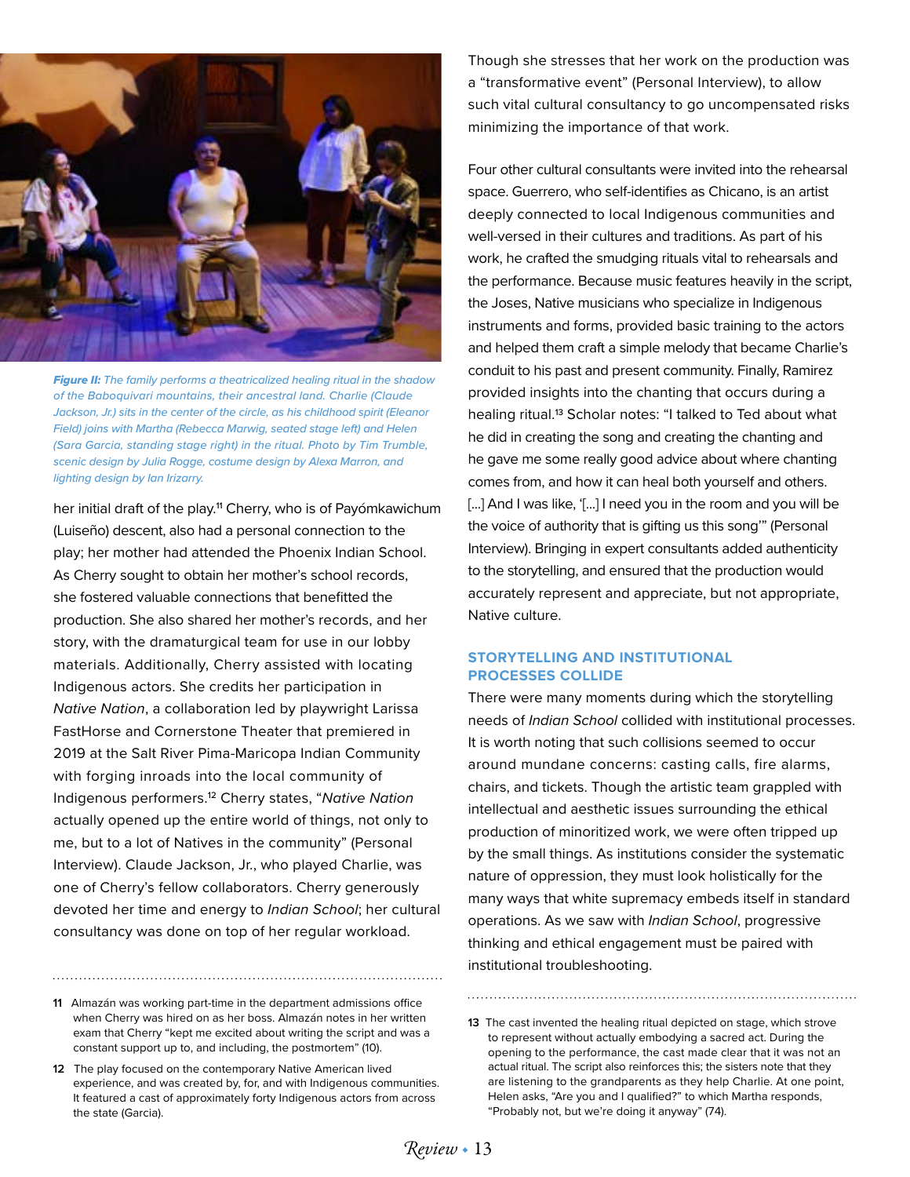*Figure II: The family performs a theatricalized healing ritual in the shadow of the Baboquivari mountains, their ancestral land. Charlie (Claude Jackson, Jr.) sits in the center of the circle, as his childhood spirit (Eleanor Field) joins with Martha (Rebecca Marwig, seated stage left) and Helen (Sara Garcia, standing stage right) in the ritual. Photo by Tim Trumble, scenic design by Julia Rogge, costume design by Alexa Marron, and lighting design by Ian Irizarry.*

her initial draft of the play.[11] Cherry, who is of Payómkawichum (Luiseño) descent, also had a personal connection to the play; her mother had attended the Phoenix Indian School. As Cherry sought to obtain her mother's school records, she fostered valuable connections that benefitted the production. She also shared her mother's records, and her story, with the dramaturgical team for use in our lobby materials. Additionally, Cherry assisted with locating Indigenous actors. She credits her participation in *Native Nation*, a collaboration led by playwright Larissa FastHorse and Cornerstone Theater that premiered in 2019 at the Salt River Pima-Maricopa Indian Community with forging inroads into the local community of Indigenous performers.[12] Cherry states, "*Native Nation* actually opened up the entire world of things, not only to me, but to a lot of Natives in the community" (Personal Interview). Claude Jackson, Jr., who played Charlie, was one of Cherry's fellow collaborators. Cherry generously devoted her time and energy to *Indian School*; her cultural consultancy was done on top of her regular workload.

Though she stresses that her work on the production was a "transformative event" (Personal Interview), to allow such vital cultural consultancy to go uncompensated risks minimizing the importance of that work.

Four other cultural consultants were invited into the rehearsal space. Guerrero, who self-identifies as Chicano, is an artist deeply connected to local Indigenous communities and well-versed in their cultures and traditions. As part of his work, he crafted the smudging rituals vital to rehearsals and the performance. Because music features heavily in the script, the Joses, Native musicians who specialize in Indigenous instruments and forms, provided basic training to the actors and helped them craft a simple melody that became Charlie's conduit to his past and present community. Finally, Ramirez provided insights into the chanting that occurs during a healing ritual.[13] Scholar notes: "I talked to Ted about what he did in creating the song and creating the chanting and he gave me some really good advice about where chanting comes from, and how it can heal both yourself and others. [...] And I was like, '[...] I need you in the room and you will be the voice of authority that is gifting us this song'" (Personal Interview). Bringing in expert consultants added authenticity to the storytelling, and ensured that the production would accurately represent and appreciate, but not appropriate, Native culture.

## STORYTELLING AND INSTITUTIONAL PROCESSES COLLIDE

There were many moments during which the storytelling needs of *Indian School* collided with institutional processes. It is worth noting that such collisions seemed to occur around mundane concerns: casting calls, fire alarms, chairs, and tickets. Though the artistic team grappled with intellectual and aesthetic issues surrounding the ethical production of minoritized work, we were often tripped up by the small things. As institutions consider the systematic nature of oppression, they must look holistically for the many ways that white supremacy embeds itself in standard operations. As we saw with *Indian School*, progressive thinking and ethical engagement must be paired with institutional troubleshooting.

---

11 Almazán was working part-time in the department admissions office when Cherry was hired on as her boss. Almazán notes in her written exam that Cherry "kept me excited about writing the script and was a constant support up to, and including, the postmortem" (10).

12 The play focused on the contemporary Native American lived experience, and was created by, for, and with Indigenous communities. It featured a cast of approximately forty Indigenous actors from across the state (Garcia).

13 The cast invented the healing ritual depicted on stage, which strove to represent without actually embodying a sacred act. During the opening to the performance, the cast made clear that it was not an actual ritual. The script also reinforces this; the sisters note that they are listening to the grandparents as they help Charlie. At one point, Helen asks, "Are you and I qualified?" to which Martha responds, "Probably not, but we're doing it anyway" (74).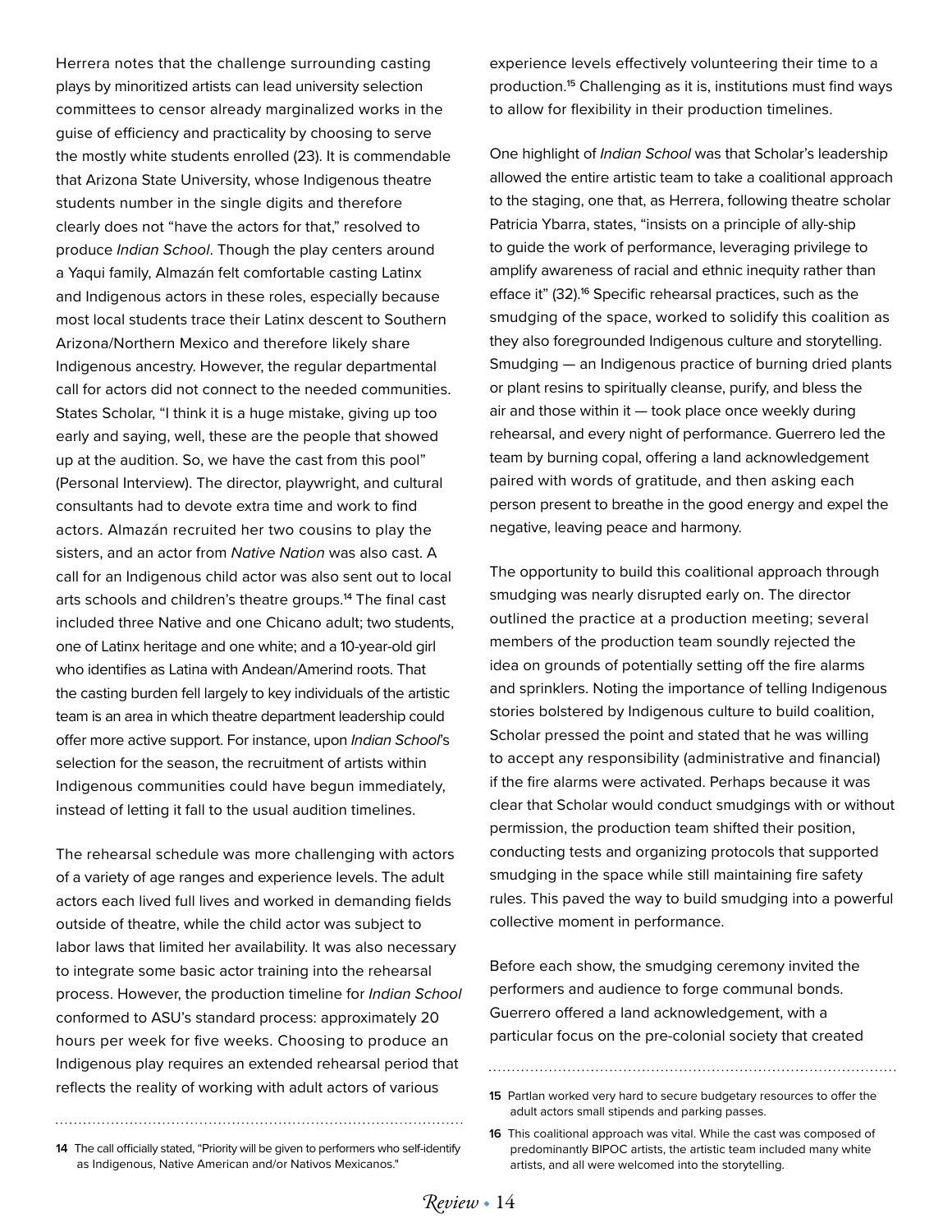Herrera notes that the challenge surrounding casting plays by minoritized artists can lead university selection committees to censor already marginalized works in the guise of efficiency and practicality by choosing to serve the mostly white students enrolled (23). It is commendable that Arizona State University, whose Indigenous theatre students number in the single digits and therefore clearly does not "have the actors for that," resolved to produce *Indian School*. Though the play centers around a Yaqui family, Almazán felt comfortable casting Latinx and Indigenous actors in these roles, especially because most local students trace their Latinx descent to Southern Arizona/Northern Mexico and therefore likely share Indigenous ancestry. However, the regular departmental call for actors did not connect to the needed communities. States Scholar, "I think it is a huge mistake, giving up too early and saying, well, these are the people that showed up at the audition. So, we have the cast from this pool" (Personal Interview). The director, playwright, and cultural consultants had to devote extra time and work to find actors. Almazán recruited her two cousins to play the sisters, and an actor from *Native Nation* was also cast. A call for an Indigenous child actor was also sent out to local arts schools and children's theatre groups.[14] The final cast included three Native and one Chicano adult; two students, one of Latinx heritage and one white; and a 10-year-old girl who identifies as Latina with Andean/Amerind roots. That the casting burden fell largely to key individuals of the artistic team is an area in which theatre department leadership could offer more active support. For instance, upon *Indian School*'s selection for the season, the recruitment of artists within Indigenous communities could have begun immediately, instead of letting it fall to the usual audition timelines.

The rehearsal schedule was more challenging with actors of a variety of age ranges and experience levels. The adult actors each lived full lives and worked in demanding fields outside of theatre, while the child actor was subject to labor laws that limited her availability. It was also necessary to integrate some basic actor training into the rehearsal process. However, the production timeline for *Indian School* conformed to ASU's standard process: approximately 20 hours per week for five weeks. Choosing to produce an Indigenous play requires an extended rehearsal period that reflects the reality of working with adult actors of various experience levels effectively volunteering their time to a production.[15] Challenging as it is, institutions must find ways to allow for flexibility in their production timelines.

One highlight of *Indian School* was that Scholar's leadership allowed the entire artistic team to take a coalitional approach to the staging, one that, as Herrera, following theatre scholar Patricia Ybarra, states, "insists on a principle of ally-ship to guide the work of performance, leveraging privilege to amplify awareness of racial and ethnic inequity rather than efface it" (32).[16] Specific rehearsal practices, such as the smudging of the space, worked to solidify this coalition as they also foregrounded Indigenous culture and storytelling. Smudging — an Indigenous practice of burning dried plants or plant resins to spiritually cleanse, purify, and bless the air and those within it — took place once weekly during rehearsal, and every night of performance. Guerrero led the team by burning copal, offering a land acknowledgement paired with words of gratitude, and then asking each person present to breathe in the good energy and expel the negative, leaving peace and harmony.

The opportunity to build this coalitional approach through smudging was nearly disrupted early on. The director outlined the practice at a production meeting; several members of the production team soundly rejected the idea on grounds of potentially setting off the fire alarms and sprinklers. Noting the importance of telling Indigenous stories bolstered by Indigenous culture to build coalition, Scholar pressed the point and stated that he was willing to accept any responsibility (administrative and financial) if the fire alarms were activated. Perhaps because it was clear that Scholar would conduct smudgings with or without permission, the production team shifted their position, conducting tests and organizing protocols that supported smudging in the space while still maintaining fire safety rules. This paved the way to build smudging into a powerful collective moment in performance.

Before each show, the smudging ceremony invited the performers and audience to forge communal bonds. Guerrero offered a land acknowledgement, with a particular focus on the pre-colonial society that created

---

14 The call officially stated, "Priority will be given to performers who self-identify as Indigenous, Native American and/or Nativos Mexicanos."

15 Partlan worked very hard to secure budgetary resources to offer the adult actors small stipends and parking passes.

16 This coalitional approach was vital. While the cast was composed of predominantly BIPOC artists, the artistic team included many white artists, and all were welcomed into the storytelling.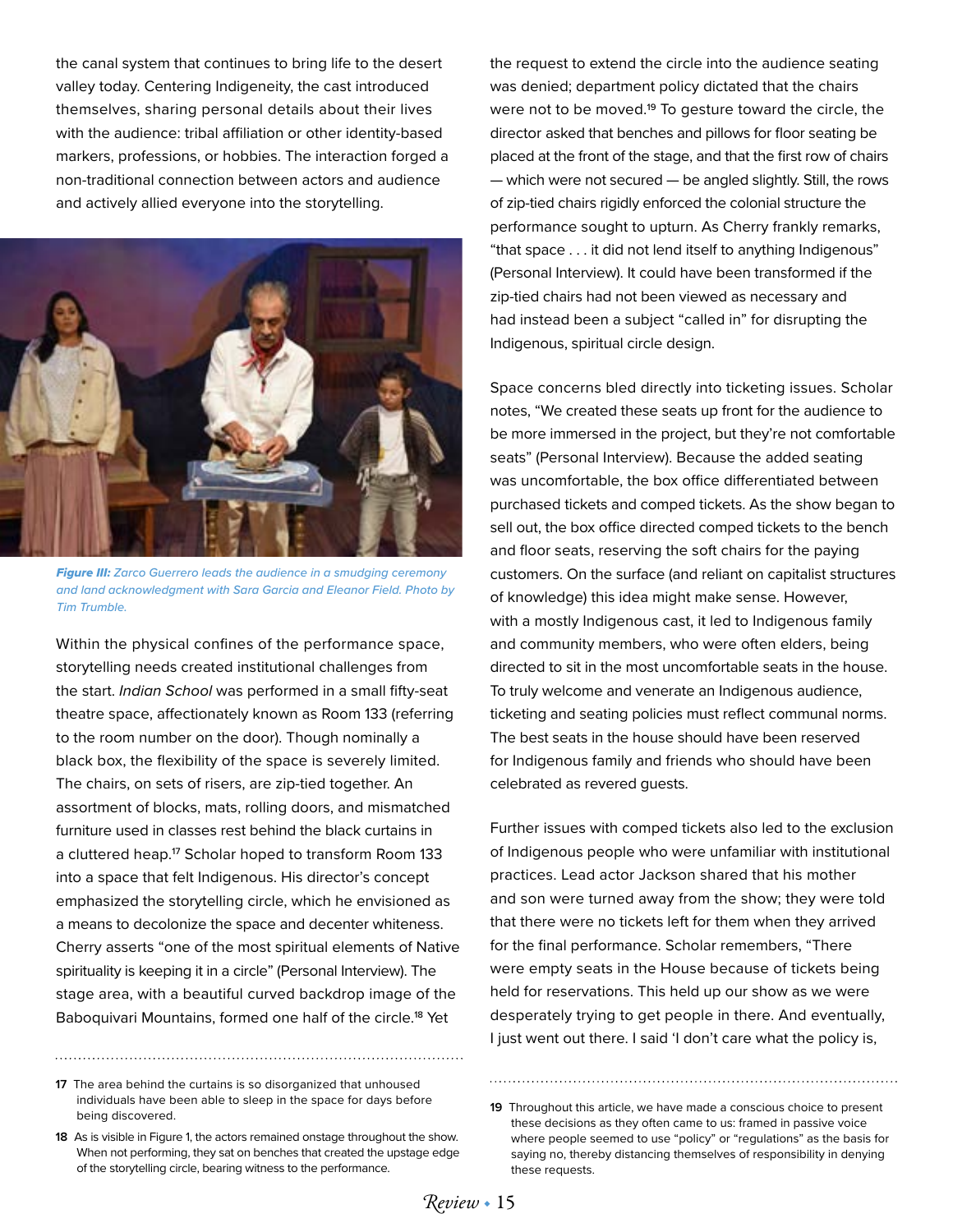the canal system that continues to bring life to the desert valley today. Centering Indigeneity, the cast introduced themselves, sharing personal details about their lives with the audience: tribal affiliation or other identity-based markers, professions, or hobbies. The interaction forged a non-traditional connection between actors and audience and actively allied everyone into the storytelling.

***Figure III:*** *Zarco Guerrero leads the audience in a smudging ceremony and land acknowledgment with Sara Garcia and Eleanor Field. Photo by Tim Trumble.*

Within the physical confines of the performance space, storytelling needs created institutional challenges from the start. *Indian School* was performed in a small fifty-seat theatre space, affectionately known as Room 133 (referring to the room number on the door). Though nominally a black box, the flexibility of the space is severely limited. The chairs, on sets of risers, are zip-tied together. An assortment of blocks, mats, rolling doors, and mismatched furniture used in classes rest behind the black curtains in a cluttered heap.[17] Scholar hoped to transform Room 133 into a space that felt Indigenous. His director's concept emphasized the storytelling circle, which he envisioned as a means to decolonize the space and decenter whiteness. Cherry asserts "one of the most spiritual elements of Native spirituality is keeping it in a circle" (Personal Interview). The stage area, with a beautiful curved backdrop image of the Baboquivari Mountains, formed one half of the circle.[18] Yet the request to extend the circle into the audience seating was denied; department policy dictated that the chairs were not to be moved.[19] To gesture toward the circle, the director asked that benches and pillows for floor seating be placed at the front of the stage, and that the first row of chairs — which were not secured — be angled slightly. Still, the rows of zip-tied chairs rigidly enforced the colonial structure the performance sought to upturn. As Cherry frankly remarks, "that space . . . it did not lend itself to anything Indigenous" (Personal Interview). It could have been transformed if the zip-tied chairs had not been viewed as necessary and had instead been a subject "called in" for disrupting the Indigenous, spiritual circle design.

Space concerns bled directly into ticketing issues. Scholar notes, "We created these seats up front for the audience to be more immersed in the project, but they're not comfortable seats" (Personal Interview). Because the added seating was uncomfortable, the box office differentiated between purchased tickets and comped tickets. As the show began to sell out, the box office directed comped tickets to the bench and floor seats, reserving the soft chairs for the paying customers. On the surface (and reliant on capitalist structures of knowledge) this idea might make sense. However, with a mostly Indigenous cast, it led to Indigenous family and community members, who were often elders, being directed to sit in the most uncomfortable seats in the house. To truly welcome and venerate an Indigenous audience, ticketing and seating policies must reflect communal norms. The best seats in the house should have been reserved for Indigenous family and friends who should have been celebrated as revered guests.

Further issues with comped tickets also led to the exclusion of Indigenous people who were unfamiliar with institutional practices. Lead actor Jackson shared that his mother and son were turned away from the show; they were told that there were no tickets left for them when they arrived for the final performance. Scholar remembers, "There were empty seats in the House because of tickets being held for reservations. This held up our show as we were desperately trying to get people in there. And eventually, I just went out there. I said 'I don't care what the policy is,

---

17 The area behind the curtains is so disorganized that unhoused individuals have been able to sleep in the space for days before being discovered.

18 As is visible in Figure 1, the actors remained onstage throughout the show. When not performing, they sat on benches that created the upstage edge of the storytelling circle, bearing witness to the performance.

19 Throughout this article, we have made a conscious choice to present these decisions as they often came to us: framed in passive voice where people seemed to use "policy" or "regulations" as the basis for saying no, thereby distancing themselves of responsibility in denying these requests.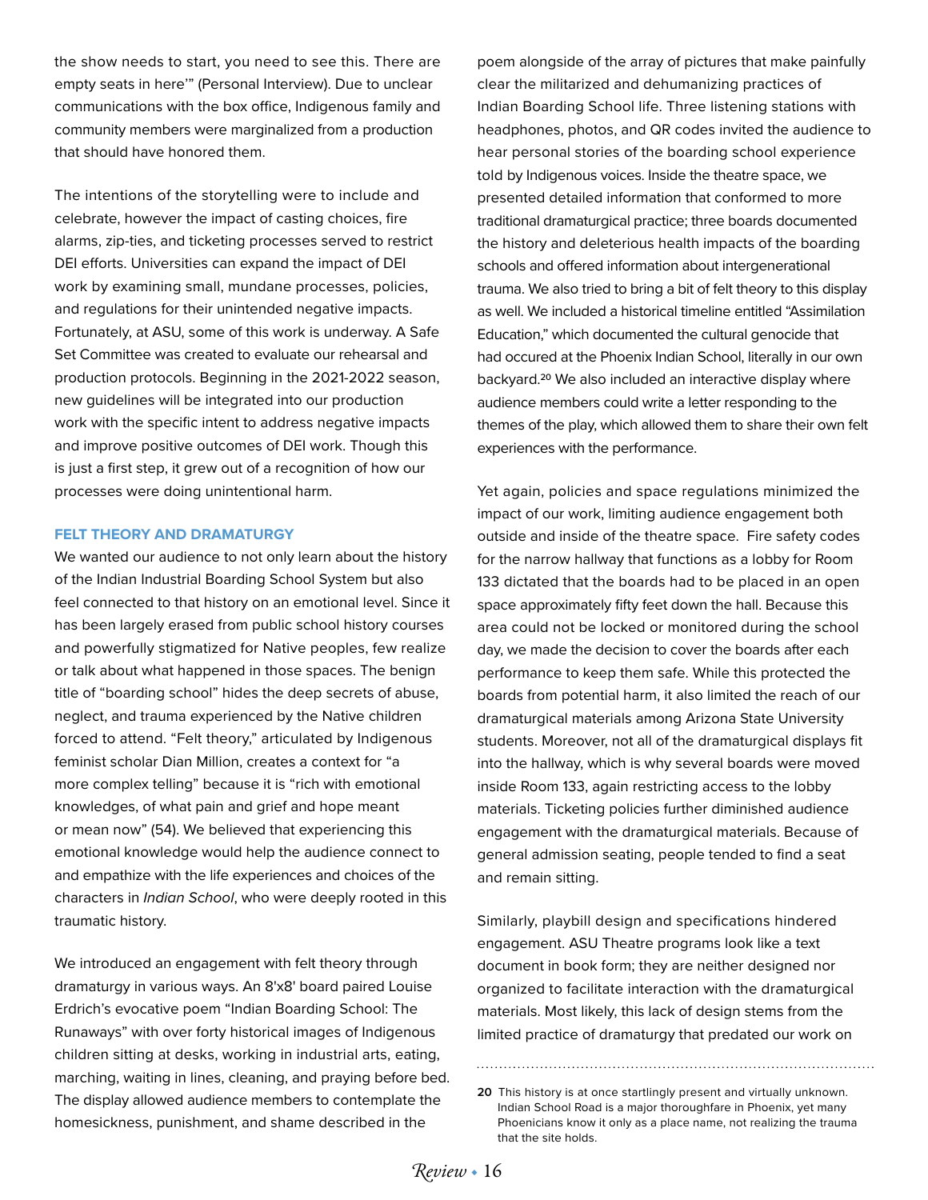the show needs to start, you need to see this. There are empty seats in here'" (Personal Interview). Due to unclear communications with the box office, Indigenous family and community members were marginalized from a production that should have honored them.

The intentions of the storytelling were to include and celebrate, however the impact of casting choices, fire alarms, zip-ties, and ticketing processes served to restrict DEI efforts. Universities can expand the impact of DEI work by examining small, mundane processes, policies, and regulations for their unintended negative impacts. Fortunately, at ASU, some of this work is underway. A Safe Set Committee was created to evaluate our rehearsal and production protocols. Beginning in the 2021-2022 season, new guidelines will be integrated into our production work with the specific intent to address negative impacts and improve positive outcomes of DEI work. Though this is just a first step, it grew out of a recognition of how our processes were doing unintentional harm.

### FELT THEORY AND DRAMATURGY

We wanted our audience to not only learn about the history of the Indian Industrial Boarding School System but also feel connected to that history on an emotional level. Since it has been largely erased from public school history courses and powerfully stigmatized for Native peoples, few realize or talk about what happened in those spaces. The benign title of "boarding school" hides the deep secrets of abuse, neglect, and trauma experienced by the Native children forced to attend. "Felt theory," articulated by Indigenous feminist scholar Dian Million, creates a context for "a more complex telling" because it is "rich with emotional knowledges, of what pain and grief and hope meant or mean now" (54). We believed that experiencing this emotional knowledge would help the audience connect to and empathize with the life experiences and choices of the characters in *Indian School*, who were deeply rooted in this traumatic history.

We introduced an engagement with felt theory through dramaturgy in various ways. An 8'x8' board paired Louise Erdrich's evocative poem "Indian Boarding School: The Runaways" with over forty historical images of Indigenous children sitting at desks, working in industrial arts, eating, marching, waiting in lines, cleaning, and praying before bed. The display allowed audience members to contemplate the homesickness, punishment, and shame described in the poem alongside of the array of pictures that make painfully clear the militarized and dehumanizing practices of Indian Boarding School life. Three listening stations with headphones, photos, and QR codes invited the audience to hear personal stories of the boarding school experience told by Indigenous voices. Inside the theatre space, we presented detailed information that conformed to more traditional dramaturgical practice; three boards documented the history and deleterious health impacts of the boarding schools and offered information about intergenerational trauma. We also tried to bring a bit of felt theory to this display as well. We included a historical timeline entitled "Assimilation Education," which documented the cultural genocide that had occured at the Phoenix Indian School, literally in our own backyard.[20] We also included an interactive display where audience members could write a letter responding to the themes of the play, which allowed them to share their own felt experiences with the performance.

Yet again, policies and space regulations minimized the impact of our work, limiting audience engagement both outside and inside of the theatre space. Fire safety codes for the narrow hallway that functions as a lobby for Room 133 dictated that the boards had to be placed in an open space approximately fifty feet down the hall. Because this area could not be locked or monitored during the school day, we made the decision to cover the boards after each performance to keep them safe. While this protected the boards from potential harm, it also limited the reach of our dramaturgical materials among Arizona State University students. Moreover, not all of the dramaturgical displays fit into the hallway, which is why several boards were moved inside Room 133, again restricting access to the lobby materials. Ticketing policies further diminished audience engagement with the dramaturgical materials. Because of general admission seating, people tended to find a seat and remain sitting.

Similarly, playbill design and specifications hindered engagement. ASU Theatre programs look like a text document in book form; they are neither designed nor organized to facilitate interaction with the dramaturgical materials. Most likely, this lack of design stems from the limited practice of dramaturgy that predated our work on

---

**20** This history is at once startlingly present and virtually unknown. Indian School Road is a major thoroughfare in Phoenix, yet many Phoenicians know it only as a place name, not realizing the trauma that the site holds.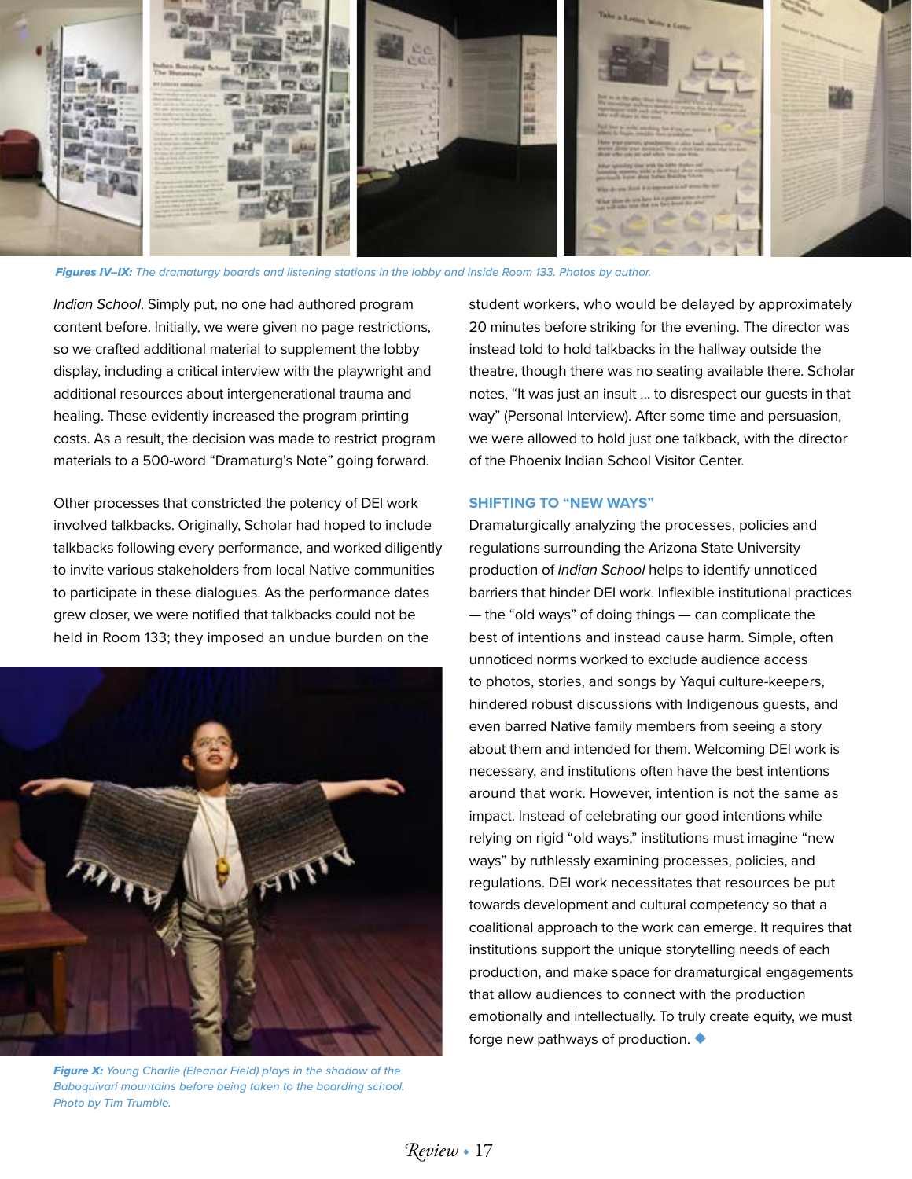*Figures IV–IX: The dramaturgy boards and listening stations in the lobby and inside Room 133. Photos by author.*

*Indian School*. Simply put, no one had authored program content before. Initially, we were given no page restrictions, so we crafted additional material to supplement the lobby display, including a critical interview with the playwright and additional resources about intergenerational trauma and healing. These evidently increased the program printing costs. As a result, the decision was made to restrict program materials to a 500-word "Dramaturg's Note" going forward.

Other processes that constricted the potency of DEI work involved talkbacks. Originally, Scholar had hoped to include talkbacks following every performance, and worked diligently to invite various stakeholders from local Native communities to participate in these dialogues. As the performance dates grew closer, we were notified that talkbacks could not be held in Room 133; they imposed an undue burden on the student workers, who would be delayed by approximately 20 minutes before striking for the evening. The director was instead told to hold talkbacks in the hallway outside the theatre, though there was no seating available there. Scholar notes, "It was just an insult … to disrespect our guests in that way" (Personal Interview). After some time and persuasion, we were allowed to hold just one talkback, with the director of the Phoenix Indian School Visitor Center.

*Figure X: Young Charlie (Eleanor Field) plays in the shadow of the Baboquivari mountains before being taken to the boarding school. Photo by Tim Trumble.*

## SHIFTING TO "NEW WAYS"

Dramaturgically analyzing the processes, policies and regulations surrounding the Arizona State University production of *Indian School* helps to identify unnoticed barriers that hinder DEI work. Inflexible institutional practices — the "old ways" of doing things — can complicate the best of intentions and instead cause harm. Simple, often unnoticed norms worked to exclude audience access to photos, stories, and songs by Yaqui culture-keepers, hindered robust discussions with Indigenous guests, and even barred Native family members from seeing a story about them and intended for them. Welcoming DEI work is necessary, and institutions often have the best intentions around that work. However, intention is not the same as impact. Instead of celebrating our good intentions while relying on rigid "old ways," institutions must imagine "new ways" by ruthlessly examining processes, policies, and regulations. DEI work necessitates that resources be put towards development and cultural competency so that a coalitional approach to the work can emerge. It requires that institutions support the unique storytelling needs of each production, and make space for dramaturgical engagements that allow audiences to connect with the production emotionally and intellectually. To truly create equity, we must forge new pathways of production. ◆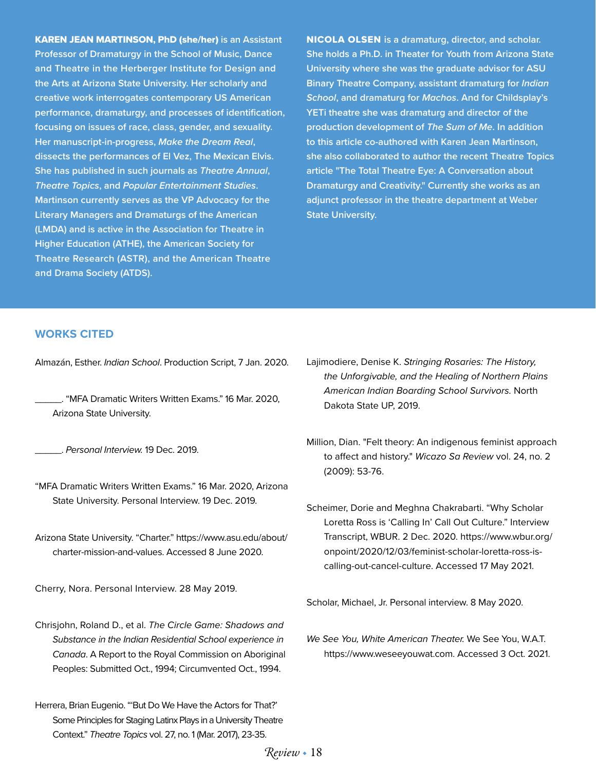**KAREN JEAN MARTINSON, PhD (she/her)** is an Assistant Professor of Dramaturgy in the School of Music, Dance and Theatre in the Herberger Institute for Design and the Arts at Arizona State University. Her scholarly and creative work interrogates contemporary US American performance, dramaturgy, and processes of identification, focusing on issues of race, class, gender, and sexuality. Her manuscript-in-progress, *Make the Dream Real*, dissects the performances of El Vez, The Mexican Elvis. She has published in such journals as *Theatre Annual*, *Theatre Topics*, and *Popular Entertainment Studies*. Martinson currently serves as the VP Advocacy for the Literary Managers and Dramaturgs of the American (LMDA) and is active in the Association for Theatre in Higher Education (ATHE), the American Society for Theatre Research (ASTR), and the American Theatre and Drama Society (ATDS).

**NICOLA OLSEN** is a dramaturg, director, and scholar. She holds a Ph.D. in Theater for Youth from Arizona State University where she was the graduate advisor for ASU Binary Theatre Company, assistant dramaturg for *Indian School*, and dramaturg for *Machos*. And for Childsplay's YETi theatre she was dramaturg and director of the production development of *The Sum of Me*. In addition to this article co-authored with Karen Jean Martinson, she also collaborated to author the recent Theatre Topics article "The Total Theatre Eye: A Conversation about Dramaturgy and Creativity." Currently she works as an adjunct professor in the theatre department at Weber State University.

## WORKS CITED

Almazán, Esther. *Indian School*. Production Script, 7 Jan. 2020.

______. "MFA Dramatic Writers Written Exams." 16 Mar. 2020, Arizona State University.

______. *Personal Interview.* 19 Dec. 2019.

"MFA Dramatic Writers Written Exams." 16 Mar. 2020, Arizona State University. Personal Interview. 19 Dec. 2019.

Arizona State University. "Charter." https://www.asu.edu/about/charter-mission-and-values. Accessed 8 June 2020.

Cherry, Nora. Personal Interview. 28 May 2019.

Chrisjohn, Roland D., et al. *The Circle Game: Shadows and Substance in the Indian Residential School experience in Canada*. A Report to the Royal Commission on Aboriginal Peoples: Submitted Oct., 1994; Circumvented Oct., 1994.

Herrera, Brian Eugenio. "'But Do We Have the Actors for That?' Some Principles for Staging Latinx Plays in a University Theatre Context." *Theatre Topics* vol. 27, no. 1 (Mar. 2017), 23-35.

Lajimodiere, Denise K. *Stringing Rosaries: The History, the Unforgivable, and the Healing of Northern Plains American Indian Boarding School Survivors.* North Dakota State UP, 2019.

Million, Dian. "Felt theory: An indigenous feminist approach to affect and history." *Wicazo Sa Review* vol. 24, no. 2 (2009): 53-76.

Scheimer, Dorie and Meghna Chakrabarti. "Why Scholar Loretta Ross is 'Calling In' Call Out Culture." Interview Transcript, WBUR. 2 Dec. 2020. https://www.wbur.org/onpoint/2020/12/03/feminist-scholar-loretta-ross-is-calling-out-cancel-culture. Accessed 17 May 2021.

Scholar, Michael, Jr. Personal interview. 8 May 2020.

*We See You, White American Theater.* We See You, W.A.T. https://www.weseeyouwat.com. Accessed 3 Oct. 2021.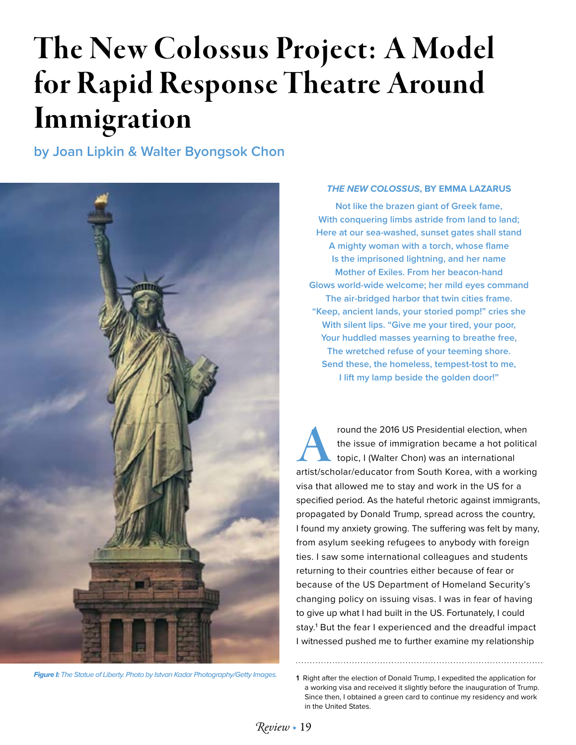# The New Colossus Project: A Model for Rapid Response Theatre Around Immigration

**by Joan Lipkin & Walter Byongsok Chon**

*Figure I: The Statue of Liberty. Photo by Istvan Kadar Photography/Getty Images.*

***THE NEW COLOSSUS*, BY EMMA LAZARUS**

Not like the brazen giant of Greek fame,
With conquering limbs astride from land to land;
Here at our sea-washed, sunset gates shall stand
A mighty woman with a torch, whose flame
Is the imprisoned lightning, and her name
Mother of Exiles. From her beacon-hand
Glows world-wide welcome; her mild eyes command
The air-bridged harbor that twin cities frame.
"Keep, ancient lands, your storied pomp!" cries she
With silent lips. "Give me your tired, your poor,
Your huddled masses yearning to breathe free,
The wretched refuse of your teeming shore.
Send these, the homeless, tempest-tost to me,
I lift my lamp beside the golden door!"

Around the 2016 US Presidential election, when the issue of immigration became a hot political topic, I (Walter Chon) was an international artist/scholar/educator from South Korea, with a working visa that allowed me to stay and work in the US for a specified period. As the hateful rhetoric against immigrants, propagated by Donald Trump, spread across the country, I found my anxiety growing. The suffering was felt by many, from asylum seeking refugees to anybody with foreign ties. I saw some international colleagues and students returning to their countries either because of fear or because of the US Department of Homeland Security's changing policy on issuing visas. I was in fear of having to give up what I had built in the US. Fortunately, I could stay.[1] But the fear I experienced and the dreadful impact I witnessed pushed me to further examine my relationship

1 Right after the election of Donald Trump, I expedited the application for a working visa and received it slightly before the inauguration of Trump. Since then, I obtained a green card to continue my residency and work in the United States.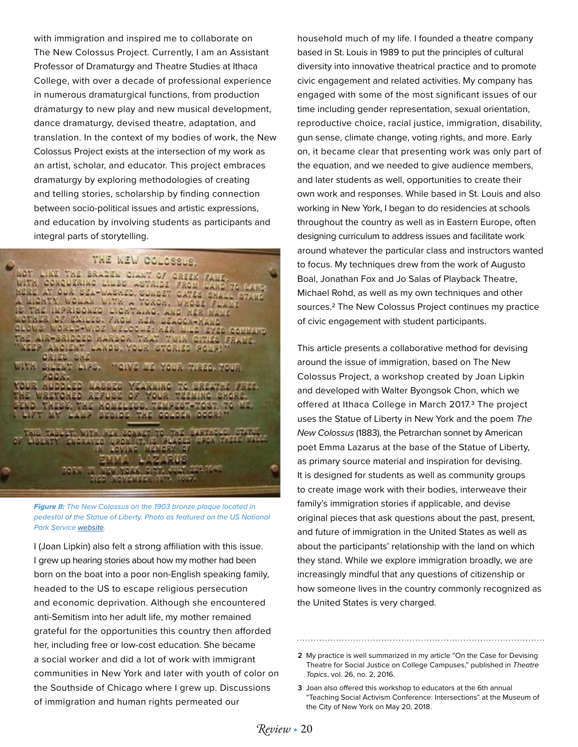with immigration and inspired me to collaborate on The New Colossus Project. Currently, I am an Assistant Professor of Dramaturgy and Theatre Studies at Ithaca College, with over a decade of professional experience in numerous dramaturgical functions, from production dramaturgy to new play and new musical development, dance dramaturgy, devised theatre, adaptation, and translation. In the context of my bodies of work, the New Colossus Project exists at the intersection of my work as an artist, scholar, and educator. This project embraces dramaturgy by exploring methodologies of creating and telling stories, scholarship by finding connection between socio-political issues and artistic expressions, and education by involving students as participants and integral parts of storytelling.

***Figure II:*** *The New Colossus on the 1903 bronze plaque located in pedestal of the Statue of Liberty. Photo as featured on the US National Park Service website.*

I (Joan Lipkin) also felt a strong affiliation with this issue. I grew up hearing stories about how my mother had been born on the boat into a poor non-English speaking family, headed to the US to escape religious persecution and economic deprivation. Although she encountered anti-Semitism into her adult life, my mother remained grateful for the opportunities this country then afforded her, including free or low-cost education. She became a social worker and did a lot of work with immigrant communities in New York and later with youth of color on the Southside of Chicago where I grew up. Discussions of immigration and human rights permeated our household much of my life. I founded a theatre company based in St. Louis in 1989 to put the principles of cultural diversity into innovative theatrical practice and to promote civic engagement and related activities. My company has engaged with some of the most significant issues of our time including gender representation, sexual orientation, reproductive choice, racial justice, immigration, disability, gun sense, climate change, voting rights, and more. Early on, it became clear that presenting work was only part of the equation, and we needed to give audience members, and later students as well, opportunities to create their own work and responses. While based in St. Louis and also working in New York, I began to do residencies at schools throughout the country as well as in Eastern Europe, often designing curriculum to address issues and facilitate work around whatever the particular class and instructors wanted to focus. My techniques drew from the work of Augusto Boal, Jonathan Fox and Jo Salas of Playback Theatre, Michael Rohd, as well as my own techniques and other sources.[2] The New Colossus Project continues my practice of civic engagement with student participants.

This article presents a collaborative method for devising around the issue of immigration, based on The New Colossus Project, a workshop created by Joan Lipkin and developed with Walter Byongsok Chon, which we offered at Ithaca College in March 2017.[3] The project uses the Statue of Liberty in New York and the poem *The New Colossus* (1883), the Petrarchan sonnet by American poet Emma Lazarus at the base of the Statue of Liberty, as primary source material and inspiration for devising. It is designed for students as well as community groups to create image work with their bodies, interweave their family's immigration stories if applicable, and devise original pieces that ask questions about the past, present, and future of immigration in the United States as well as about the participants' relationship with the land on which they stand. While we explore immigration broadly, we are increasingly mindful that any questions of citizenship or how someone lives in the country commonly recognized as the United States is very charged.

---

2 My practice is well summarized in my article "On the Case for Devising Theatre for Social Justice on College Campuses," published in *Theatre Topics*, vol. 26, no. 2, 2016.

3 Joan also offered this workshop to educators at the 6th annual "Teaching Social Activism Conference: Intersections" at the Museum of the City of New York on May 20, 2018.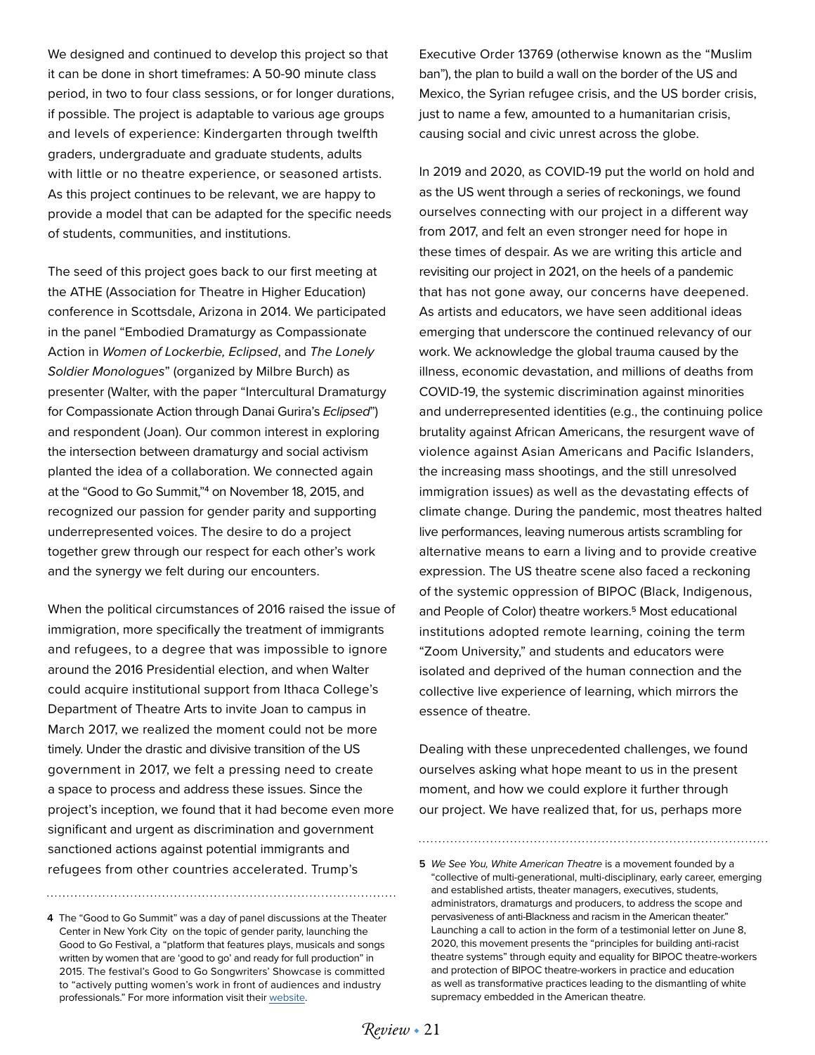We designed and continued to develop this project so that it can be done in short timeframes: A 50-90 minute class period, in two to four class sessions, or for longer durations, if possible. The project is adaptable to various age groups and levels of experience: Kindergarten through twelfth graders, undergraduate and graduate students, adults with little or no theatre experience, or seasoned artists. As this project continues to be relevant, we are happy to provide a model that can be adapted for the specific needs of students, communities, and institutions.

The seed of this project goes back to our first meeting at the ATHE (Association for Theatre in Higher Education) conference in Scottsdale, Arizona in 2014. We participated in the panel "Embodied Dramaturgy as Compassionate Action in *Women of Lockerbie, Eclipsed*, and *The Lonely Soldier Monologues*" (organized by Milbre Burch) as presenter (Walter, with the paper "Intercultural Dramaturgy for Compassionate Action through Danai Gurira's *Eclipsed*") and respondent (Joan). Our common interest in exploring the intersection between dramaturgy and social activism planted the idea of a collaboration. We connected again at the "Good to Go Summit,"[4] on November 18, 2015, and recognized our passion for gender parity and supporting underrepresented voices. The desire to do a project together grew through our respect for each other's work and the synergy we felt during our encounters.

When the political circumstances of 2016 raised the issue of immigration, more specifically the treatment of immigrants and refugees, to a degree that was impossible to ignore around the 2016 Presidential election, and when Walter could acquire institutional support from Ithaca College's Department of Theatre Arts to invite Joan to campus in March 2017, we realized the moment could not be more timely. Under the drastic and divisive transition of the US government in 2017, we felt a pressing need to create a space to process and address these issues. Since the project's inception, we found that it had become even more significant and urgent as discrimination and government sanctioned actions against potential immigrants and refugees from other countries accelerated. Trump's Executive Order 13769 (otherwise known as the "Muslim ban"), the plan to build a wall on the border of the US and Mexico, the Syrian refugee crisis, and the US border crisis, just to name a few, amounted to a humanitarian crisis, causing social and civic unrest across the globe.

In 2019 and 2020, as COVID-19 put the world on hold and as the US went through a series of reckonings, we found ourselves connecting with our project in a different way from 2017, and felt an even stronger need for hope in these times of despair. As we are writing this article and revisiting our project in 2021, on the heels of a pandemic that has not gone away, our concerns have deepened. As artists and educators, we have seen additional ideas emerging that underscore the continued relevancy of our work. We acknowledge the global trauma caused by the illness, economic devastation, and millions of deaths from COVID-19, the systemic discrimination against minorities and underrepresented identities (e.g., the continuing police brutality against African Americans, the resurgent wave of violence against Asian Americans and Pacific Islanders, the increasing mass shootings, and the still unresolved immigration issues) as well as the devastating effects of climate change. During the pandemic, most theatres halted live performances, leaving numerous artists scrambling for alternative means to earn a living and to provide creative expression. The US theatre scene also faced a reckoning of the systemic oppression of BIPOC (Black, Indigenous, and People of Color) theatre workers.[5] Most educational institutions adopted remote learning, coining the term "Zoom University," and students and educators were isolated and deprived of the human connection and the collective live experience of learning, which mirrors the essence of theatre.

Dealing with these unprecedented challenges, we found ourselves asking what hope meant to us in the present moment, and how we could explore it further through our project. We have realized that, for us, perhaps more

---

4 The "Good to Go Summit" was a day of panel discussions at the Theater Center in New York City on the topic of gender parity, launching the Good to Go Festival, a "platform that features plays, musicals and songs written by women that are 'good to go' and ready for full production" in 2015. The festival's Good to Go Songwriters' Showcase is committed to "actively putting women's work in front of audiences and industry professionals." For more information visit their website.

5 *We See You, White American Theatre* is a movement founded by a "collective of multi-generational, multi-disciplinary, early career, emerging and established artists, theater managers, executives, students, administrators, dramaturgs and producers, to address the scope and pervasiveness of anti-Blackness and racism in the American theater." Launching a call to action in the form of a testimonial letter on June 8, 2020, this movement presents the "principles for building anti-racist theatre systems" through equity and equality for BIPOC theatre-workers and protection of BIPOC theatre-workers in practice and education as well as transformative practices leading to the dismantling of white supremacy embedded in the American theatre.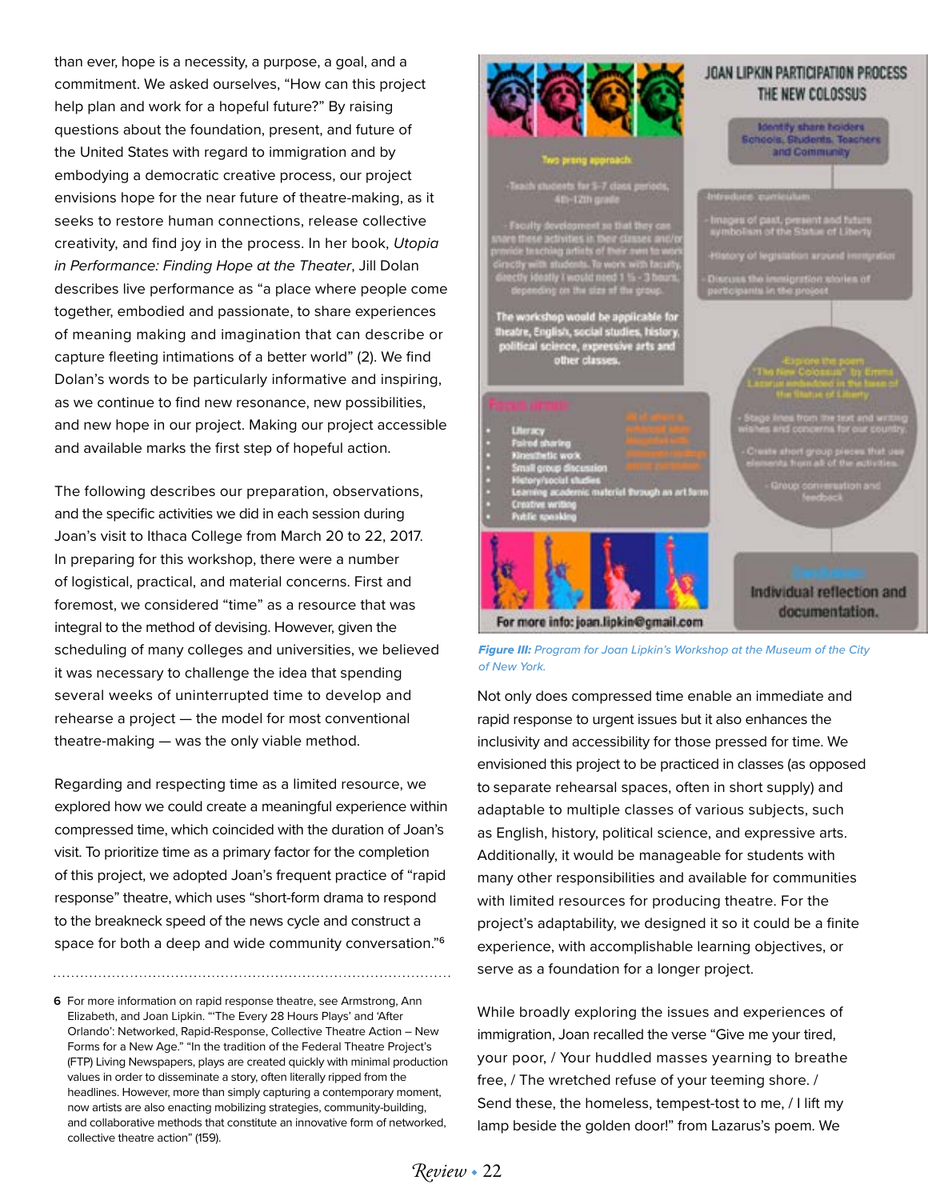than ever, hope is a necessity, a purpose, a goal, and a commitment. We asked ourselves, "How can this project help plan and work for a hopeful future?" By raising questions about the foundation, present, and future of the United States with regard to immigration and by embodying a democratic creative process, our project envisions hope for the near future of theatre-making, as it seeks to restore human connections, release collective creativity, and find joy in the process. In her book, *Utopia in Performance: Finding Hope at the Theater*, Jill Dolan describes live performance as "a place where people come together, embodied and passionate, to share experiences of meaning making and imagination that can describe or capture fleeting intimations of a better world" (2). We find Dolan's words to be particularly informative and inspiring, as we continue to find new resonance, new possibilities, and new hope in our project. Making our project accessible and available marks the first step of hopeful action.

The following describes our preparation, observations, and the specific activities we did in each session during Joan's visit to Ithaca College from March 20 to 22, 2017. In preparing for this workshop, there were a number of logistical, practical, and material concerns. First and foremost, we considered "time" as a resource that was integral to the method of devising. However, given the scheduling of many colleges and universities, we believed it was necessary to challenge the idea that spending several weeks of uninterrupted time to develop and rehearse a project — the model for most conventional theatre-making — was the only viable method.

Regarding and respecting time as a limited resource, we explored how we could create a meaningful experience within compressed time, which coincided with the duration of Joan's visit. To prioritize time as a primary factor for the completion of this project, we adopted Joan's frequent practice of "rapid response" theatre, which uses "short-form drama to respond to the breakneck speed of the news cycle and construct a space for both a deep and wide community conversation."[6]

JOAN LIPKIN PARTICIPATION PROCESS
THE NEW COLOSSUS

Identify share holders
Schools, Students, Teachers and Community

Two prong approach

-Teach students for 5-7 class periods, 4th-12th grade

- Faculty development so that they can share these activities in their classes and/or provide teaching artists of their own to work directly with students. To work with faculty, directly ideally I would need 1 ½ - 3 hours, depending on the size of the group.

The workshop would be applicable for theatre, English, social studies, history, political science, expressive arts and other classes.

Introduce curriculum

- Images of past, present and future symbolism of the Statue of Liberty

-History of legislation around immigration

- Discuss the immigration stories of participants in the project

-Explore the poem "The New Colossus" by Emma Lazarus embodied in the base of the Statue of Liberty

- Stage lines from the text and writing wishes and concerns for our country.

- Create short group pieces that use elements from all of the activities.

- Group conversation and feedback

Focus areas:

- Literacy
- Paired sharing
- Kinesthetic work
- Small group discussion
- History/social studies
- Learning academic material through an art form
- Creative writing
- Public speaking

All of which is embedded and integrated with common core standards

Conclusion

Individual reflection and documentation.

For more info: joan.lipkin@gmail.com

***Figure III:*** *Program for Joan Lipkin's Workshop at the Museum of the City of New York.*

Not only does compressed time enable an immediate and rapid response to urgent issues but it also enhances the inclusivity and accessibility for those pressed for time. We envisioned this project to be practiced in classes (as opposed to separate rehearsal spaces, often in short supply) and adaptable to multiple classes of various subjects, such as English, history, political science, and expressive arts. Additionally, it would be manageable for students with many other responsibilities and available for communities with limited resources for producing theatre. For the project's adaptability, we designed it so it could be a finite experience, with accomplishable learning objectives, or serve as a foundation for a longer project.

While broadly exploring the issues and experiences of immigration, Joan recalled the verse "Give me your tired, your poor, / Your huddled masses yearning to breathe free, / The wretched refuse of your teeming shore. / Send these, the homeless, tempest-tost to me, / I lift my lamp beside the golden door!" from Lazarus's poem. We

---

6 For more information on rapid response theatre, see Armstrong, Ann Elizabeth, and Joan Lipkin. "'The Every 28 Hours Plays' and 'After Orlando': Networked, Rapid-Response, Collective Theatre Action – New Forms for a New Age." "In the tradition of the Federal Theatre Project's (FTP) Living Newspapers, plays are created quickly with minimal production values in order to disseminate a story, often literally ripped from the headlines. However, more than simply capturing a contemporary moment, now artists are also enacting mobilizing strategies, community-building, and collaborative methods that constitute an innovative form of networked, collective theatre action" (159).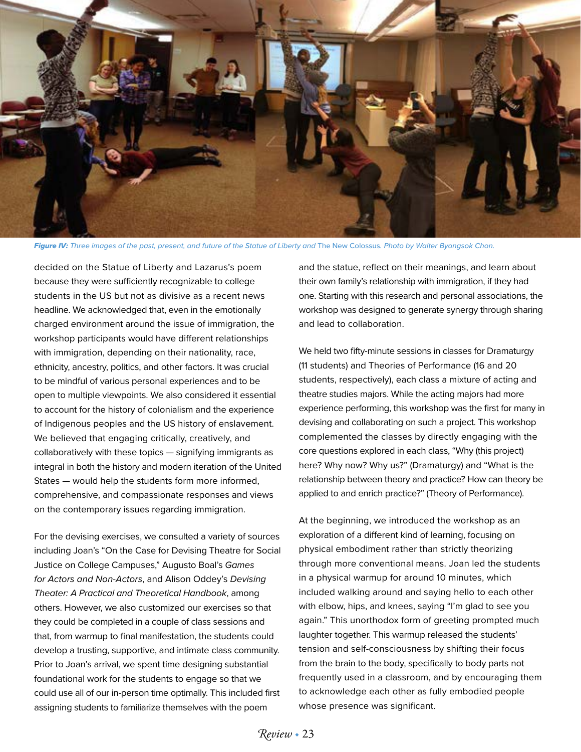***Figure IV:*** *Three images of the past, present, and future of the Statue of Liberty and* The New Colossus. *Photo by Walter Byongsok Chon.*

decided on the Statue of Liberty and Lazarus's poem because they were sufficiently recognizable to college students in the US but not as divisive as a recent news headline. We acknowledged that, even in the emotionally charged environment around the issue of immigration, the workshop participants would have different relationships with immigration, depending on their nationality, race, ethnicity, ancestry, politics, and other factors. It was crucial to be mindful of various personal experiences and to be open to multiple viewpoints. We also considered it essential to account for the history of colonialism and the experience of Indigenous peoples and the US history of enslavement. We believed that engaging critically, creatively, and collaboratively with these topics — signifying immigrants as integral in both the history and modern iteration of the United States — would help the students form more informed, comprehensive, and compassionate responses and views on the contemporary issues regarding immigration.

For the devising exercises, we consulted a variety of sources including Joan's "On the Case for Devising Theatre for Social Justice on College Campuses," Augusto Boal's *Games for Actors and Non-Actors*, and Alison Oddey's *Devising Theater: A Practical and Theoretical Handbook*, among others. However, we also customized our exercises so that they could be completed in a couple of class sessions and that, from warmup to final manifestation, the students could develop a trusting, supportive, and intimate class community. Prior to Joan's arrival, we spent time designing substantial foundational work for the students to engage so that we could use all of our in-person time optimally. This included first assigning students to familiarize themselves with the poem and the statue, reflect on their meanings, and learn about their own family's relationship with immigration, if they had one. Starting with this research and personal associations, the workshop was designed to generate synergy through sharing and lead to collaboration.

We held two fifty-minute sessions in classes for Dramaturgy (11 students) and Theories of Performance (16 and 20 students, respectively), each class a mixture of acting and theatre studies majors. While the acting majors had more experience performing, this workshop was the first for many in devising and collaborating on such a project. This workshop complemented the classes by directly engaging with the core questions explored in each class, "Why (this project) here? Why now? Why us?" (Dramaturgy) and "What is the relationship between theory and practice? How can theory be applied to and enrich practice?" (Theory of Performance).

At the beginning, we introduced the workshop as an exploration of a different kind of learning, focusing on physical embodiment rather than strictly theorizing through more conventional means. Joan led the students in a physical warmup for around 10 minutes, which included walking around and saying hello to each other with elbow, hips, and knees, saying "I'm glad to see you again." This unorthodox form of greeting prompted much laughter together. This warmup released the students' tension and self-consciousness by shifting their focus from the brain to the body, specifically to body parts not frequently used in a classroom, and by encouraging them to acknowledge each other as fully embodied people whose presence was significant.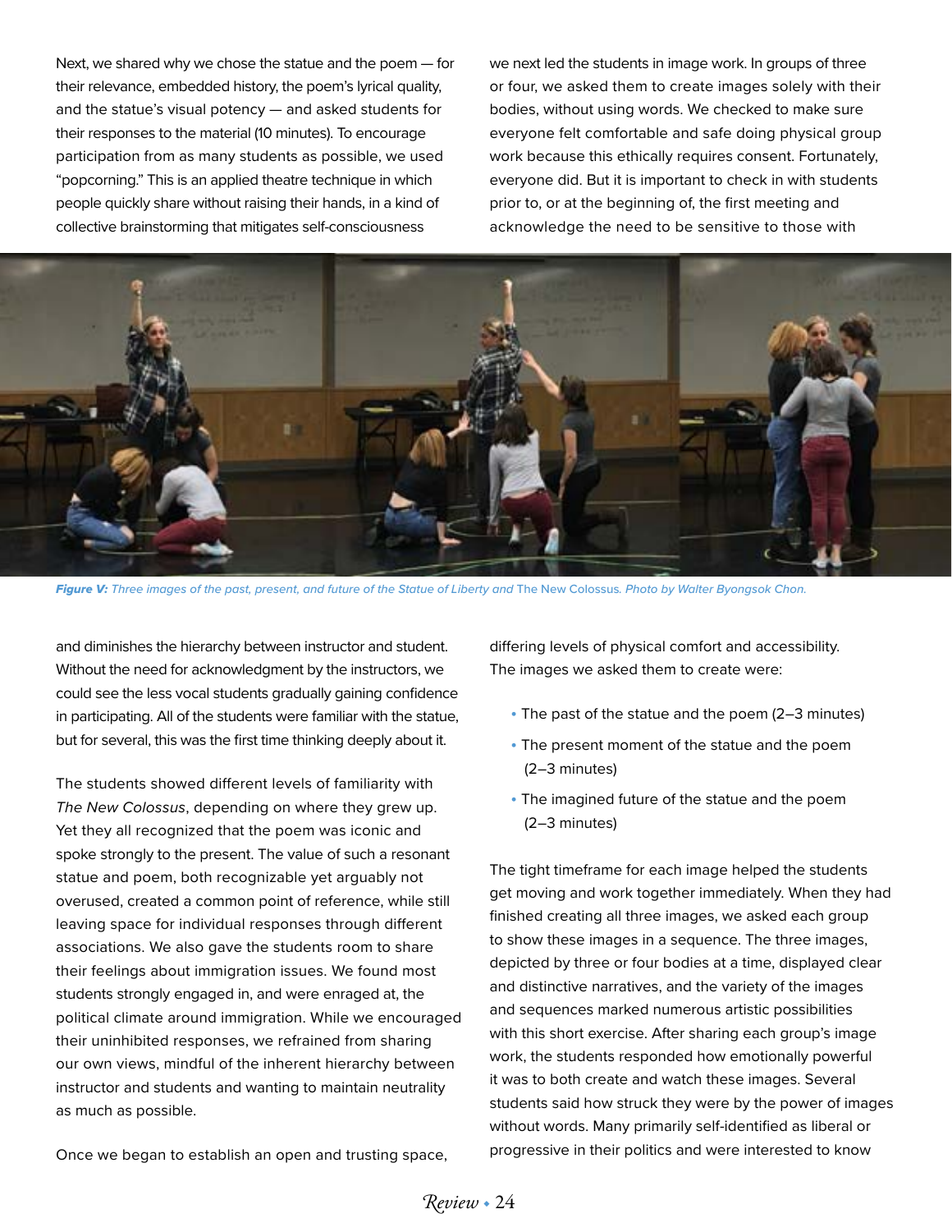Next, we shared why we chose the statue and the poem — for their relevance, embedded history, the poem's lyrical quality, and the statue's visual potency — and asked students for their responses to the material (10 minutes). To encourage participation from as many students as possible, we used "popcorning." This is an applied theatre technique in which people quickly share without raising their hands, in a kind of collective brainstorming that mitigates self-consciousness and diminishes the hierarchy between instructor and student. Without the need for acknowledgment by the instructors, we could see the less vocal students gradually gaining confidence in participating. All of the students were familiar with the statue, but for several, this was the first time thinking deeply about it.

The students showed different levels of familiarity with *The New Colossus*, depending on where they grew up. Yet they all recognized that the poem was iconic and spoke strongly to the present. The value of such a resonant statue and poem, both recognizable yet arguably not overused, created a common point of reference, while still leaving space for individual responses through different associations. We also gave the students room to share their feelings about immigration issues. We found most students strongly engaged in, and were enraged at, the political climate around immigration. While we encouraged their uninhibited responses, we refrained from sharing our own views, mindful of the inherent hierarchy between instructor and students and wanting to maintain neutrality as much as possible.

Once we began to establish an open and trusting space, we next led the students in image work. In groups of three or four, we asked them to create images solely with their bodies, without using words. We checked to make sure everyone felt comfortable and safe doing physical group work because this ethically requires consent. Fortunately, everyone did. But it is important to check in with students prior to, or at the beginning of, the first meeting and acknowledge the need to be sensitive to those with differing levels of physical comfort and accessibility. The images we asked them to create were:

- The past of the statue and the poem (2–3 minutes)
- The present moment of the statue and the poem (2–3 minutes)
- The imagined future of the statue and the poem (2–3 minutes)

The tight timeframe for each image helped the students get moving and work together immediately. When they had finished creating all three images, we asked each group to show these images in a sequence. The three images, depicted by three or four bodies at a time, displayed clear and distinctive narratives, and the variety of the images and sequences marked numerous artistic possibilities with this short exercise. After sharing each group's image work, the students responded how emotionally powerful it was to both create and watch these images. Several students said how struck they were by the power of images without words. Many primarily self-identified as liberal or progressive in their politics and were interested to know

***Figure V:*** *Three images of the past, present, and future of the Statue of Liberty and* The New Colossus. *Photo by Walter Byongsok Chon.*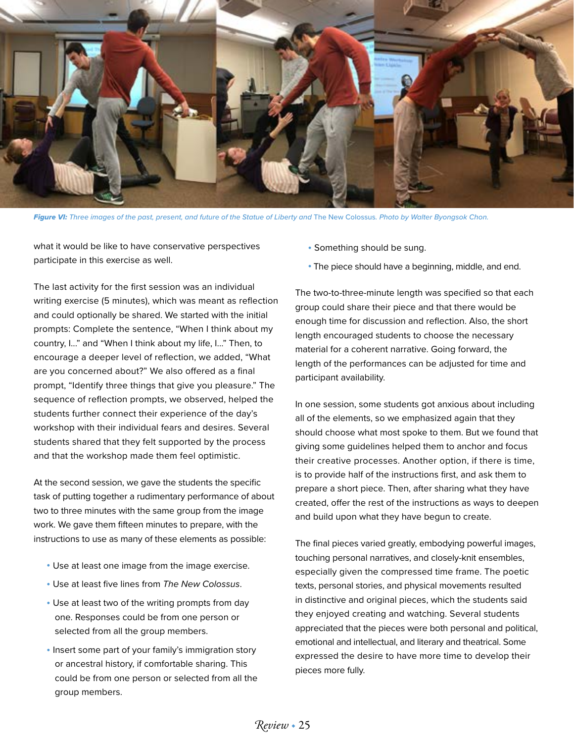*Figure VI: Three images of the past, present, and future of the Statue of Liberty and* The New Colossus. *Photo by Walter Byongsok Chon.*

what it would be like to have conservative perspectives participate in this exercise as well.

The last activity for the first session was an individual writing exercise (5 minutes), which was meant as reflection and could optionally be shared. We started with the initial prompts: Complete the sentence, "When I think about my country, I..." and "When I think about my life, I..." Then, to encourage a deeper level of reflection, we added, "What are you concerned about?" We also offered as a final prompt, "Identify three things that give you pleasure." The sequence of reflection prompts, we observed, helped the students further connect their experience of the day's workshop with their individual fears and desires. Several students shared that they felt supported by the process and that the workshop made them feel optimistic.

At the second session, we gave the students the specific task of putting together a rudimentary performance of about two to three minutes with the same group from the image work. We gave them fifteen minutes to prepare, with the instructions to use as many of these elements as possible:

- Use at least one image from the image exercise.
- Use at least five lines from *The New Colossus*.
- Use at least two of the writing prompts from day one. Responses could be from one person or selected from all the group members.
- Insert some part of your family's immigration story or ancestral history, if comfortable sharing. This could be from one person or selected from all the group members.
- Something should be sung.
- The piece should have a beginning, middle, and end.

The two-to-three-minute length was specified so that each group could share their piece and that there would be enough time for discussion and reflection. Also, the short length encouraged students to choose the necessary material for a coherent narrative. Going forward, the length of the performances can be adjusted for time and participant availability.

In one session, some students got anxious about including all of the elements, so we emphasized again that they should choose what most spoke to them. But we found that giving some guidelines helped them to anchor and focus their creative processes. Another option, if there is time, is to provide half of the instructions first, and ask them to prepare a short piece. Then, after sharing what they have created, offer the rest of the instructions as ways to deepen and build upon what they have begun to create.

The final pieces varied greatly, embodying powerful images, touching personal narratives, and closely-knit ensembles, especially given the compressed time frame. The poetic texts, personal stories, and physical movements resulted in distinctive and original pieces, which the students said they enjoyed creating and watching. Several students appreciated that the pieces were both personal and political, emotional and intellectual, and literary and theatrical. Some expressed the desire to have more time to develop their pieces more fully.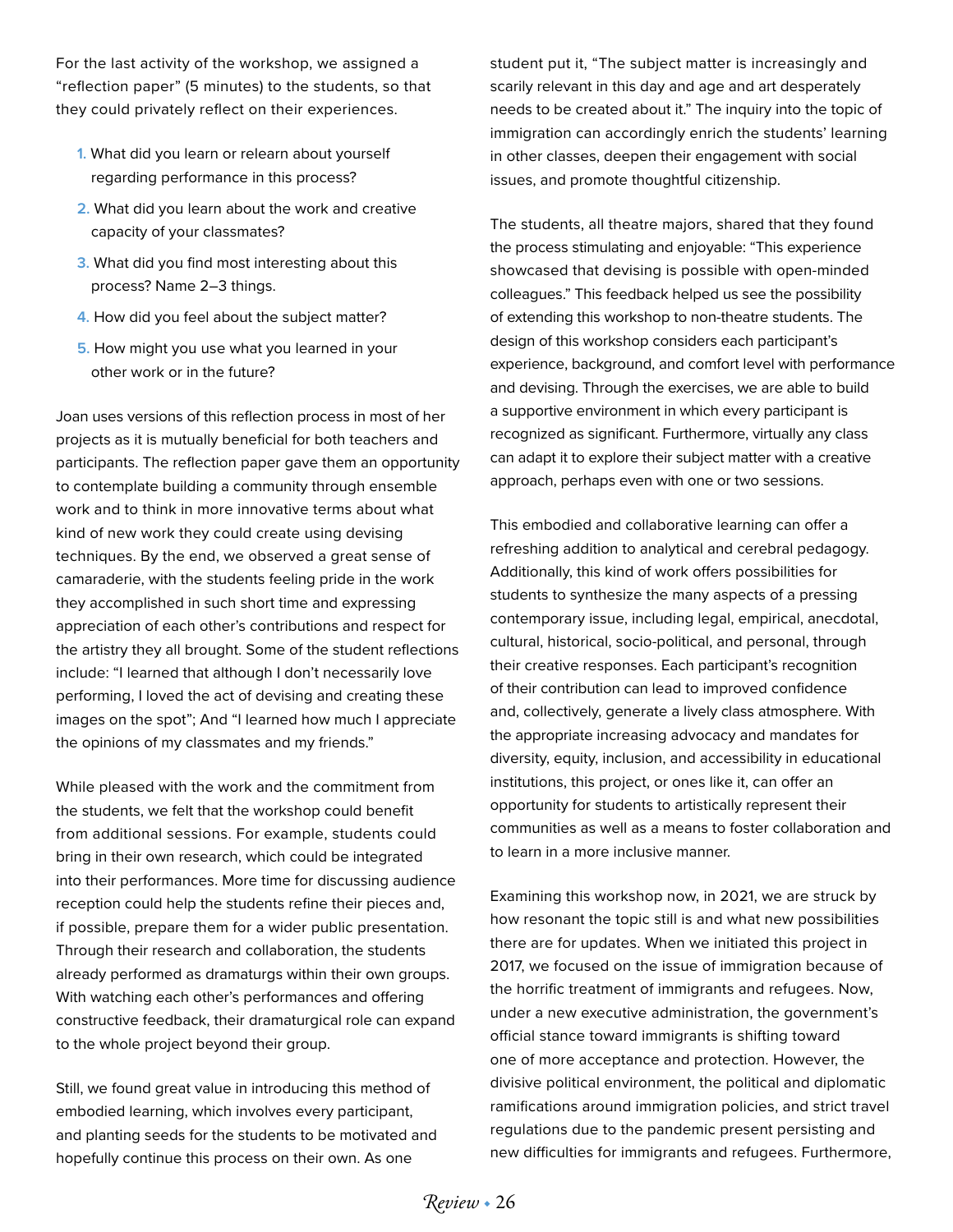For the last activity of the workshop, we assigned a "reflection paper" (5 minutes) to the students, so that they could privately reflect on their experiences.

1. What did you learn or relearn about yourself regarding performance in this process?
2. What did you learn about the work and creative capacity of your classmates?
3. What did you find most interesting about this process? Name 2–3 things.
4. How did you feel about the subject matter?
5. How might you use what you learned in your other work or in the future?

Joan uses versions of this reflection process in most of her projects as it is mutually beneficial for both teachers and participants. The reflection paper gave them an opportunity to contemplate building a community through ensemble work and to think in more innovative terms about what kind of new work they could create using devising techniques. By the end, we observed a great sense of camaraderie, with the students feeling pride in the work they accomplished in such short time and expressing appreciation of each other's contributions and respect for the artistry they all brought. Some of the student reflections include: "I learned that although I don't necessarily love performing, I loved the act of devising and creating these images on the spot"; And "I learned how much I appreciate the opinions of my classmates and my friends."

While pleased with the work and the commitment from the students, we felt that the workshop could benefit from additional sessions. For example, students could bring in their own research, which could be integrated into their performances. More time for discussing audience reception could help the students refine their pieces and, if possible, prepare them for a wider public presentation. Through their research and collaboration, the students already performed as dramaturgs within their own groups. With watching each other's performances and offering constructive feedback, their dramaturgical role can expand to the whole project beyond their group.

Still, we found great value in introducing this method of embodied learning, which involves every participant, and planting seeds for the students to be motivated and hopefully continue this process on their own. As one student put it, "The subject matter is increasingly and scarily relevant in this day and age and art desperately needs to be created about it." The inquiry into the topic of immigration can accordingly enrich the students' learning in other classes, deepen their engagement with social issues, and promote thoughtful citizenship.

The students, all theatre majors, shared that they found the process stimulating and enjoyable: "This experience showcased that devising is possible with open-minded colleagues." This feedback helped us see the possibility of extending this workshop to non-theatre students. The design of this workshop considers each participant's experience, background, and comfort level with performance and devising. Through the exercises, we are able to build a supportive environment in which every participant is recognized as significant. Furthermore, virtually any class can adapt it to explore their subject matter with a creative approach, perhaps even with one or two sessions.

This embodied and collaborative learning can offer a refreshing addition to analytical and cerebral pedagogy. Additionally, this kind of work offers possibilities for students to synthesize the many aspects of a pressing contemporary issue, including legal, empirical, anecdotal, cultural, historical, socio-political, and personal, through their creative responses. Each participant's recognition of their contribution can lead to improved confidence and, collectively, generate a lively class atmosphere. With the appropriate increasing advocacy and mandates for diversity, equity, inclusion, and accessibility in educational institutions, this project, or ones like it, can offer an opportunity for students to artistically represent their communities as well as a means to foster collaboration and to learn in a more inclusive manner.

Examining this workshop now, in 2021, we are struck by how resonant the topic still is and what new possibilities there are for updates. When we initiated this project in 2017, we focused on the issue of immigration because of the horrific treatment of immigrants and refugees. Now, under a new executive administration, the government's official stance toward immigrants is shifting toward one of more acceptance and protection. However, the divisive political environment, the political and diplomatic ramifications around immigration policies, and strict travel regulations due to the pandemic present persisting and new difficulties for immigrants and refugees. Furthermore,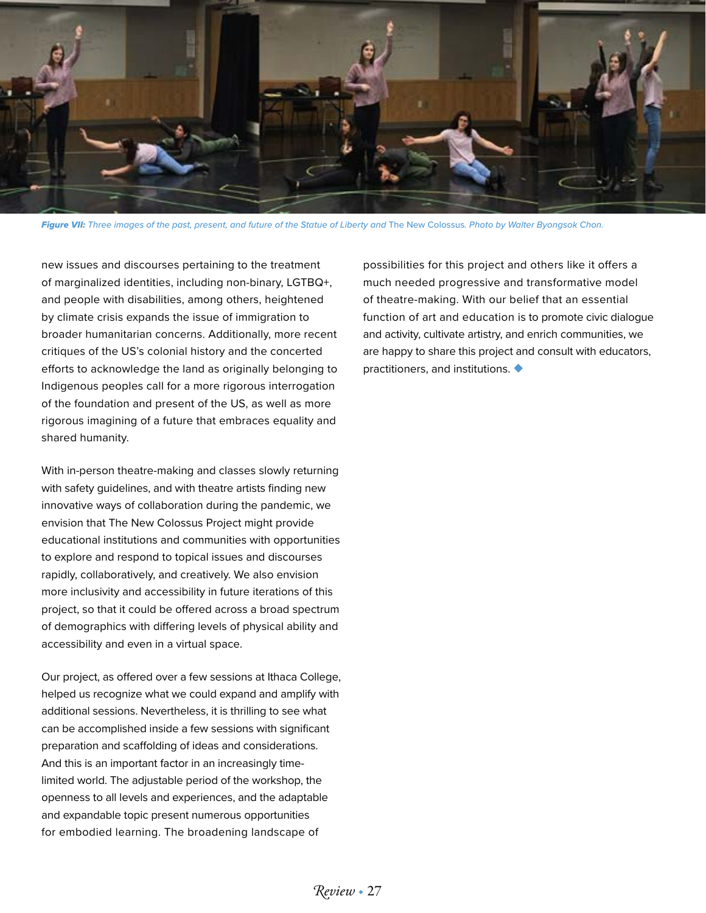***Figure VII:*** *Three images of the past, present, and future of the Statue of Liberty and* The New Colossus*. Photo by Walter Byongsok Chon.*

new issues and discourses pertaining to the treatment of marginalized identities, including non-binary, LGTBQ+, and people with disabilities, among others, heightened by climate crisis expands the issue of immigration to broader humanitarian concerns. Additionally, more recent critiques of the US's colonial history and the concerted efforts to acknowledge the land as originally belonging to Indigenous peoples call for a more rigorous interrogation of the foundation and present of the US, as well as more rigorous imagining of a future that embraces equality and shared humanity.

With in-person theatre-making and classes slowly returning with safety guidelines, and with theatre artists finding new innovative ways of collaboration during the pandemic, we envision that The New Colossus Project might provide educational institutions and communities with opportunities to explore and respond to topical issues and discourses rapidly, collaboratively, and creatively. We also envision more inclusivity and accessibility in future iterations of this project, so that it could be offered across a broad spectrum of demographics with differing levels of physical ability and accessibility and even in a virtual space.

Our project, as offered over a few sessions at Ithaca College, helped us recognize what we could expand and amplify with additional sessions. Nevertheless, it is thrilling to see what can be accomplished inside a few sessions with significant preparation and scaffolding of ideas and considerations. And this is an important factor in an increasingly time-limited world. The adjustable period of the workshop, the openness to all levels and experiences, and the adaptable and expandable topic present numerous opportunities for embodied learning. The broadening landscape of possibilities for this project and others like it offers a much needed progressive and transformative model of theatre-making. With our belief that an essential function of art and education is to promote civic dialogue and activity, cultivate artistry, and enrich communities, we are happy to share this project and consult with educators, practitioners, and institutions. ◆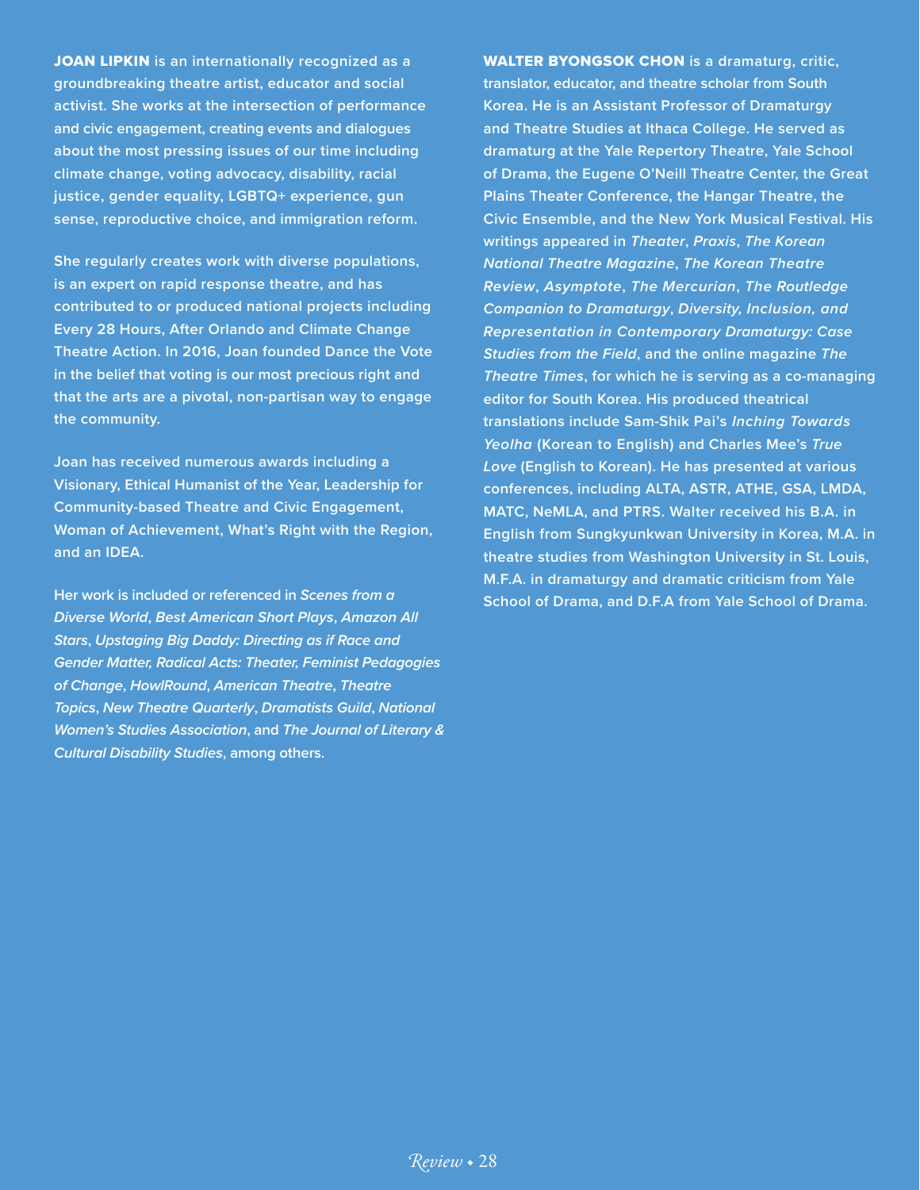**JOAN LIPKIN** is an internationally recognized as a groundbreaking theatre artist, educator and social activist. She works at the intersection of performance and civic engagement, creating events and dialogues about the most pressing issues of our time including climate change, voting advocacy, disability, racial justice, gender equality, LGBTQ+ experience, gun sense, reproductive choice, and immigration reform.

She regularly creates work with diverse populations, is an expert on rapid response theatre, and has contributed to or produced national projects including Every 28 Hours, After Orlando and Climate Change Theatre Action. In 2016, Joan founded Dance the Vote in the belief that voting is our most precious right and that the arts are a pivotal, non-partisan way to engage the community.

Joan has received numerous awards including a Visionary, Ethical Humanist of the Year, Leadership for Community-based Theatre and Civic Engagement, Woman of Achievement, What's Right with the Region, and an IDEA.

Her work is included or referenced in *Scenes from a Diverse World*, *Best American Short Plays*, *Amazon All Stars*, *Upstaging Big Daddy: Directing as if Race and Gender Matter, Radical Acts: Theater, Feminist Pedagogies of Change*, *HowlRound*, *American Theatre*, *Theatre Topics*, *New Theatre Quarterly*, *Dramatists Guild*, *National Women's Studies Association*, and *The Journal of Literary & Cultural Disability Studies*, among others.

**WALTER BYONGSOK CHON** is a dramaturg, critic, translator, educator, and theatre scholar from South Korea. He is an Assistant Professor of Dramaturgy and Theatre Studies at Ithaca College. He served as dramaturg at the Yale Repertory Theatre, Yale School of Drama, the Eugene O'Neill Theatre Center, the Great Plains Theater Conference, the Hangar Theatre, the Civic Ensemble, and the New York Musical Festival. His writings appeared in *Theater*, *Praxis*, *The Korean National Theatre Magazine*, *The Korean Theatre Review*, *Asymptote*, *The Mercurian*, *The Routledge Companion to Dramaturgy*, *Diversity, Inclusion, and Representation in Contemporary Dramaturgy: Case Studies from the Field*, and the online magazine *The Theatre Times*, for which he is serving as a co-managing editor for South Korea. His produced theatrical translations include Sam-Shik Pai's *Inching Towards Yeolha* (Korean to English) and Charles Mee's *True Love* (English to Korean). He has presented at various conferences, including ALTA, ASTR, ATHE, GSA, LMDA, MATC, NeMLA, and PTRS. Walter received his B.A. in English from Sungkyunkwan University in Korea, M.A. in theatre studies from Washington University in St. Louis, M.F.A. in dramaturgy and dramatic criticism from Yale School of Drama, and D.F.A from Yale School of Drama.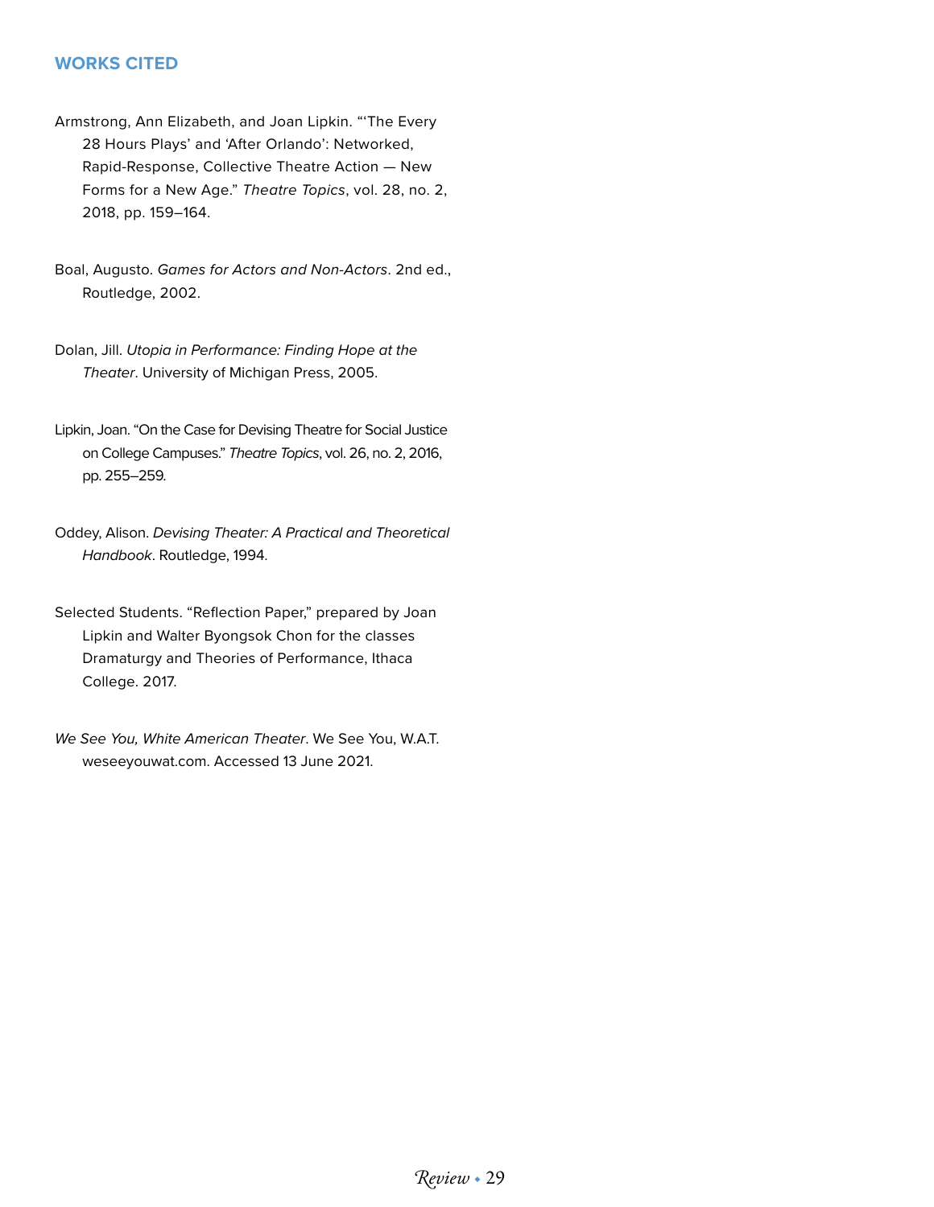## WORKS CITED

Armstrong, Ann Elizabeth, and Joan Lipkin. "'The Every 28 Hours Plays' and 'After Orlando': Networked, Rapid-Response, Collective Theatre Action — New Forms for a New Age." *Theatre Topics*, vol. 28, no. 2, 2018, pp. 159–164.

Boal, Augusto. *Games for Actors and Non-Actors*. 2nd ed., Routledge, 2002.

Dolan, Jill. *Utopia in Performance: Finding Hope at the Theater*. University of Michigan Press, 2005.

Lipkin, Joan. "On the Case for Devising Theatre for Social Justice on College Campuses." *Theatre Topics*, vol. 26, no. 2, 2016, pp. 255–259.

Oddey, Alison. *Devising Theater: A Practical and Theoretical Handbook*. Routledge, 1994.

Selected Students. "Reflection Paper," prepared by Joan Lipkin and Walter Byongsok Chon for the classes Dramaturgy and Theories of Performance, Ithaca College. 2017.

*We See You, White American Theater*. We See You, W.A.T. weseeyouwat.com. Accessed 13 June 2021.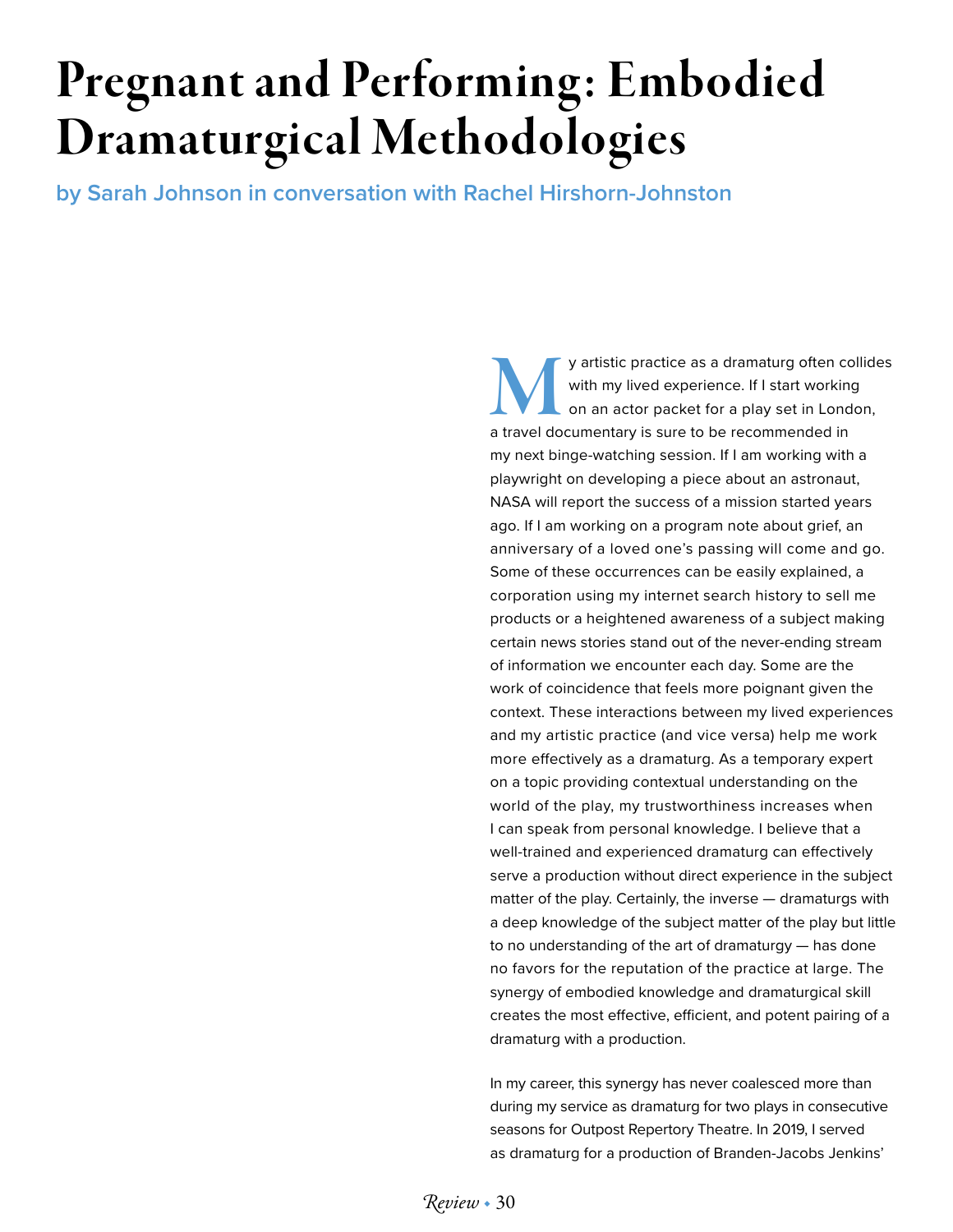# Pregnant and Performing: Embodied Dramaturgical Methodologies

**by Sarah Johnson in conversation with Rachel Hirshorn-Johnston**

My artistic practice as a dramaturg often collides with my lived experience. If I start working on an actor packet for a play set in London, a travel documentary is sure to be recommended in my next binge-watching session. If I am working with a playwright on developing a piece about an astronaut, NASA will report the success of a mission started years ago. If I am working on a program note about grief, an anniversary of a loved one's passing will come and go. Some of these occurrences can be easily explained, a corporation using my internet search history to sell me products or a heightened awareness of a subject making certain news stories stand out of the never-ending stream of information we encounter each day. Some are the work of coincidence that feels more poignant given the context. These interactions between my lived experiences and my artistic practice (and vice versa) help me work more effectively as a dramaturg. As a temporary expert on a topic providing contextual understanding on the world of the play, my trustworthiness increases when I can speak from personal knowledge. I believe that a well-trained and experienced dramaturg can effectively serve a production without direct experience in the subject matter of the play. Certainly, the inverse — dramaturgs with a deep knowledge of the subject matter of the play but little to no understanding of the art of dramaturgy — has done no favors for the reputation of the practice at large. The synergy of embodied knowledge and dramaturgical skill creates the most effective, efficient, and potent pairing of a dramaturg with a production.

In my career, this synergy has never coalesced more than during my service as dramaturg for two plays in consecutive seasons for Outpost Repertory Theatre. In 2019, I served as dramaturg for a production of Branden-Jacobs Jenkins'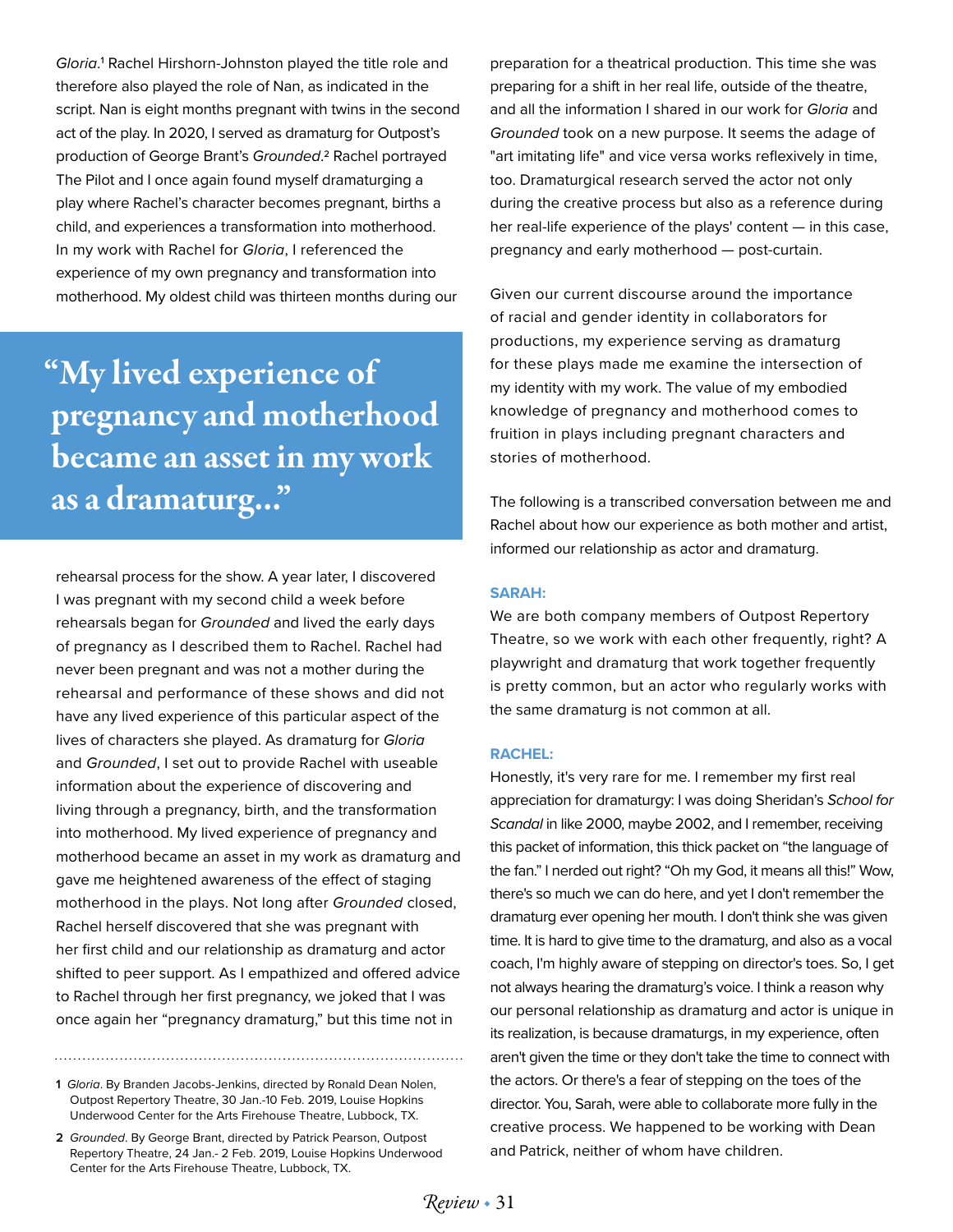*Gloria*.[1] Rachel Hirshorn-Johnston played the title role and therefore also played the role of Nan, as indicated in the script. Nan is eight months pregnant with twins in the second act of the play. In 2020, I served as dramaturg for Outpost's production of George Brant's *Grounded*.[2] Rachel portrayed The Pilot and I once again found myself dramaturging a play where Rachel's character becomes pregnant, births a child, and experiences a transformation into motherhood. In my work with Rachel for *Gloria*, I referenced the experience of my own pregnancy and transformation into motherhood. My oldest child was thirteen months during our rehearsal process for the show. A year later, I discovered I was pregnant with my second child a week before rehearsals began for *Grounded* and lived the early days of pregnancy as I described them to Rachel. Rachel had never been pregnant and was not a mother during the rehearsal and performance of these shows and did not have any lived experience of this particular aspect of the lives of characters she played. As dramaturg for *Gloria* and *Grounded*, I set out to provide Rachel with useable information about the experience of discovering and living through a pregnancy, birth, and the transformation into motherhood. My lived experience of pregnancy and motherhood became an asset in my work as dramaturg and gave me heightened awareness of the effect of staging motherhood in the plays. Not long after *Grounded* closed, Rachel herself discovered that she was pregnant with her first child and our relationship as dramaturg and actor shifted to peer support. As I empathized and offered advice to Rachel through her first pregnancy, we joked that I was once again her "pregnancy dramaturg," but this time not in preparation for a theatrical production. This time she was preparing for a shift in her real life, outside of the theatre, and all the information I shared in our work for *Gloria* and *Grounded* took on a new purpose. It seems the adage of "art imitating life" and vice versa works reflexively in time, too. Dramaturgical research served the actor not only during the creative process but also as a reference during her real-life experience of the plays' content — in this case, pregnancy and early motherhood — post-curtain.

> "My lived experience of pregnancy and motherhood became an asset in my work as a dramaturg..."

Given our current discourse around the importance of racial and gender identity in collaborators for productions, my experience serving as dramaturg for these plays made me examine the intersection of my identity with my work. The value of my embodied knowledge of pregnancy and motherhood comes to fruition in plays including pregnant characters and stories of motherhood.

The following is a transcribed conversation between me and Rachel about how our experience as both mother and artist, informed our relationship as actor and dramaturg.

**SARAH:**
We are both company members of Outpost Repertory Theatre, so we work with each other frequently, right? A playwright and dramaturg that work together frequently is pretty common, but an actor who regularly works with the same dramaturg is not common at all.

**RACHEL:**
Honestly, it's very rare for me. I remember my first real appreciation for dramaturgy: I was doing Sheridan's *School for Scandal* in like 2000, maybe 2002, and I remember, receiving this packet of information, this thick packet on "the language of the fan." I nerded out right? "Oh my God, it means all this!" Wow, there's so much we can do here, and yet I don't remember the dramaturg ever opening her mouth. I don't think she was given time. It is hard to give time to the dramaturg, and also as a vocal coach, I'm highly aware of stepping on director's toes. So, I get not always hearing the dramaturg's voice. I think a reason why our personal relationship as dramaturg and actor is unique in its realization, is because dramaturgs, in my experience, often aren't given the time or they don't take the time to connect with the actors. Or there's a fear of stepping on the toes of the director. You, Sarah, were able to collaborate more fully in the creative process. We happened to be working with Dean and Patrick, neither of whom have children.

---

1 *Gloria*. By Branden Jacobs-Jenkins, directed by Ronald Dean Nolen, Outpost Repertory Theatre, 30 Jan.-10 Feb. 2019, Louise Hopkins Underwood Center for the Arts Firehouse Theatre, Lubbock, TX.

2 *Grounded*. By George Brant, directed by Patrick Pearson, Outpost Repertory Theatre, 24 Jan.- 2 Feb. 2019, Louise Hopkins Underwood Center for the Arts Firehouse Theatre, Lubbock, TX.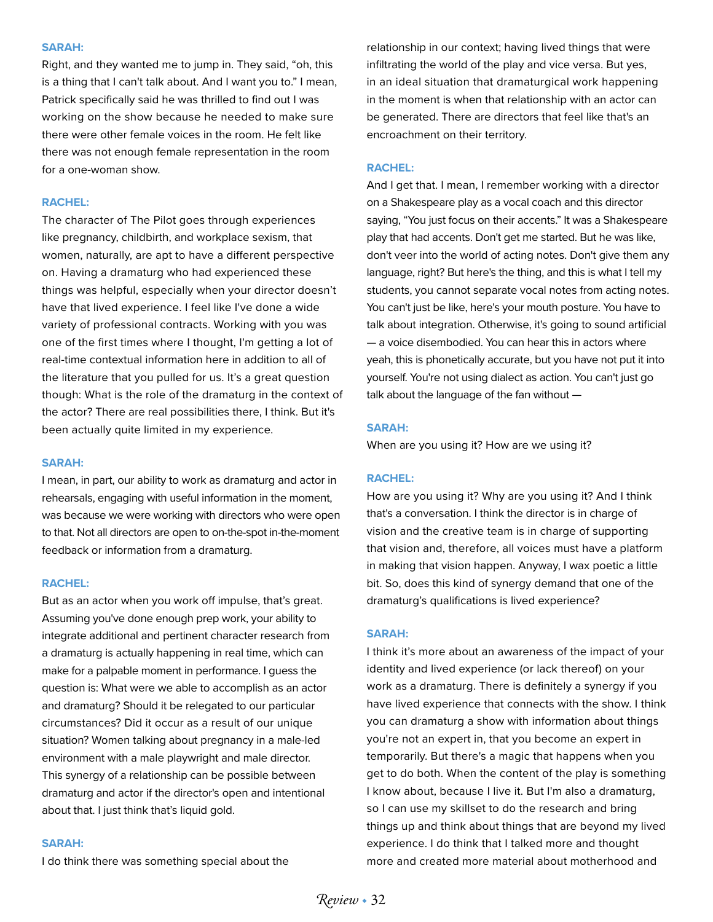**SARAH:**
Right, and they wanted me to jump in. They said, "oh, this is a thing that I can't talk about. And I want you to." I mean, Patrick specifically said he was thrilled to find out I was working on the show because he needed to make sure there were other female voices in the room. He felt like there was not enough female representation in the room for a one-woman show.

**RACHEL:**
The character of The Pilot goes through experiences like pregnancy, childbirth, and workplace sexism, that women, naturally, are apt to have a different perspective on. Having a dramaturg who had experienced these things was helpful, especially when your director doesn't have that lived experience. I feel like I've done a wide variety of professional contracts. Working with you was one of the first times where I thought, I'm getting a lot of real-time contextual information here in addition to all of the literature that you pulled for us. It's a great question though: What is the role of the dramaturg in the context of the actor? There are real possibilities there, I think. But it's been actually quite limited in my experience.

**SARAH:**
I mean, in part, our ability to work as dramaturg and actor in rehearsals, engaging with useful information in the moment, was because we were working with directors who were open to that. Not all directors are open to on-the-spot in-the-moment feedback or information from a dramaturg.

**RACHEL:**
But as an actor when you work off impulse, that's great. Assuming you've done enough prep work, your ability to integrate additional and pertinent character research from a dramaturg is actually happening in real time, which can make for a palpable moment in performance. I guess the question is: What were we able to accomplish as an actor and dramaturg? Should it be relegated to our particular circumstances? Did it occur as a result of our unique situation? Women talking about pregnancy in a male-led environment with a male playwright and male director. This synergy of a relationship can be possible between dramaturg and actor if the director's open and intentional about that. I just think that's liquid gold.

**SARAH:**
I do think there was something special about the relationship in our context; having lived things that were infiltrating the world of the play and vice versa. But yes, in an ideal situation that dramaturgical work happening in the moment is when that relationship with an actor can be generated. There are directors that feel like that's an encroachment on their territory.

**RACHEL:**
And I get that. I mean, I remember working with a director on a Shakespeare play as a vocal coach and this director saying, "You just focus on their accents." It was a Shakespeare play that had accents. Don't get me started. But he was like, don't veer into the world of acting notes. Don't give them any language, right? But here's the thing, and this is what I tell my students, you cannot separate vocal notes from acting notes. You can't just be like, here's your mouth posture. You have to talk about integration. Otherwise, it's going to sound artificial — a voice disembodied. You can hear this in actors where yeah, this is phonetically accurate, but you have not put it into yourself. You're not using dialect as action. You can't just go talk about the language of the fan without —

**SARAH:**
When are you using it? How are we using it?

**RACHEL:**
How are you using it? Why are you using it? And I think that's a conversation. I think the director is in charge of vision and the creative team is in charge of supporting that vision and, therefore, all voices must have a platform in making that vision happen. Anyway, I wax poetic a little bit. So, does this kind of synergy demand that one of the dramaturg's qualifications is lived experience?

**SARAH:**
I think it's more about an awareness of the impact of your identity and lived experience (or lack thereof) on your work as a dramaturg. There is definitely a synergy if you have lived experience that connects with the show. I think you can dramaturg a show with information about things you're not an expert in, that you become an expert in temporarily. But there's a magic that happens when you get to do both. When the content of the play is something I know about, because I live it. But I'm also a dramaturg, so I can use my skillset to do the research and bring things up and think about things that are beyond my lived experience. I do think that I talked more and thought more and created more material about motherhood and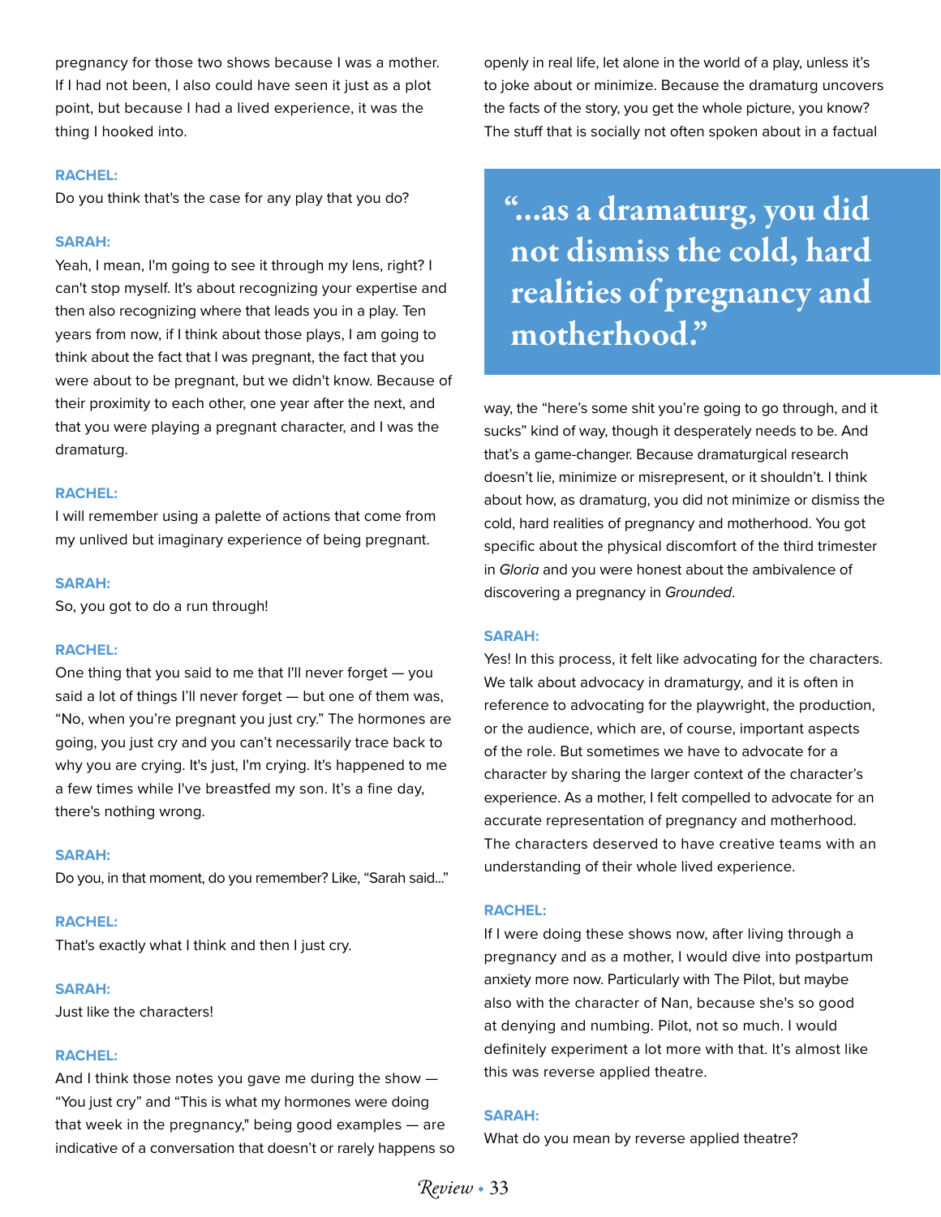pregnancy for those two shows because I was a mother. If I had not been, I also could have seen it just as a plot point, but because I had a lived experience, it was the thing I hooked into.

**RACHEL:**
Do you think that's the case for any play that you do?

**SARAH:**
Yeah, I mean, I'm going to see it through my lens, right? I can't stop myself. It's about recognizing your expertise and then also recognizing where that leads you in a play. Ten years from now, if I think about those plays, I am going to think about the fact that I was pregnant, the fact that you were about to be pregnant, but we didn't know. Because of their proximity to each other, one year after the next, and that you were playing a pregnant character, and I was the dramaturg.

**RACHEL:**
I will remember using a palette of actions that come from my unlived but imaginary experience of being pregnant.

**SARAH:**
So, you got to do a run through!

**RACHEL:**
One thing that you said to me that I'll never forget — you said a lot of things I'll never forget — but one of them was, "No, when you're pregnant you just cry." The hormones are going, you just cry and you can't necessarily trace back to why you are crying. It's just, I'm crying. It's happened to me a few times while I've breastfed my son. It's a fine day, there's nothing wrong.

**SARAH:**
Do you, in that moment, do you remember? Like, "Sarah said..."

**RACHEL:**
That's exactly what I think and then I just cry.

**SARAH:**
Just like the characters!

**RACHEL:**
And I think those notes you gave me during the show — "You just cry" and "This is what my hormones were doing that week in the pregnancy," being good examples — are indicative of a conversation that doesn't or rarely happens so openly in real life, let alone in the world of a play, unless it's to joke about or minimize. Because the dramaturg uncovers the facts of the story, you get the whole picture, you know? The stuff that is socially not often spoken about in a factual way, the "here's some shit you're going to go through, and it sucks" kind of way, though it desperately needs to be. And that's a game-changer. Because dramaturgical research doesn't lie, minimize or misrepresent, or it shouldn't. I think about how, as dramaturg, you did not minimize or dismiss the cold, hard realities of pregnancy and motherhood. You got specific about the physical discomfort of the third trimester in *Gloria* and you were honest about the ambivalence of discovering a pregnancy in *Grounded*.

> "...as a dramaturg, you did not dismiss the cold, hard realities of pregnancy and motherhood."

**SARAH:**
Yes! In this process, it felt like advocating for the characters. We talk about advocacy in dramaturgy, and it is often in reference to advocating for the playwright, the production, or the audience, which are, of course, important aspects of the role. But sometimes we have to advocate for a character by sharing the larger context of the character's experience. As a mother, I felt compelled to advocate for an accurate representation of pregnancy and motherhood. The characters deserved to have creative teams with an understanding of their whole lived experience.

**RACHEL:**
If I were doing these shows now, after living through a pregnancy and as a mother, I would dive into postpartum anxiety more now. Particularly with The Pilot, but maybe also with the character of Nan, because she's so good at denying and numbing. Pilot, not so much. I would definitely experiment a lot more with that. It's almost like this was reverse applied theatre.

**SARAH:**
What do you mean by reverse applied theatre?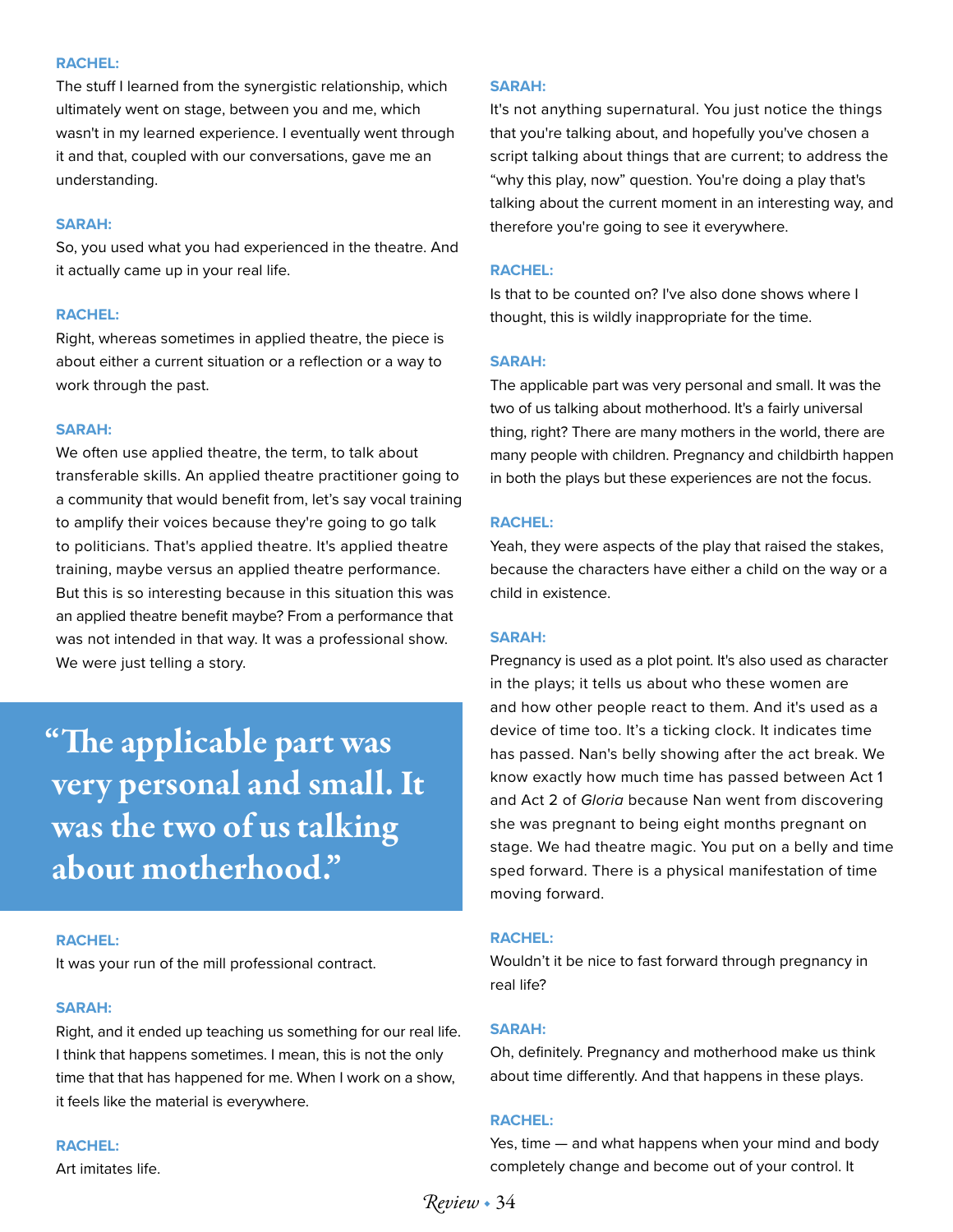**RACHEL:**
The stuff I learned from the synergistic relationship, which ultimately went on stage, between you and me, which wasn't in my learned experience. I eventually went through it and that, coupled with our conversations, gave me an understanding.

**SARAH:**
So, you used what you had experienced in the theatre. And it actually came up in your real life.

**RACHEL:**
Right, whereas sometimes in applied theatre, the piece is about either a current situation or a reflection or a way to work through the past.

**SARAH:**
We often use applied theatre, the term, to talk about transferable skills. An applied theatre practitioner going to a community that would benefit from, let's say vocal training to amplify their voices because they're going to go talk to politicians. That's applied theatre. It's applied theatre training, maybe versus an applied theatre performance. But this is so interesting because in this situation this was an applied theatre benefit maybe? From a performance that was not intended in that way. It was a professional show. We were just telling a story.

> "The applicable part was very personal and small. It was the two of us talking about motherhood."

**RACHEL:**
It was your run of the mill professional contract.

**SARAH:**
Right, and it ended up teaching us something for our real life. I think that happens sometimes. I mean, this is not the only time that that has happened for me. When I work on a show, it feels like the material is everywhere.

**RACHEL:**
Art imitates life.

**SARAH:**
It's not anything supernatural. You just notice the things that you're talking about, and hopefully you've chosen a script talking about things that are current; to address the "why this play, now" question. You're doing a play that's talking about the current moment in an interesting way, and therefore you're going to see it everywhere.

**RACHEL:**
Is that to be counted on? I've also done shows where I thought, this is wildly inappropriate for the time.

**SARAH:**
The applicable part was very personal and small. It was the two of us talking about motherhood. It's a fairly universal thing, right? There are many mothers in the world, there are many people with children. Pregnancy and childbirth happen in both the plays but these experiences are not the focus.

**RACHEL:**
Yeah, they were aspects of the play that raised the stakes, because the characters have either a child on the way or a child in existence.

**SARAH:**
Pregnancy is used as a plot point. It's also used as character in the plays; it tells us about who these women are and how other people react to them. And it's used as a device of time too. It's a ticking clock. It indicates time has passed. Nan's belly showing after the act break. We know exactly how much time has passed between Act 1 and Act 2 of *Gloria* because Nan went from discovering she was pregnant to being eight months pregnant on stage. We had theatre magic. You put on a belly and time sped forward. There is a physical manifestation of time moving forward.

**RACHEL:**
Wouldn't it be nice to fast forward through pregnancy in real life?

**SARAH:**
Oh, definitely. Pregnancy and motherhood make us think about time differently. And that happens in these plays.

**RACHEL:**
Yes, time — and what happens when your mind and body completely change and become out of your control. It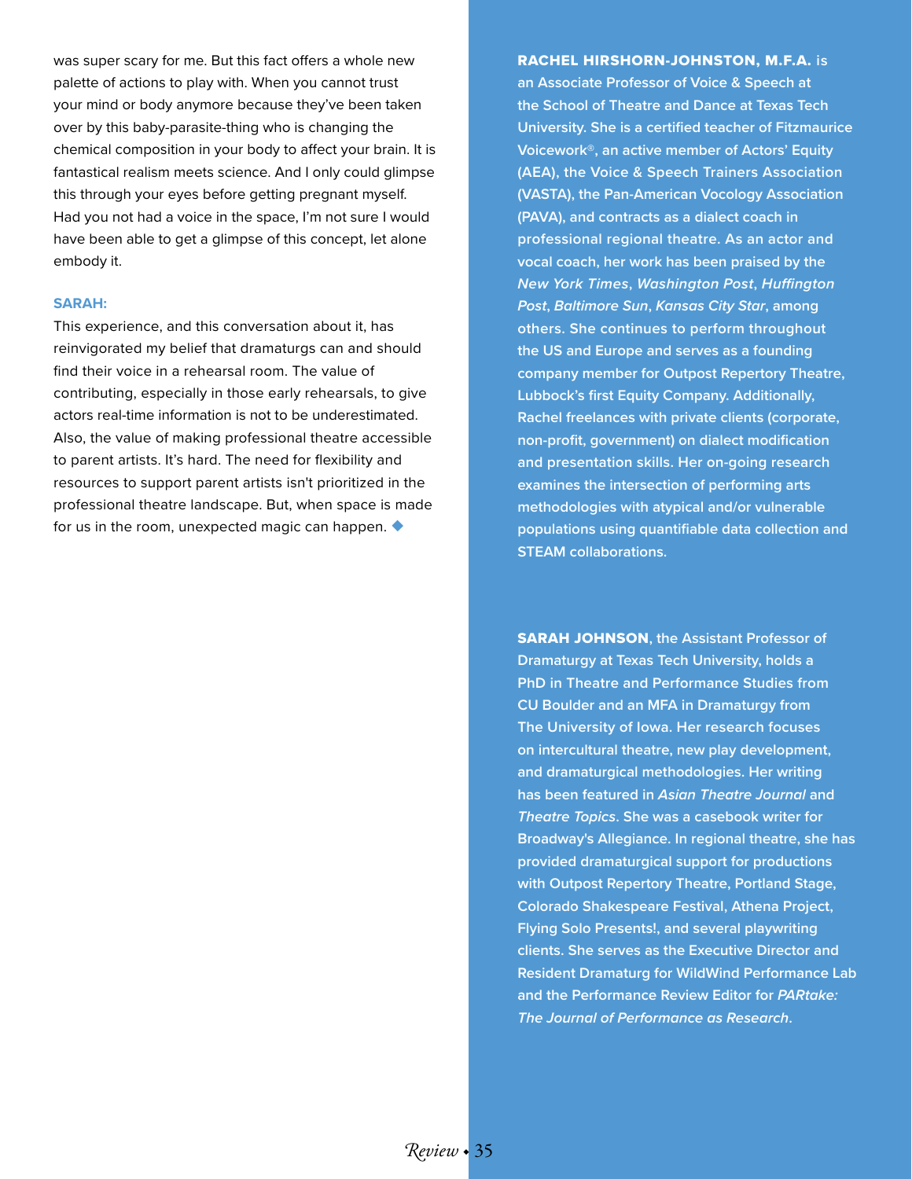was super scary for me. But this fact offers a whole new palette of actions to play with. When you cannot trust your mind or body anymore because they've been taken over by this baby-parasite-thing who is changing the chemical composition in your body to affect your brain. It is fantastical realism meets science. And I only could glimpse this through your eyes before getting pregnant myself. Had you not had a voice in the space, I'm not sure I would have been able to get a glimpse of this concept, let alone embody it.

**SARAH:**

This experience, and this conversation about it, has reinvigorated my belief that dramaturgs can and should find their voice in a rehearsal room. The value of contributing, especially in those early rehearsals, to give actors real-time information is not to be underestimated. Also, the value of making professional theatre accessible to parent artists. It's hard. The need for flexibility and resources to support parent artists isn't prioritized in the professional theatre landscape. But, when space is made for us in the room, unexpected magic can happen. ◆

**RACHEL HIRSHORN-JOHNSTON, M.F.A.** is an Associate Professor of Voice & Speech at the School of Theatre and Dance at Texas Tech University. She is a certified teacher of Fitzmaurice Voicework®, an active member of Actors' Equity (AEA), the Voice & Speech Trainers Association (VASTA), the Pan-American Vocology Association (PAVA), and contracts as a dialect coach in professional regional theatre. As an actor and vocal coach, her work has been praised by the *New York Times*, *Washington Post*, *Huffington Post*, *Baltimore Sun*, *Kansas City Star*, among others. She continues to perform throughout the US and Europe and serves as a founding company member for Outpost Repertory Theatre, Lubbock's first Equity Company. Additionally, Rachel freelances with private clients (corporate, non-profit, government) on dialect modification and presentation skills. Her on-going research examines the intersection of performing arts methodologies with atypical and/or vulnerable populations using quantifiable data collection and STEAM collaborations.

**SARAH JOHNSON**, the Assistant Professor of Dramaturgy at Texas Tech University, holds a PhD in Theatre and Performance Studies from CU Boulder and an MFA in Dramaturgy from The University of Iowa. Her research focuses on intercultural theatre, new play development, and dramaturgical methodologies. Her writing has been featured in *Asian Theatre Journal* and *Theatre Topics*. She was a casebook writer for Broadway's Allegiance. In regional theatre, she has provided dramaturgical support for productions with Outpost Repertory Theatre, Portland Stage, Colorado Shakespeare Festival, Athena Project, Flying Solo Presents!, and several playwriting clients. She serves as the Executive Director and Resident Dramaturg for WildWind Performance Lab and the Performance Review Editor for *PARtake: The Journal of Performance as Research*.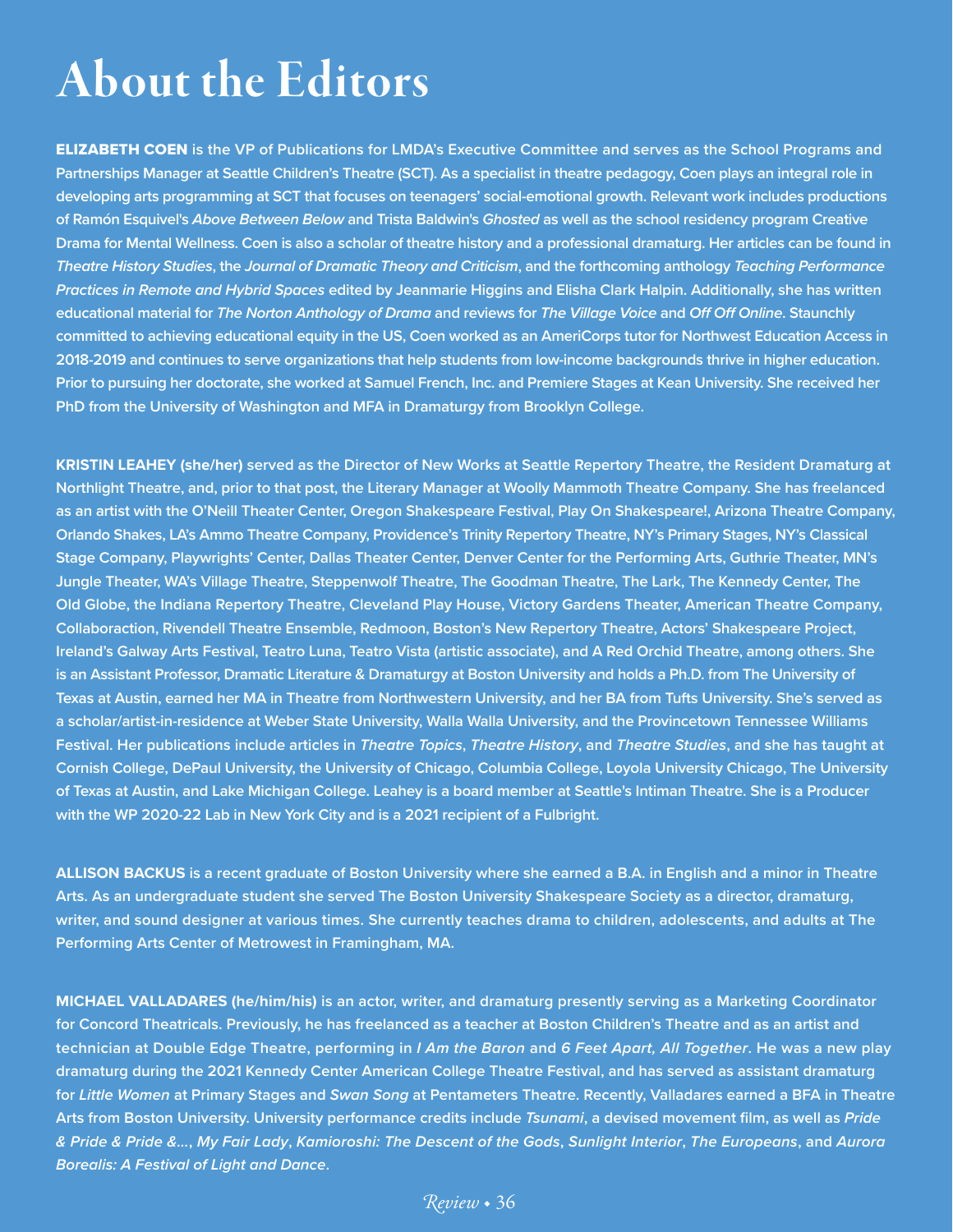# About the Editors

**ELIZABETH COEN** is the VP of Publications for LMDA's Executive Committee and serves as the School Programs and Partnerships Manager at Seattle Children's Theatre (SCT). As a specialist in theatre pedagogy, Coen plays an integral role in developing arts programming at SCT that focuses on teenagers' social-emotional growth. Relevant work includes productions of Ramón Esquivel's *Above Between Below* and Trista Baldwin's *Ghosted* as well as the school residency program Creative Drama for Mental Wellness. Coen is also a scholar of theatre history and a professional dramaturg. Her articles can be found in *Theatre History Studies*, the *Journal of Dramatic Theory and Criticism*, and the forthcoming anthology *Teaching Performance Practices in Remote and Hybrid Spaces* edited by Jeanmarie Higgins and Elisha Clark Halpin. Additionally, she has written educational material for *The Norton Anthology of Drama* and reviews for *The Village Voice* and *Off Off Online*. Staunchly committed to achieving educational equity in the US, Coen worked as an AmeriCorps tutor for Northwest Education Access in 2018-2019 and continues to serve organizations that help students from low-income backgrounds thrive in higher education. Prior to pursuing her doctorate, she worked at Samuel French, Inc. and Premiere Stages at Kean University. She received her PhD from the University of Washington and MFA in Dramaturgy from Brooklyn College.

**KRISTIN LEAHEY (she/her)** served as the Director of New Works at Seattle Repertory Theatre, the Resident Dramaturg at Northlight Theatre, and, prior to that post, the Literary Manager at Woolly Mammoth Theatre Company. She has freelanced as an artist with the O'Neill Theater Center, Oregon Shakespeare Festival, Play On Shakespeare!, Arizona Theatre Company, Orlando Shakes, LA's Ammo Theatre Company, Providence's Trinity Repertory Theatre, NY's Primary Stages, NY's Classical Stage Company, Playwrights' Center, Dallas Theater Center, Denver Center for the Performing Arts, Guthrie Theater, MN's Jungle Theater, WA's Village Theatre, Steppenwolf Theatre, The Goodman Theatre, The Lark, The Kennedy Center, The Old Globe, the Indiana Repertory Theatre, Cleveland Play House, Victory Gardens Theater, American Theatre Company, Collaboraction, Rivendell Theatre Ensemble, Redmoon, Boston's New Repertory Theatre, Actors' Shakespeare Project, Ireland's Galway Arts Festival, Teatro Luna, Teatro Vista (artistic associate), and A Red Orchid Theatre, among others. She is an Assistant Professor, Dramatic Literature & Dramaturgy at Boston University and holds a Ph.D. from The University of Texas at Austin, earned her MA in Theatre from Northwestern University, and her BA from Tufts University. She's served as a scholar/artist-in-residence at Weber State University, Walla Walla University, and the Provincetown Tennessee Williams Festival. Her publications include articles in *Theatre Topics*, *Theatre History*, and *Theatre Studies*, and she has taught at Cornish College, DePaul University, the University of Chicago, Columbia College, Loyola University Chicago, The University of Texas at Austin, and Lake Michigan College. Leahey is a board member at Seattle's Intiman Theatre. She is a Producer with the WP 2020-22 Lab in New York City and is a 2021 recipient of a Fulbright.

**ALLISON BACKUS** is a recent graduate of Boston University where she earned a B.A. in English and a minor in Theatre Arts. As an undergraduate student she served The Boston University Shakespeare Society as a director, dramaturg, writer, and sound designer at various times. She currently teaches drama to children, adolescents, and adults at The Performing Arts Center of Metrowest in Framingham, MA.

**MICHAEL VALLADARES (he/him/his)** is an actor, writer, and dramaturg presently serving as a Marketing Coordinator for Concord Theatricals. Previously, he has freelanced as a teacher at Boston Children's Theatre and as an artist and technician at Double Edge Theatre, performing in *I Am the Baron* and *6 Feet Apart, All Together*. He was a new play dramaturg during the 2021 Kennedy Center American College Theatre Festival, and has served as assistant dramaturg for *Little Women* at Primary Stages and *Swan Song* at Pentameters Theatre. Recently, Valladares earned a BFA in Theatre Arts from Boston University. University performance credits include *Tsunami*, a devised movement film, as well as *Pride & Pride & Pride &...*, *My Fair Lady*, *Kamioroshi: The Descent of the Gods*, *Sunlight Interior*, *The Europeans*, and *Aurora Borealis: A Festival of Light and Dance*.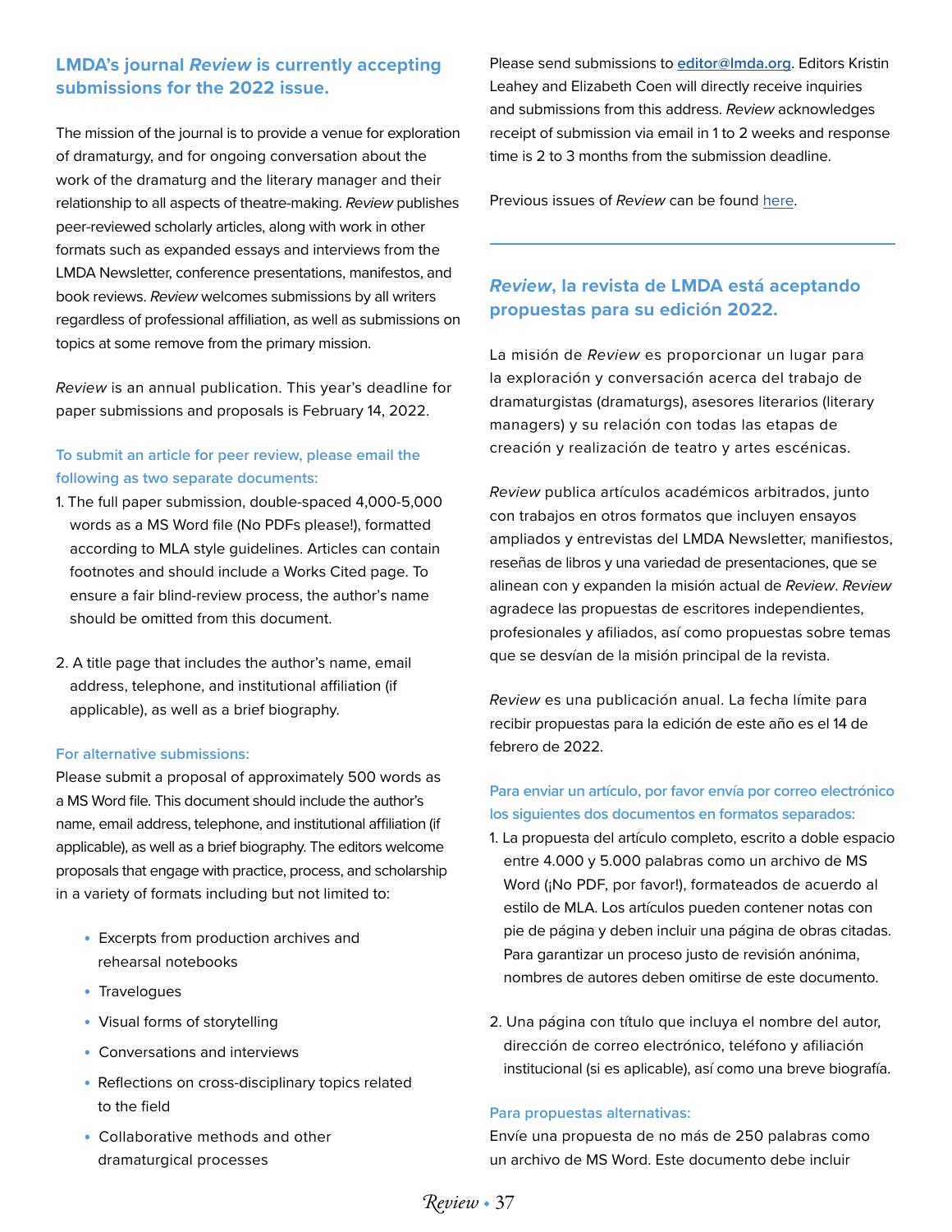### LMDA's journal *Review* is currently accepting submissions for the 2022 issue.

The mission of the journal is to provide a venue for exploration of dramaturgy, and for ongoing conversation about the work of the dramaturg and the literary manager and their relationship to all aspects of theatre-making. *Review* publishes peer-reviewed scholarly articles, along with work in other formats such as expanded essays and interviews from the LMDA Newsletter, conference presentations, manifestos, and book reviews. *Review* welcomes submissions by all writers regardless of professional affiliation, as well as submissions on topics at some remove from the primary mission.

*Review* is an annual publication. This year's deadline for paper submissions and proposals is February 14, 2022.

**To submit an article for peer review, please email the following as two separate documents:**

1. The full paper submission, double-spaced 4,000-5,000 words as a MS Word file (No PDFs please!), formatted according to MLA style guidelines. Articles can contain footnotes and should include a Works Cited page. To ensure a fair blind-review process, the author's name should be omitted from this document.

2. A title page that includes the author's name, email address, telephone, and institutional affiliation (if applicable), as well as a brief biography.

**For alternative submissions:**

Please submit a proposal of approximately 500 words as a MS Word file. This document should include the author's name, email address, telephone, and institutional affiliation (if applicable), as well as a brief biography. The editors welcome proposals that engage with practice, process, and scholarship in a variety of formats including but not limited to:

- Excerpts from production archives and rehearsal notebooks
- Travelogues
- Visual forms of storytelling
- Conversations and interviews
- Reflections on cross-disciplinary topics related to the field
- Collaborative methods and other dramaturgical processes

Please send submissions to editor@lmda.org. Editors Kristin Leahey and Elizabeth Coen will directly receive inquiries and submissions from this address. *Review* acknowledges receipt of submission via email in 1 to 2 weeks and response time is 2 to 3 months from the submission deadline.

Previous issues of *Review* can be found here.

---

### *Review*, la revista de LMDA está aceptando propuestas para su edición 2022.

La misión de *Review* es proporcionar un lugar para la exploración y conversación acerca del trabajo de dramaturgistas (dramaturgs), asesores literarios (literary managers) y su relación con todas las etapas de creación y realización de teatro y artes escénicas.

*Review* publica artículos académicos arbitrados, junto con trabajos en otros formatos que incluyen ensayos ampliados y entrevistas del LMDA Newsletter, manifiestos, reseñas de libros y una variedad de presentaciones, que se alinean con y expanden la misión actual de *Review*. *Review* agradece las propuestas de escritores independientes, profesionales y afiliados, así como propuestas sobre temas que se desvían de la misión principal de la revista.

*Review* es una publicación anual. La fecha límite para recibir propuestas para la edición de este año es el 14 de febrero de 2022.

**Para enviar un artículo, por favor envía por correo electrónico los siguientes dos documentos en formatos separados:**

1. La propuesta del artículo completo, escrito a doble espacio entre 4.000 y 5.000 palabras como un archivo de MS Word (¡No PDF, por favor!), formateados de acuerdo al estilo de MLA. Los artículos pueden contener notas con pie de página y deben incluir una página de obras citadas. Para garantizar un proceso justo de revisión anónima, nombres de autores deben omitirse de este documento.

2. Una página con título que incluya el nombre del autor, dirección de correo electrónico, teléfono y afiliación institucional (si es aplicable), así como una breve biografía.

**Para propuestas alternativas:**

Envíe una propuesta de no más de 250 palabras como un archivo de MS Word. Este documento debe incluir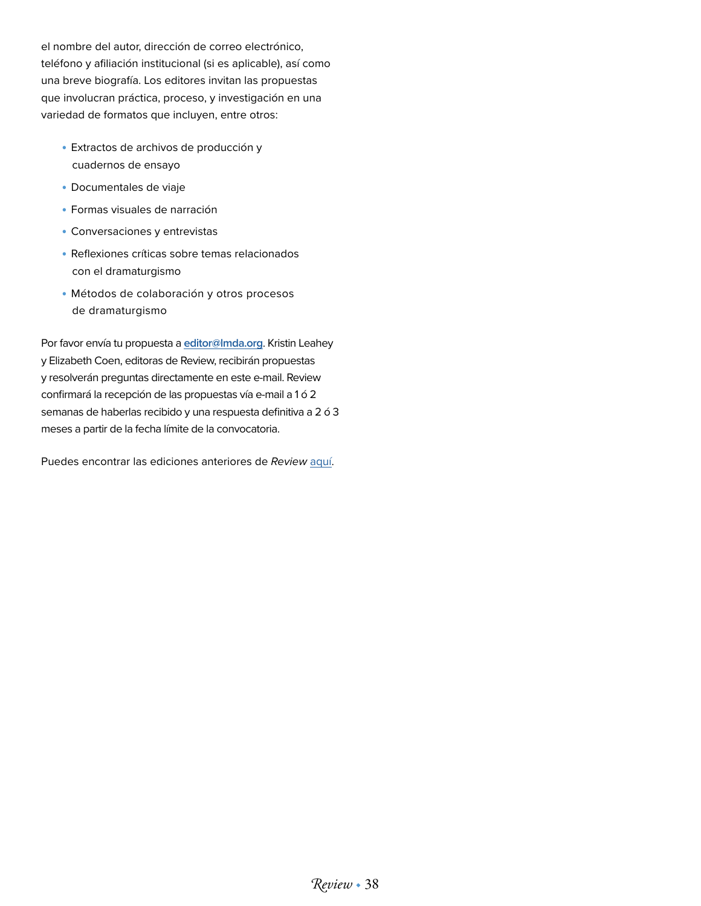el nombre del autor, dirección de correo electrónico, teléfono y afiliación institucional (si es aplicable), así como una breve biografía. Los editores invitan las propuestas que involucran práctica, proceso, y investigación en una variedad de formatos que incluyen, entre otros:

- Extractos de archivos de producción y cuadernos de ensayo
- Documentales de viaje
- Formas visuales de narración
- Conversaciones y entrevistas
- Reflexiones críticas sobre temas relacionados con el dramaturgismo
- Métodos de colaboración y otros procesos de dramaturgismo

Por favor envía tu propuesta a **editor@lmda.org**. Kristin Leahey y Elizabeth Coen, editoras de Review, recibirán propuestas y resolverán preguntas directamente en este e-mail. Review confirmará la recepción de las propuestas vía e-mail a 1 ó 2 semanas de haberlas recibido y una respuesta definitiva a 2 ó 3 meses a partir de la fecha límite de la convocatoria.

Puedes encontrar las ediciones anteriores de *Review* aquí.